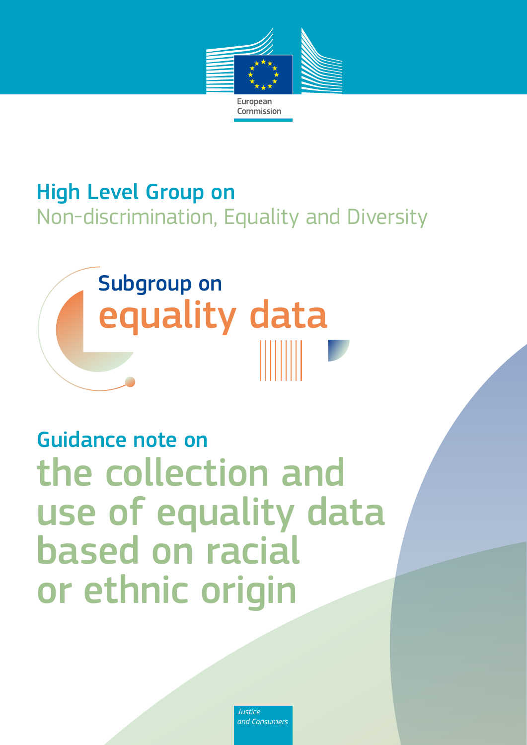European Commission

# High Level Group on Non-discrimination, Equality and Diversity

## Subgroup on equality data

# Guidance note on the collection and use of equality data based on racial or ethnic origin

*Justice and Consumers*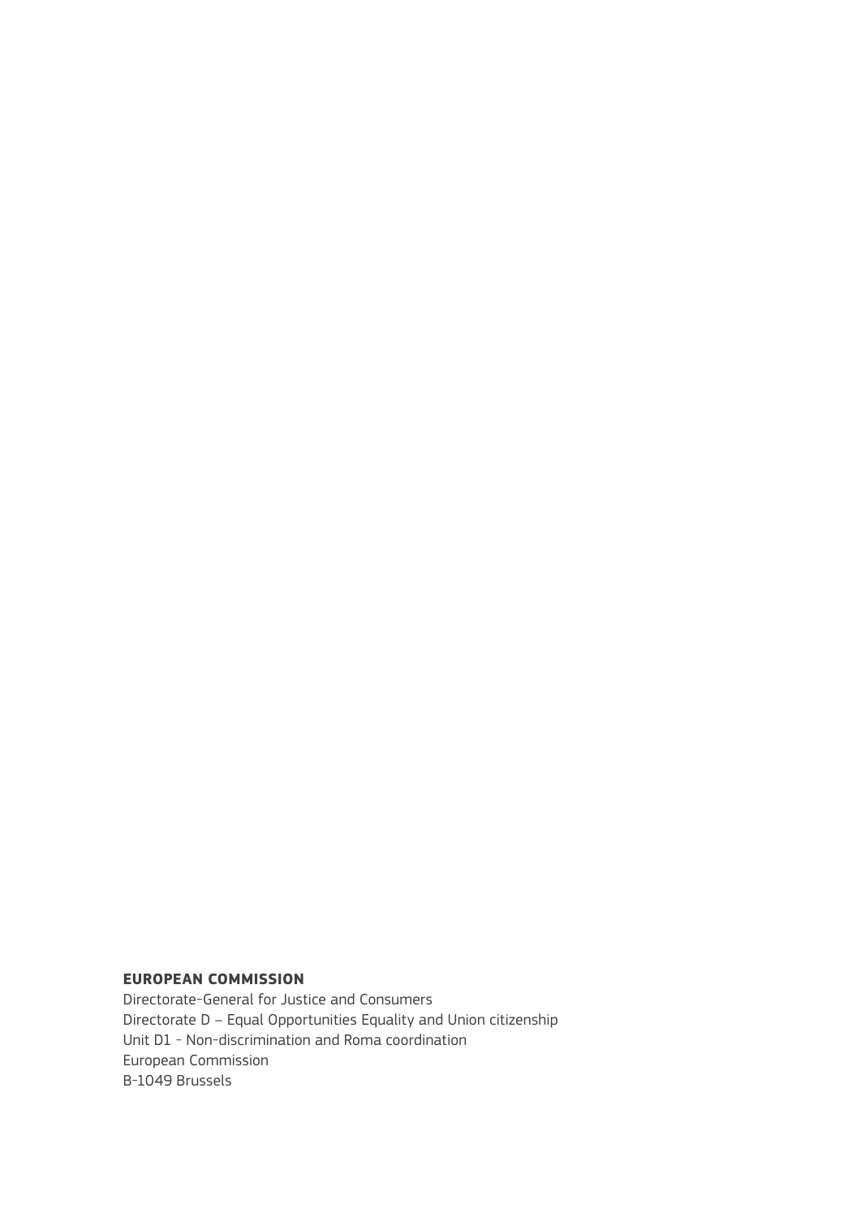**EUROPEAN COMMISSION**

Directorate-General for Justice and Consumers
Directorate D – Equal Opportunities Equality and Union citizenship
Unit D1 - Non-discrimination and Roma coordination
European Commission
B-1049 Brussels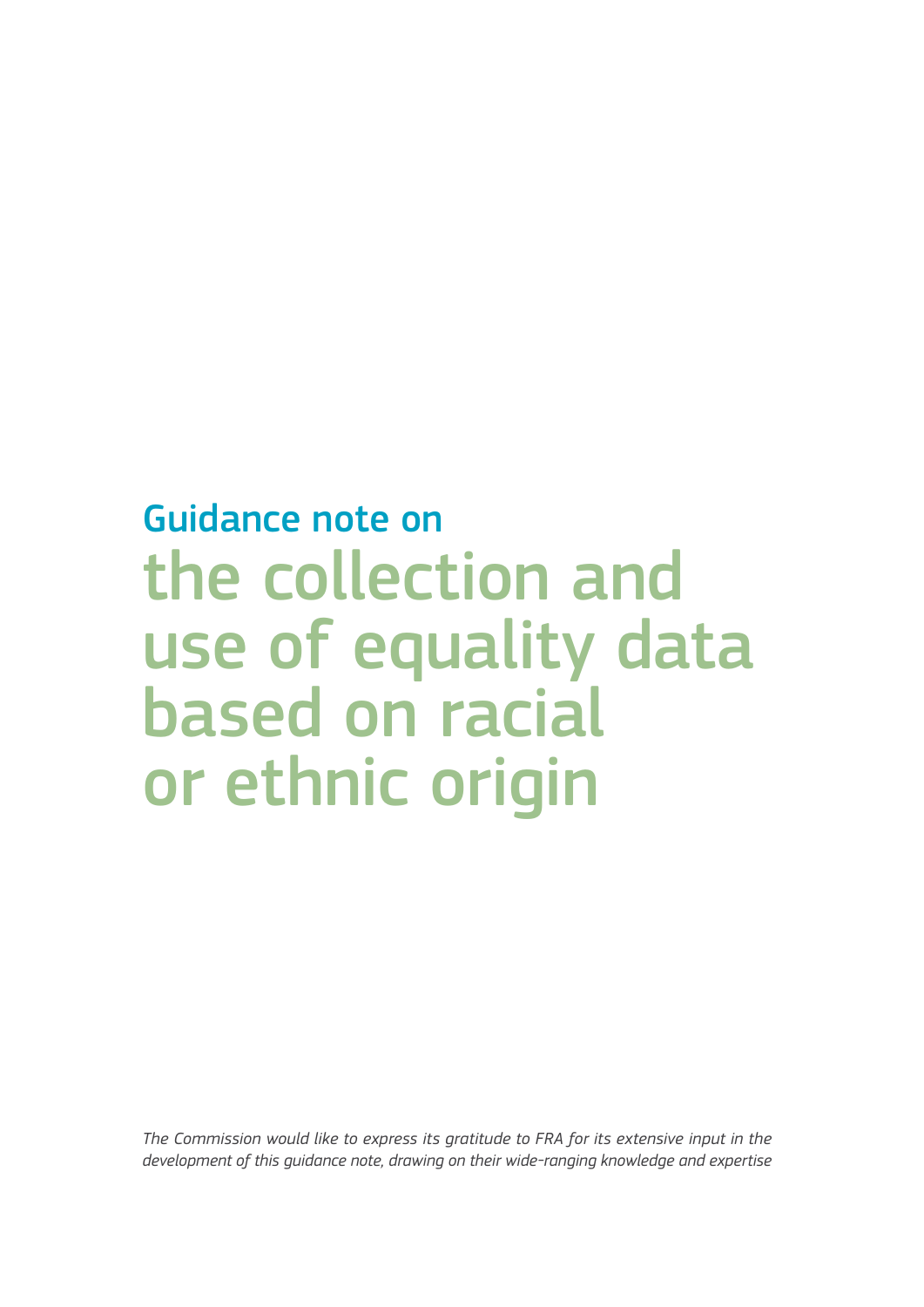# Guidance note on the collection and use of equality data based on racial or ethnic origin

*The Commission would like to express its gratitude to FRA for its extensive input in the development of this guidance note, drawing on their wide-ranging knowledge and expertise*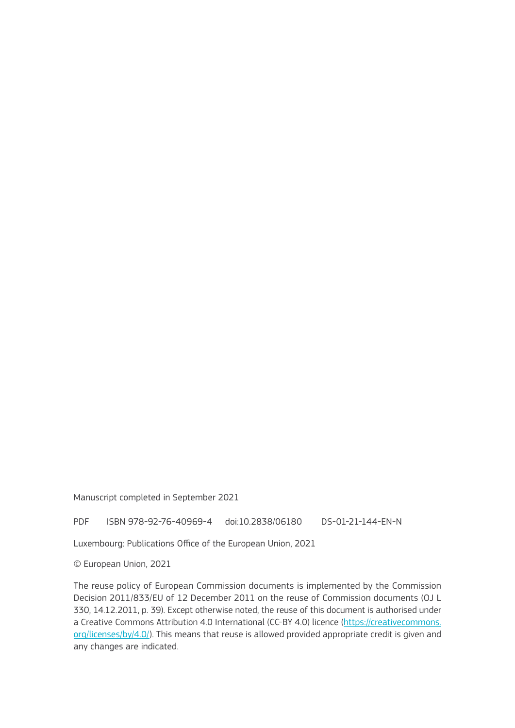Manuscript completed in September 2021

PDF ISBN 978-92-76-40969-4 doi:10.2838/06180 DS-01-21-144-EN-N

Luxembourg: Publications Office of the European Union, 2021

© European Union, 2021

The reuse policy of European Commission documents is implemented by the Commission Decision 2011/833/EU of 12 December 2011 on the reuse of Commission documents (OJ L 330, 14.12.2011, p. 39). Except otherwise noted, the reuse of this document is authorised under a Creative Commons Attribution 4.0 International (CC-BY 4.0) licence (https://creativecommons.org/licenses/by/4.0/). This means that reuse is allowed provided appropriate credit is given and any changes are indicated.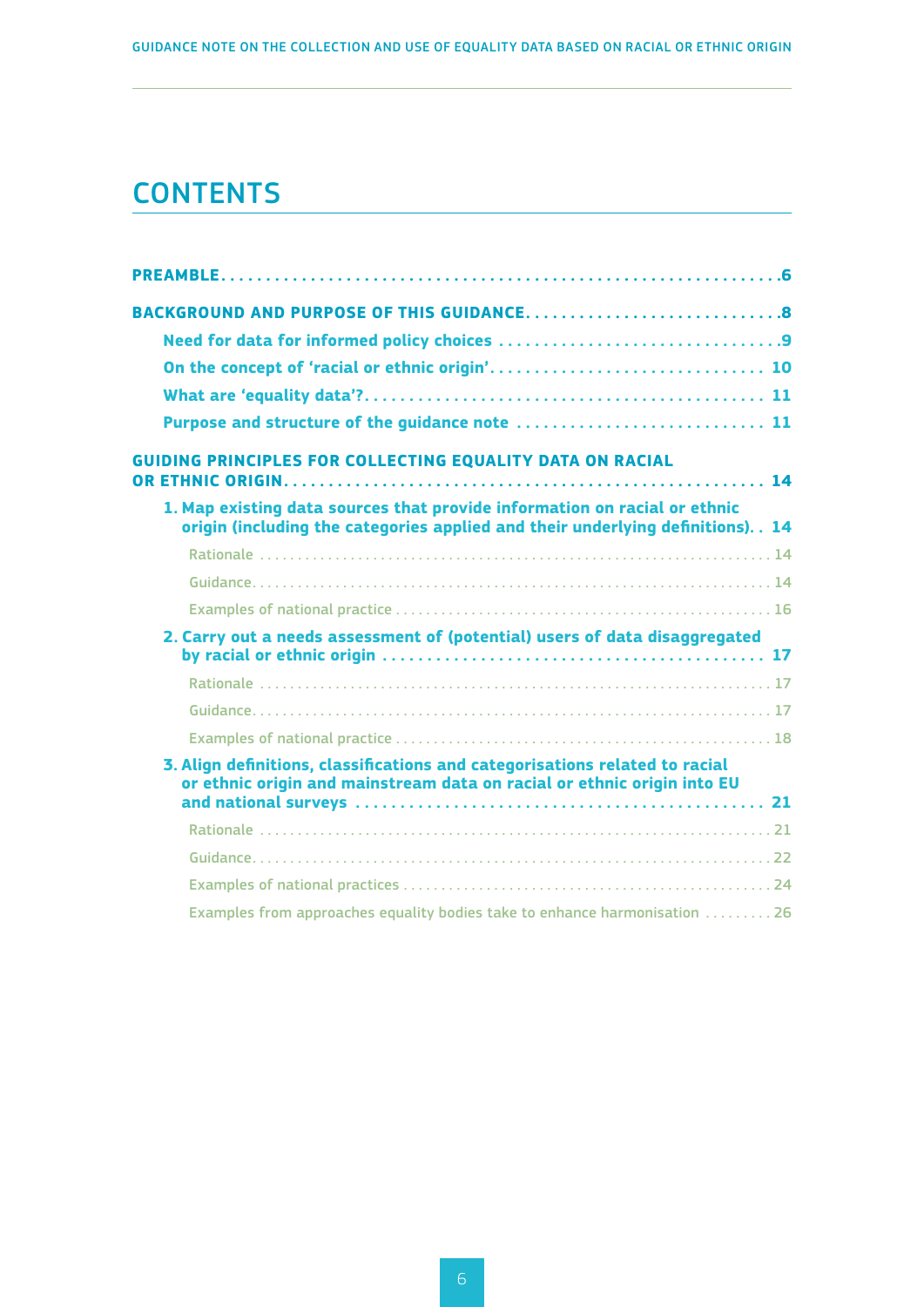# CONTENTS

**PREAMBLE** .......... 6

**BACKGROUND AND PURPOSE OF THIS GUIDANCE** .......... 8

- **Need for data for informed policy choices** .......... 9
- **On the concept of 'racial or ethnic origin'** .......... 10
- **What are 'equality data'?** .......... 11
- **Purpose and structure of the guidance note** .......... 11

**GUIDING PRINCIPLES FOR COLLECTING EQUALITY DATA ON RACIAL OR ETHNIC ORIGIN** .......... 14

- **1. Map existing data sources that provide information on racial or ethnic origin (including the categories applied and their underlying definitions)** .......... 14
  - Rationale .......... 14
  - Guidance .......... 14
  - Examples of national practice .......... 16
- **2. Carry out a needs assessment of (potential) users of data disaggregated by racial or ethnic origin** .......... 17
  - Rationale .......... 17
  - Guidance .......... 17
  - Examples of national practice .......... 18
- **3. Align definitions, classifications and categorisations related to racial or ethnic origin and mainstream data on racial or ethnic origin into EU and national surveys** .......... 21
  - Rationale .......... 21
  - Guidance .......... 22
  - Examples of national practices .......... 24
  - Examples from approaches equality bodies take to enhance harmonisation .......... 26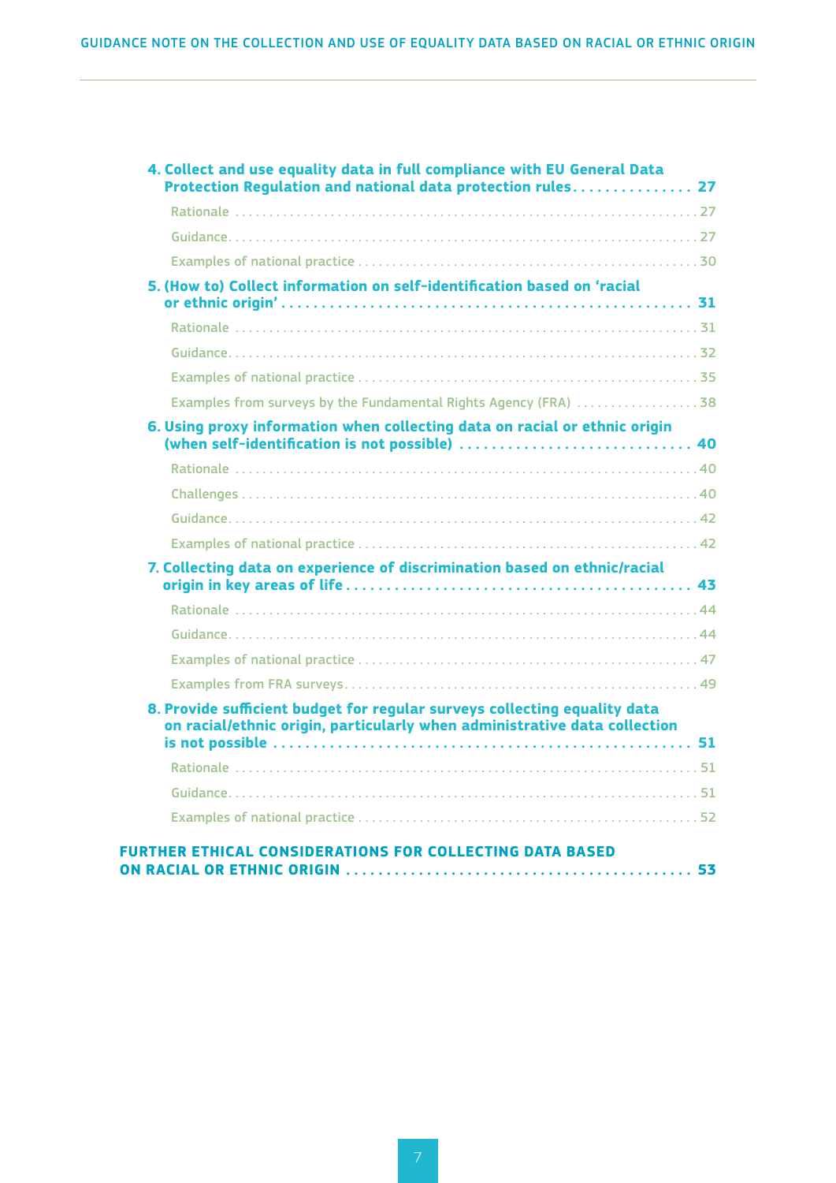**4. Collect and use equality data in full compliance with EU General Data Protection Regulation and national data protection rules . . . . . . . . . . . . . . . 27**

Rationale . . . . . . . . . . . . . . . . . . . . . . . . . . . . . . . . . . . . . . . . . . . . . . . . . . . . . . . . . . . . . . . . . 27

Guidance . . . . . . . . . . . . . . . . . . . . . . . . . . . . . . . . . . . . . . . . . . . . . . . . . . . . . . . . . . . . . . . . . 27

Examples of national practice . . . . . . . . . . . . . . . . . . . . . . . . . . . . . . . . . . . . . . . . . . . . . . . . . 30

**5. (How to) Collect information on self-identification based on 'racial or ethnic origin' . . . . . . . . . . . . . . . . . . . . . . . . . . . . . . . . . . . . . . . . . . . . . . . . . . . . 31**

Rationale . . . . . . . . . . . . . . . . . . . . . . . . . . . . . . . . . . . . . . . . . . . . . . . . . . . . . . . . . . . . . . . . . 31

Guidance . . . . . . . . . . . . . . . . . . . . . . . . . . . . . . . . . . . . . . . . . . . . . . . . . . . . . . . . . . . . . . . . . 32

Examples of national practice . . . . . . . . . . . . . . . . . . . . . . . . . . . . . . . . . . . . . . . . . . . . . . . . . 35

Examples from surveys by the Fundamental Rights Agency (FRA) . . . . . . . . . . . . . . . . . . 38

**6. Using proxy information when collecting data on racial or ethnic origin (when self-identification is not possible) . . . . . . . . . . . . . . . . . . . . . . . . . . . . . 40**

Rationale . . . . . . . . . . . . . . . . . . . . . . . . . . . . . . . . . . . . . . . . . . . . . . . . . . . . . . . . . . . . . . . . . 40

Challenges . . . . . . . . . . . . . . . . . . . . . . . . . . . . . . . . . . . . . . . . . . . . . . . . . . . . . . . . . . . . . . . . 40

Guidance . . . . . . . . . . . . . . . . . . . . . . . . . . . . . . . . . . . . . . . . . . . . . . . . . . . . . . . . . . . . . . . . . 42

Examples of national practice . . . . . . . . . . . . . . . . . . . . . . . . . . . . . . . . . . . . . . . . . . . . . . . . . 42

**7. Collecting data on experience of discrimination based on ethnic/racial origin in key areas of life . . . . . . . . . . . . . . . . . . . . . . . . . . . . . . . . . . . . . . . . . . . 43**

Rationale . . . . . . . . . . . . . . . . . . . . . . . . . . . . . . . . . . . . . . . . . . . . . . . . . . . . . . . . . . . . . . . . . 44

Guidance . . . . . . . . . . . . . . . . . . . . . . . . . . . . . . . . . . . . . . . . . . . . . . . . . . . . . . . . . . . . . . . . . 44

Examples of national practice . . . . . . . . . . . . . . . . . . . . . . . . . . . . . . . . . . . . . . . . . . . . . . . . . 47

Examples from FRA surveys . . . . . . . . . . . . . . . . . . . . . . . . . . . . . . . . . . . . . . . . . . . . . . . . . . 49

**8. Provide sufficient budget for regular surveys collecting equality data on racial/ethnic origin, particularly when administrative data collection is not possible . . . . . . . . . . . . . . . . . . . . . . . . . . . . . . . . . . . . . . . . . . . . . . . . . . . . . 51**

Rationale . . . . . . . . . . . . . . . . . . . . . . . . . . . . . . . . . . . . . . . . . . . . . . . . . . . . . . . . . . . . . . . . . 51

Guidance . . . . . . . . . . . . . . . . . . . . . . . . . . . . . . . . . . . . . . . . . . . . . . . . . . . . . . . . . . . . . . . . . 51

Examples of national practice . . . . . . . . . . . . . . . . . . . . . . . . . . . . . . . . . . . . . . . . . . . . . . . . . 52

**FURTHER ETHICAL CONSIDERATIONS FOR COLLECTING DATA BASED ON RACIAL OR ETHNIC ORIGIN . . . . . . . . . . . . . . . . . . . . . . . . . . . . . . . . . . . . . . . . . . 53**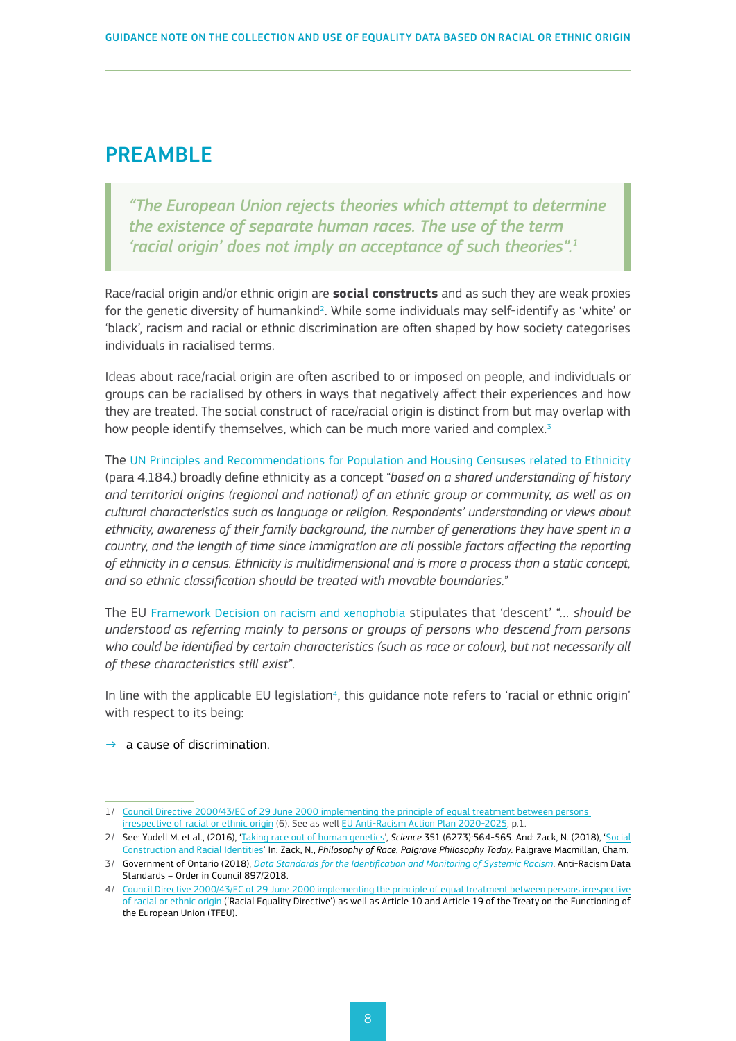# PREAMBLE

> *"The European Union rejects theories which attempt to determine the existence of separate human races. The use of the term 'racial origin' does not imply an acceptance of such theories".*[1]

Race/racial origin and/or ethnic origin are **social constructs** and as such they are weak proxies for the genetic diversity of humankind[2]. While some individuals may self-identify as 'white' or 'black', racism and racial or ethnic discrimination are often shaped by how society categorises individuals in racialised terms.

Ideas about race/racial origin are often ascribed to or imposed on people, and individuals or groups can be racialised by others in ways that negatively affect their experiences and how they are treated. The social construct of race/racial origin is distinct from but may overlap with how people identify themselves, which can be much more varied and complex.[3]

The UN Principles and Recommendations for Population and Housing Censuses related to Ethnicity (para 4.184.) broadly define ethnicity as a concept "*based on a shared understanding of history and territorial origins (regional and national) of an ethnic group or community, as well as on cultural characteristics such as language or religion. Respondents' understanding or views about ethnicity, awareness of their family background, the number of generations they have spent in a country, and the length of time since immigration are all possible factors affecting the reporting of ethnicity in a census. Ethnicity is multidimensional and is more a process than a static concept, and so ethnic classification should be treated with movable boundaries.*"

The EU Framework Decision on racism and xenophobia stipulates that 'descent' "*... should be understood as referring mainly to persons or groups of persons who descend from persons who could be identified by certain characteristics (such as race or colour), but not necessarily all of these characteristics still exist*".

In line with the applicable EU legislation[4], this guidance note refers to 'racial or ethnic origin' with respect to its being:

→ a cause of discrimination.

---

1/ Council Directive 2000/43/EC of 29 June 2000 implementing the principle of equal treatment between persons irrespective of racial or ethnic origin (6). See as well EU Anti-Racism Action Plan 2020-2025, p.1.

2/ See: Yudell M. et al., (2016), 'Taking race out of human genetics', *Science* 351 (6273):564-565. And: Zack, N. (2018), 'Social Construction and Racial Identities' In: Zack, N., *Philosophy of Race. Palgrave Philosophy Today*. Palgrave Macmillan, Cham.

3/ Government of Ontario (2018), *Data Standards for the Identification and Monitoring of Systemic Racism*. Anti-Racism Data Standards – Order in Council 897/2018.

4/ Council Directive 2000/43/EC of 29 June 2000 implementing the principle of equal treatment between persons irrespective of racial or ethnic origin ('Racial Equality Directive') as well as Article 10 and Article 19 of the Treaty on the Functioning of the European Union (TFEU).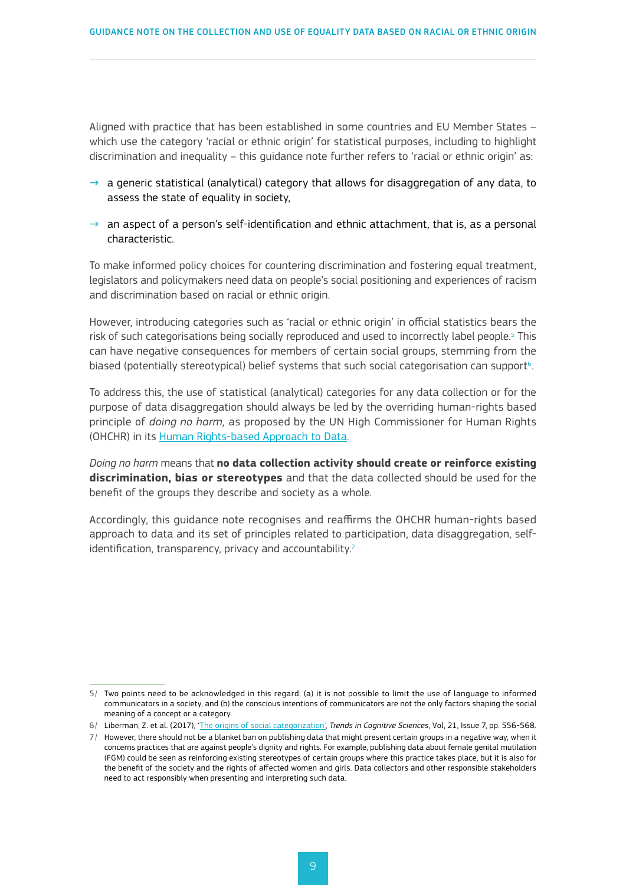Aligned with practice that has been established in some countries and EU Member States – which use the category 'racial or ethnic origin' for statistical purposes, including to highlight discrimination and inequality – this guidance note further refers to 'racial or ethnic origin' as:

→ a generic statistical (analytical) category that allows for disaggregation of any data, to assess the state of equality in society,

→ an aspect of a person's self-identification and ethnic attachment, that is, as a personal characteristic.

To make informed policy choices for countering discrimination and fostering equal treatment, legislators and policymakers need data on people's social positioning and experiences of racism and discrimination based on racial or ethnic origin.

However, introducing categories such as 'racial or ethnic origin' in official statistics bears the risk of such categorisations being socially reproduced and used to incorrectly label people.[5] This can have negative consequences for members of certain social groups, stemming from the biased (potentially stereotypical) belief systems that such social categorisation can support[6].

To address this, the use of statistical (analytical) categories for any data collection or for the purpose of data disaggregation should always be led by the overriding human-rights based principle of *doing no harm,* as proposed by the UN High Commissioner for Human Rights (OHCHR) in its Human Rights-based Approach to Data.

*Doing no harm* means that **no data collection activity should create or reinforce existing discrimination, bias or stereotypes** and that the data collected should be used for the benefit of the groups they describe and society as a whole.

Accordingly, this guidance note recognises and reaffirms the OHCHR human-rights based approach to data and its set of principles related to participation, data disaggregation, self-identification, transparency, privacy and accountability.[7]

---

5/ Two points need to be acknowledged in this regard: (a) it is not possible to limit the use of language to informed communicators in a society, and (b) the conscious intentions of communicators are not the only factors shaping the social meaning of a concept or a category.

6/ Liberman, Z. et al. (2017), 'The origins of social categorization', *Trends in Cognitive Sciences*, Vol, 21, Issue 7, pp. 556-568.

7/ However, there should not be a blanket ban on publishing data that might present certain groups in a negative way, when it concerns practices that are against people's dignity and rights. For example, publishing data about female genital mutilation (FGM) could be seen as reinforcing existing stereotypes of certain groups where this practice takes place, but it is also for the benefit of the society and the rights of affected women and girls. Data collectors and other responsible stakeholders need to act responsibly when presenting and interpreting such data.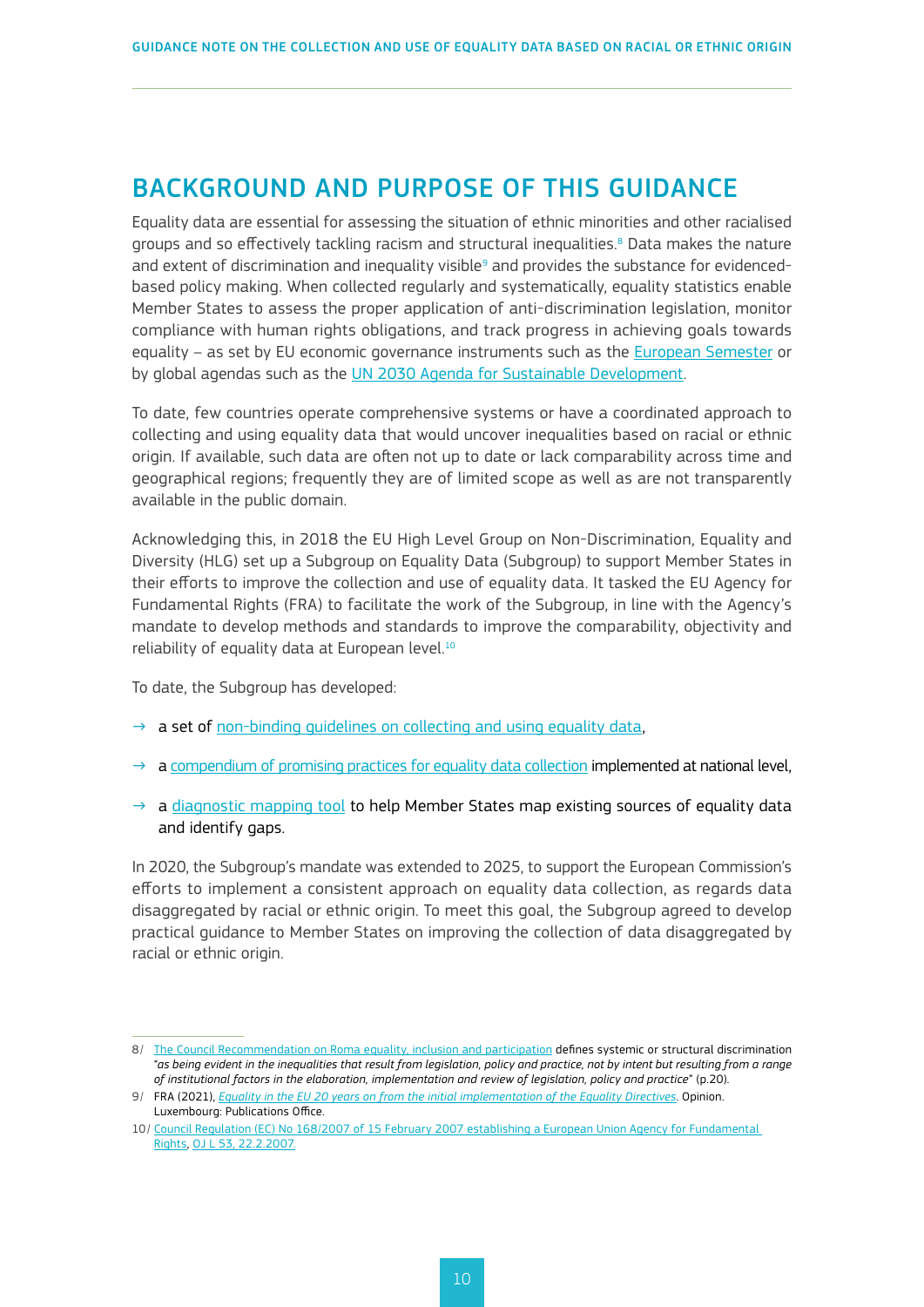## BACKGROUND AND PURPOSE OF THIS GUIDANCE

Equality data are essential for assessing the situation of ethnic minorities and other racialised groups and so effectively tackling racism and structural inequalities.[8] Data makes the nature and extent of discrimination and inequality visible[9] and provides the substance for evidenced-based policy making. When collected regularly and systematically, equality statistics enable Member States to assess the proper application of anti-discrimination legislation, monitor compliance with human rights obligations, and track progress in achieving goals towards equality – as set by EU economic governance instruments such as the European Semester or by global agendas such as the UN 2030 Agenda for Sustainable Development.

To date, few countries operate comprehensive systems or have a coordinated approach to collecting and using equality data that would uncover inequalities based on racial or ethnic origin. If available, such data are often not up to date or lack comparability across time and geographical regions; frequently they are of limited scope as well as are not transparently available in the public domain.

Acknowledging this, in 2018 the EU High Level Group on Non-Discrimination, Equality and Diversity (HLG) set up a Subgroup on Equality Data (Subgroup) to support Member States in their efforts to improve the collection and use of equality data. It tasked the EU Agency for Fundamental Rights (FRA) to facilitate the work of the Subgroup, in line with the Agency's mandate to develop methods and standards to improve the comparability, objectivity and reliability of equality data at European level.[10]

To date, the Subgroup has developed:

- a set of non-binding guidelines on collecting and using equality data,
- a compendium of promising practices for equality data collection implemented at national level,
- a diagnostic mapping tool to help Member States map existing sources of equality data and identify gaps.

In 2020, the Subgroup's mandate was extended to 2025, to support the European Commission's efforts to implement a consistent approach on equality data collection, as regards data disaggregated by racial or ethnic origin. To meet this goal, the Subgroup agreed to develop practical guidance to Member States on improving the collection of data disaggregated by racial or ethnic origin.

---

8/ The Council Recommendation on Roma equality, inclusion and participation defines systemic or structural discrimination "*as being evident in the inequalities that result from legislation, policy and practice, not by intent but resulting from a range of institutional factors in the elaboration, implementation and review of legislation, policy and practice*" (p.20).

9/ FRA (2021), *Equality in the EU 20 years on from the initial implementation of the Equality Directives*. Opinion. Luxembourg: Publications Office.

10/ Council Regulation (EC) No 168/2007 of 15 February 2007 establishing a European Union Agency for Fundamental Rights, OJ L 53, 22.2.2007.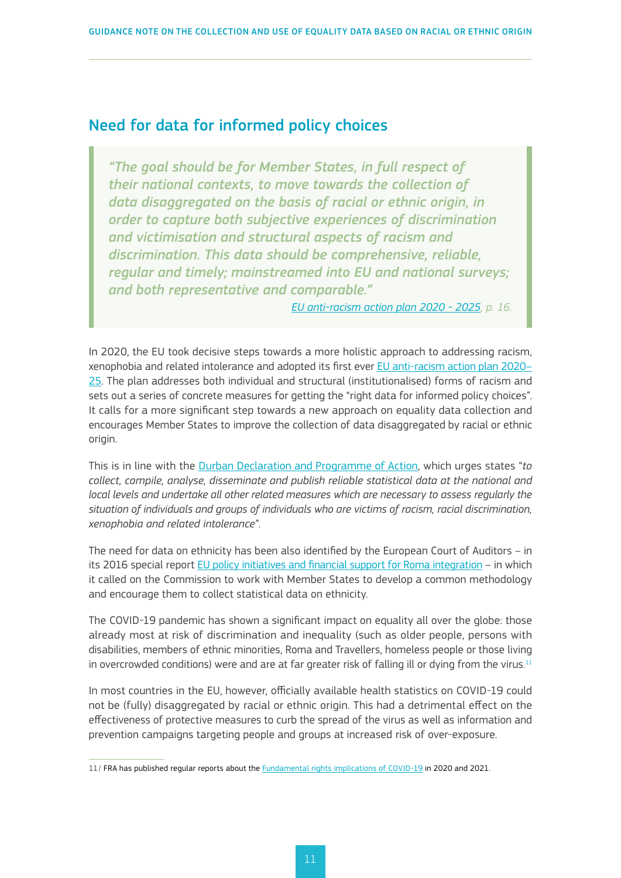## Need for data for informed policy choices

> *"The goal should be for Member States, in full respect of their national contexts, to move towards the collection of data disaggregated on the basis of racial or ethnic origin, in order to capture both subjective experiences of discrimination and victimisation and structural aspects of racism and discrimination. This data should be comprehensive, reliable, regular and timely; mainstreamed into EU and national surveys; and both representative and comparable."*
>
> *EU anti-racism action plan 2020 - 2025, p. 16.*

In 2020, the EU took decisive steps towards a more holistic approach to addressing racism, xenophobia and related intolerance and adopted its first ever EU anti-racism action plan 2020–25. The plan addresses both individual and structural (institutionalised) forms of racism and sets out a series of concrete measures for getting the "right data for informed policy choices". It calls for a more significant step towards a new approach on equality data collection and encourages Member States to improve the collection of data disaggregated by racial or ethnic origin.

This is in line with the Durban Declaration and Programme of Action, which urges states "*to collect, compile, analyse, disseminate and publish reliable statistical data at the national and local levels and undertake all other related measures which are necessary to assess regularly the situation of individuals and groups of individuals who are victims of racism, racial discrimination, xenophobia and related intolerance*".

The need for data on ethnicity has been also identified by the European Court of Auditors – in its 2016 special report EU policy initiatives and financial support for Roma integration – in which it called on the Commission to work with Member States to develop a common methodology and encourage them to collect statistical data on ethnicity.

The COVID-19 pandemic has shown a significant impact on equality all over the globe: those already most at risk of discrimination and inequality (such as older people, persons with disabilities, members of ethnic minorities, Roma and Travellers, homeless people or those living in overcrowded conditions) were and are at far greater risk of falling ill or dying from the virus.[11]

In most countries in the EU, however, officially available health statistics on COVID-19 could not be (fully) disaggregated by racial or ethnic origin. This had a detrimental effect on the effectiveness of protective measures to curb the spread of the virus as well as information and prevention campaigns targeting people and groups at increased risk of over-exposure.

---

11 / FRA has published regular reports about the Fundamental rights implications of COVID-19 in 2020 and 2021.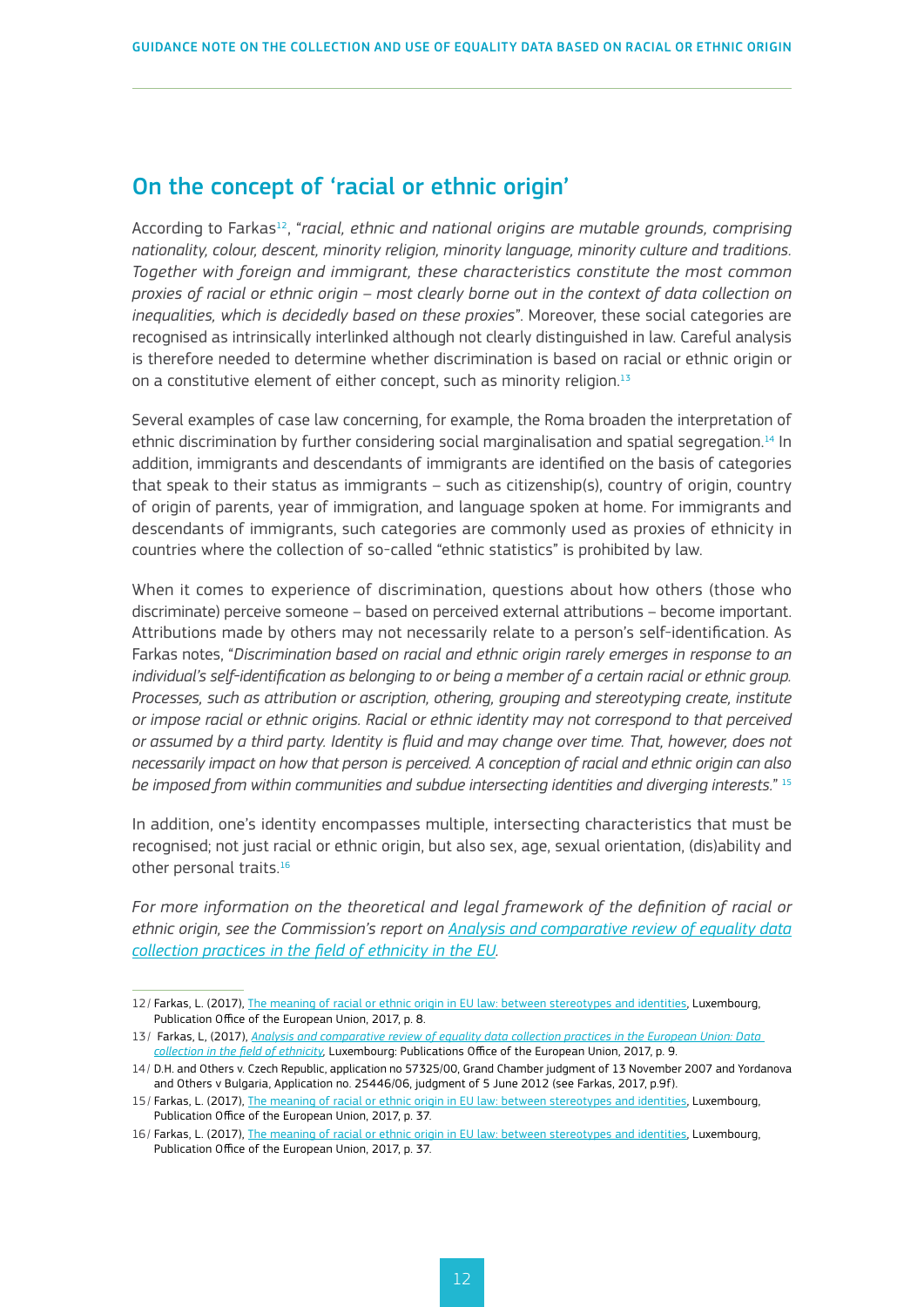## On the concept of 'racial or ethnic origin'

According to Farkas[12], "*racial, ethnic and national origins are mutable grounds, comprising nationality, colour, descent, minority religion, minority language, minority culture and traditions. Together with foreign and immigrant, these characteristics constitute the most common proxies of racial or ethnic origin – most clearly borne out in the context of data collection on inequalities, which is decidedly based on these proxies*". Moreover, these social categories are recognised as intrinsically interlinked although not clearly distinguished in law. Careful analysis is therefore needed to determine whether discrimination is based on racial or ethnic origin or on a constitutive element of either concept, such as minority religion.[13]

Several examples of case law concerning, for example, the Roma broaden the interpretation of ethnic discrimination by further considering social marginalisation and spatial segregation.[14] In addition, immigrants and descendants of immigrants are identified on the basis of categories that speak to their status as immigrants – such as citizenship(s), country of origin, country of origin of parents, year of immigration, and language spoken at home. For immigrants and descendants of immigrants, such categories are commonly used as proxies of ethnicity in countries where the collection of so-called "ethnic statistics" is prohibited by law.

When it comes to experience of discrimination, questions about how others (those who discriminate) perceive someone – based on perceived external attributions – become important. Attributions made by others may not necessarily relate to a person's self-identification. As Farkas notes, "*Discrimination based on racial and ethnic origin rarely emerges in response to an individual's self-identification as belonging to or being a member of a certain racial or ethnic group. Processes, such as attribution or ascription, othering, grouping and stereotyping create, institute or impose racial or ethnic origins. Racial or ethnic identity may not correspond to that perceived or assumed by a third party. Identity is fluid and may change over time. That, however, does not necessarily impact on how that person is perceived. A conception of racial and ethnic origin can also be imposed from within communities and subdue intersecting identities and diverging interests.*" [15]

In addition, one's identity encompasses multiple, intersecting characteristics that must be recognised; not just racial or ethnic origin, but also sex, age, sexual orientation, (dis)ability and other personal traits.[16]

*For more information on the theoretical and legal framework of the definition of racial or ethnic origin, see the Commission's report on [Analysis and comparative review of equality data collection practices in the field of ethnicity in the EU](#).*

---

12/ Farkas, L. (2017), [The meaning of racial or ethnic origin in EU law: between stereotypes and identities](#), Luxembourg, Publication Office of the European Union, 2017, p. 8.

13/ Farkas, L, (2017), *[Analysis and comparative review of equality data collection practices in the European Union: Data collection in the field of ethnicity](#)*, Luxembourg: Publications Office of the European Union, 2017, p. 9.

14/ D.H. and Others v. Czech Republic, application no 57325/00, Grand Chamber judgment of 13 November 2007 and Yordanova and Others v Bulgaria, Application no. 25446/06, judgment of 5 June 2012 (see Farkas, 2017, p.9f).

15/ Farkas, L. (2017), [The meaning of racial or ethnic origin in EU law: between stereotypes and identities](#), Luxembourg, Publication Office of the European Union, 2017, p. 37.

16/ Farkas, L. (2017), [The meaning of racial or ethnic origin in EU law: between stereotypes and identities](#), Luxembourg, Publication Office of the European Union, 2017, p. 37.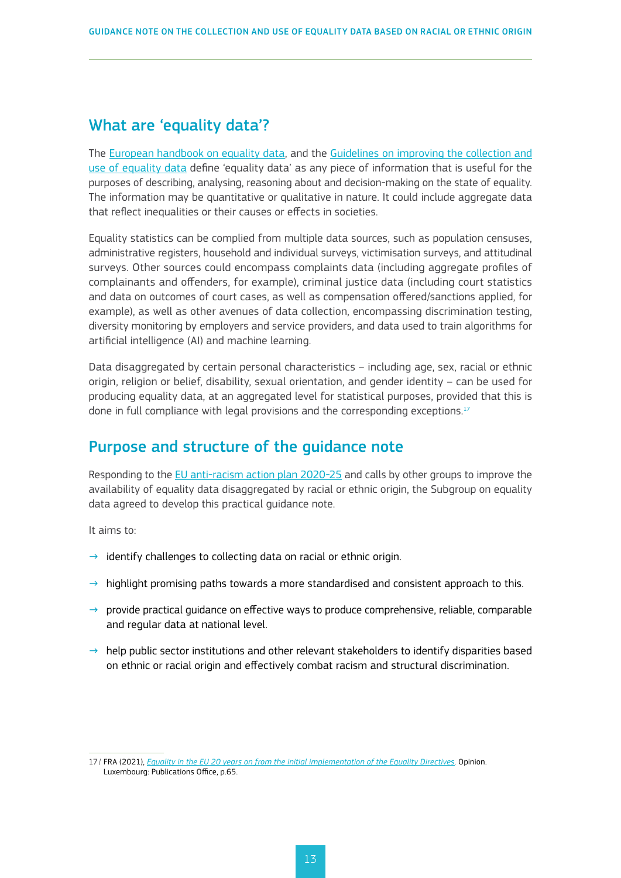## What are 'equality data'?

The European handbook on equality data, and the Guidelines on improving the collection and use of equality data define 'equality data' as any piece of information that is useful for the purposes of describing, analysing, reasoning about and decision-making on the state of equality. The information may be quantitative or qualitative in nature. It could include aggregate data that reflect inequalities or their causes or effects in societies.

Equality statistics can be complied from multiple data sources, such as population censuses, administrative registers, household and individual surveys, victimisation surveys, and attitudinal surveys. Other sources could encompass complaints data (including aggregate profiles of complainants and offenders, for example), criminal justice data (including court statistics and data on outcomes of court cases, as well as compensation offered/sanctions applied, for example), as well as other avenues of data collection, encompassing discrimination testing, diversity monitoring by employers and service providers, and data used to train algorithms for artificial intelligence (AI) and machine learning.

Data disaggregated by certain personal characteristics – including age, sex, racial or ethnic origin, religion or belief, disability, sexual orientation, and gender identity – can be used for producing equality data, at an aggregated level for statistical purposes, provided that this is done in full compliance with legal provisions and the corresponding exceptions.[17]

## Purpose and structure of the guidance note

Responding to the EU anti-racism action plan 2020-25 and calls by other groups to improve the availability of equality data disaggregated by racial or ethnic origin, the Subgroup on equality data agreed to develop this practical guidance note.

It aims to:

- identify challenges to collecting data on racial or ethnic origin.
- highlight promising paths towards a more standardised and consistent approach to this.
- provide practical guidance on effective ways to produce comprehensive, reliable, comparable and regular data at national level.
- help public sector institutions and other relevant stakeholders to identify disparities based on ethnic or racial origin and effectively combat racism and structural discrimination.

17/ FRA (2021), *Equality in the EU 20 years on from the initial implementation of the Equality Directives*. Opinion. Luxembourg: Publications Office, p.65.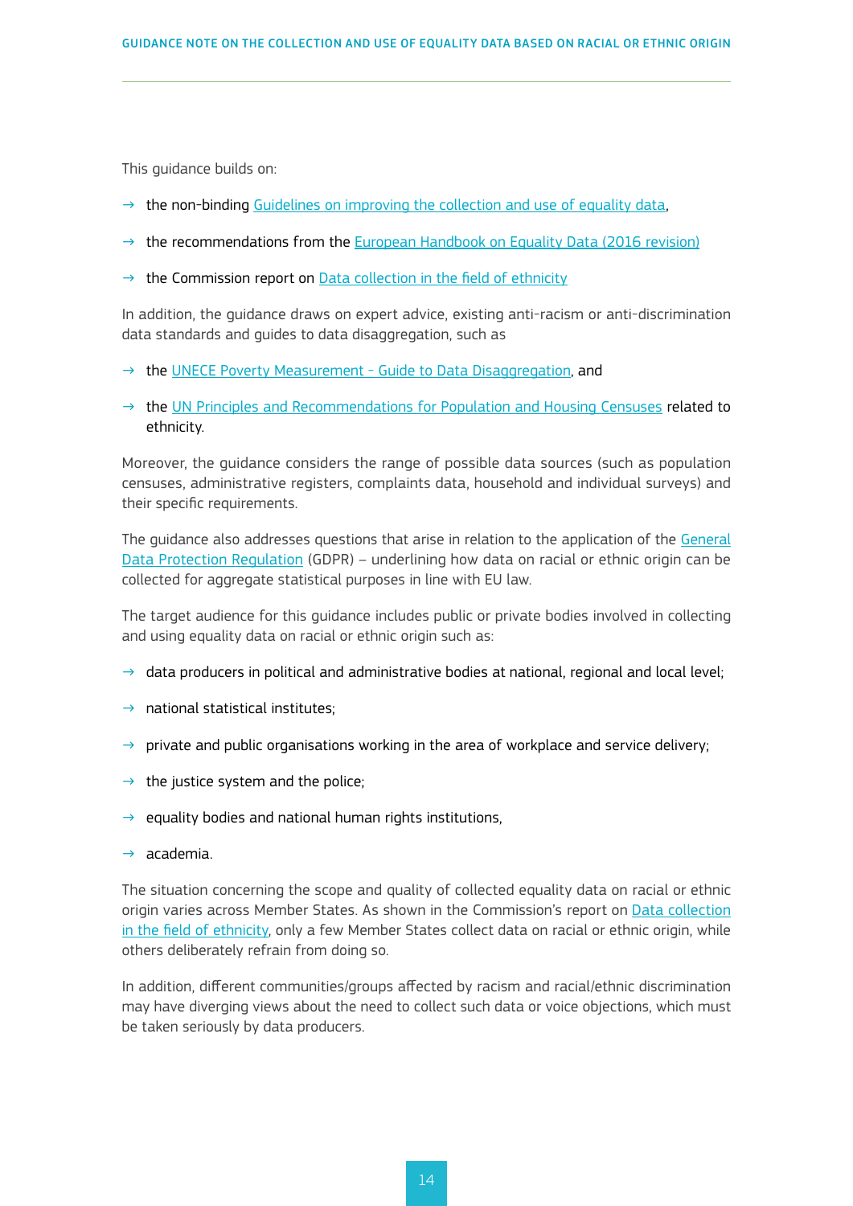This guidance builds on:

- the non-binding Guidelines on improving the collection and use of equality data,
- the recommendations from the European Handbook on Equality Data (2016 revision)
- the Commission report on Data collection in the field of ethnicity

In addition, the guidance draws on expert advice, existing anti-racism or anti-discrimination data standards and guides to data disaggregation, such as

- the UNECE Poverty Measurement - Guide to Data Disaggregation, and
- the UN Principles and Recommendations for Population and Housing Censuses related to ethnicity.

Moreover, the guidance considers the range of possible data sources (such as population censuses, administrative registers, complaints data, household and individual surveys) and their specific requirements.

The guidance also addresses questions that arise in relation to the application of the General Data Protection Regulation (GDPR) – underlining how data on racial or ethnic origin can be collected for aggregate statistical purposes in line with EU law.

The target audience for this guidance includes public or private bodies involved in collecting and using equality data on racial or ethnic origin such as:

- data producers in political and administrative bodies at national, regional and local level;
- national statistical institutes;
- private and public organisations working in the area of workplace and service delivery;
- the justice system and the police;
- equality bodies and national human rights institutions,
- academia.

The situation concerning the scope and quality of collected equality data on racial or ethnic origin varies across Member States. As shown in the Commission's report on Data collection in the field of ethnicity, only a few Member States collect data on racial or ethnic origin, while others deliberately refrain from doing so.

In addition, different communities/groups affected by racism and racial/ethnic discrimination may have diverging views about the need to collect such data or voice objections, which must be taken seriously by data producers.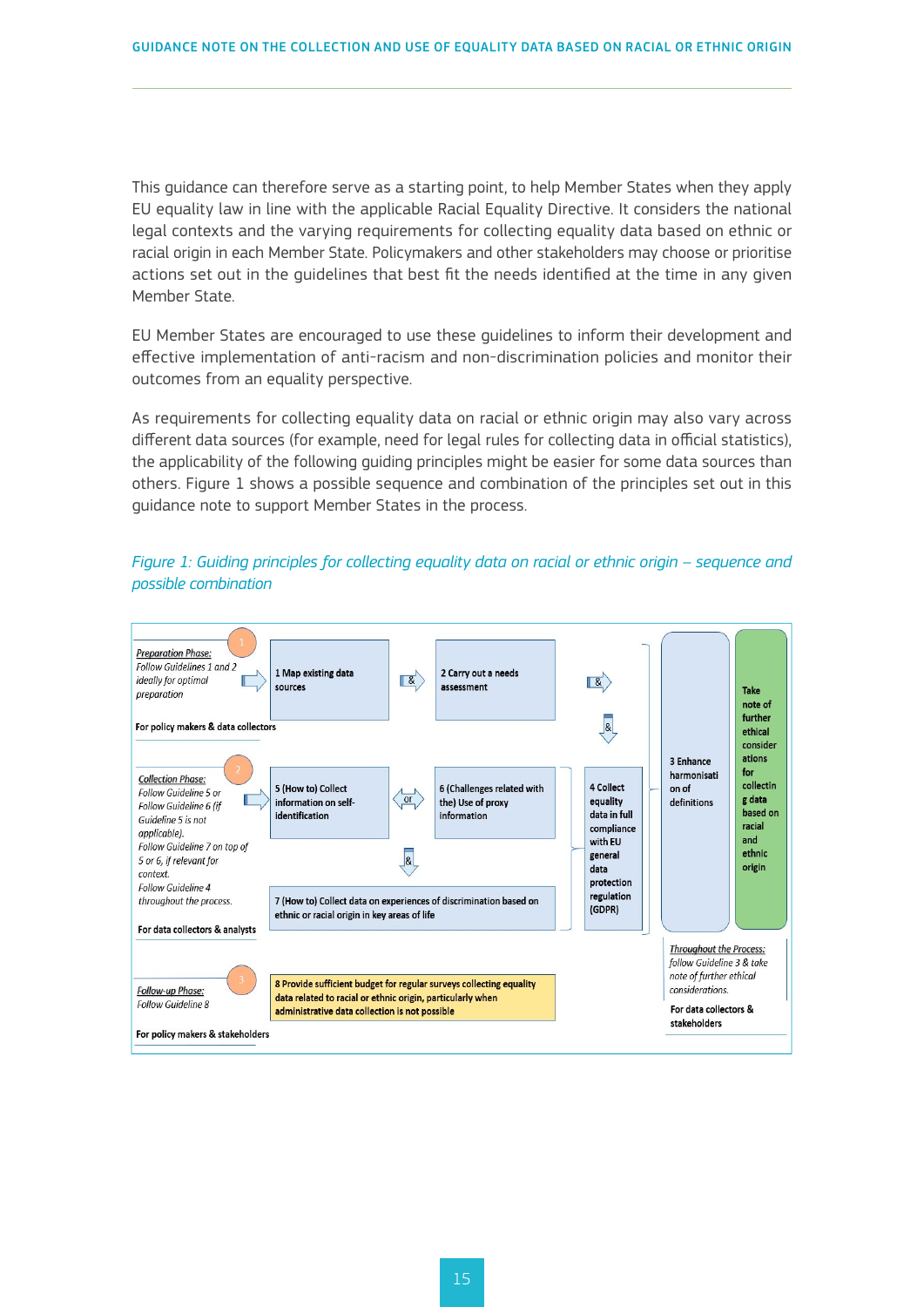This guidance can therefore serve as a starting point, to help Member States when they apply EU equality law in line with the applicable Racial Equality Directive. It considers the national legal contexts and the varying requirements for collecting equality data based on ethnic or racial origin in each Member State. Policymakers and other stakeholders may choose or prioritise actions set out in the guidelines that best fit the needs identified at the time in any given Member State.

EU Member States are encouraged to use these guidelines to inform their development and effective implementation of anti-racism and non-discrimination policies and monitor their outcomes from an equality perspective.

As requirements for collecting equality data on racial or ethnic origin may also vary across different data sources (for example, need for legal rules for collecting data in official statistics), the applicability of the following guiding principles might be easier for some data sources than others. Figure 1 shows a possible sequence and combination of the principles set out in this guidance note to support Member States in the process.

*Figure 1: Guiding principles for collecting equality data on racial or ethnic origin – sequence and possible combination*

**1 — *Preparation Phase:*** *Follow Guidelines 1 and 2 ideally for optimal preparation*
For policy makers & data collectors

- 1 Map existing data sources **&** 2 Carry out a needs assessment

**2 — *Collection Phase:*** *Follow Guideline 5 or Follow Guideline 6 (if Guideline 5 is not applicable). Follow Guideline 7 on top of 5 or 6, if relevant for context. Follow Guideline 4 throughout the process.*
For data collectors & analysts

- 5 (How to) Collect information on self-identification **or** 6 (Challenges related with the) Use of proxy information
- **&** 7 (How to) Collect data on experiences of discrimination based on ethnic or racial origin in key areas of life
- 4 Collect equality data in full compliance with EU general data protection regulation (GDPR)

**3 — *Follow-up Phase:*** *Follow Guideline 8*
For policy makers & stakeholders

- 8 Provide sufficient budget for regular surveys collecting equality data related to racial or ethnic origin, particularly when administrative data collection is not possible

***Throughout the Process:*** *follow Guideline 3 & take note of further ethical considerations.*
For data collectors & stakeholders

- 3 Enhance harmonisation of definitions
- Take note of further ethical considerations for collecting data based on racial and ethnic origin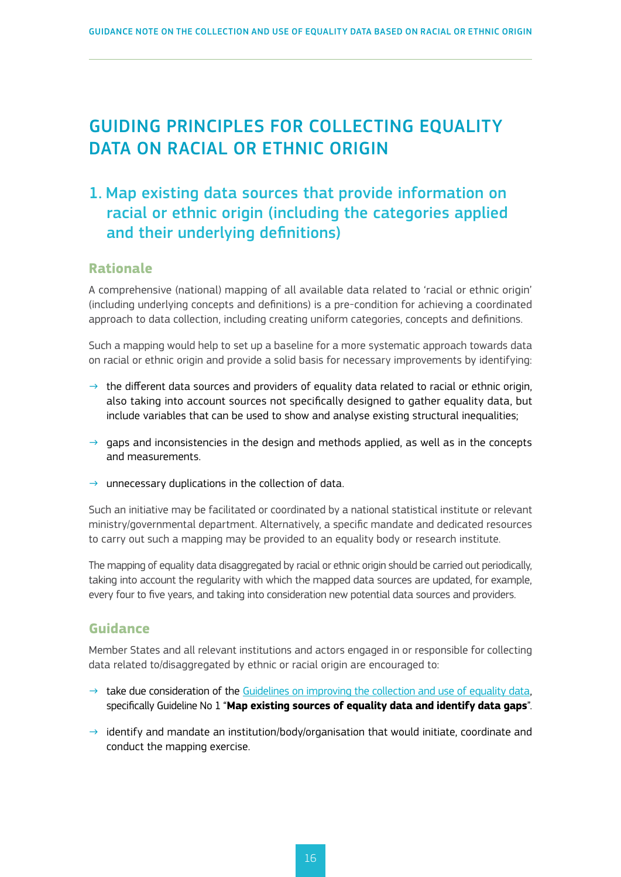# GUIDING PRINCIPLES FOR COLLECTING EQUALITY DATA ON RACIAL OR ETHNIC ORIGIN

## 1. Map existing data sources that provide information on racial or ethnic origin (including the categories applied and their underlying definitions)

### Rationale

A comprehensive (national) mapping of all available data related to 'racial or ethnic origin' (including underlying concepts and definitions) is a pre-condition for achieving a coordinated approach to data collection, including creating uniform categories, concepts and definitions.

Such a mapping would help to set up a baseline for a more systematic approach towards data on racial or ethnic origin and provide a solid basis for necessary improvements by identifying:

- → the different data sources and providers of equality data related to racial or ethnic origin, also taking into account sources not specifically designed to gather equality data, but include variables that can be used to show and analyse existing structural inequalities;
- → gaps and inconsistencies in the design and methods applied, as well as in the concepts and measurements.
- → unnecessary duplications in the collection of data.

Such an initiative may be facilitated or coordinated by a national statistical institute or relevant ministry/governmental department. Alternatively, a specific mandate and dedicated resources to carry out such a mapping may be provided to an equality body or research institute.

The mapping of equality data disaggregated by racial or ethnic origin should be carried out periodically, taking into account the regularity with which the mapped data sources are updated, for example, every four to five years, and taking into consideration new potential data sources and providers.

### Guidance

Member States and all relevant institutions and actors engaged in or responsible for collecting data related to/disaggregated by ethnic or racial origin are encouraged to:

- → take due consideration of the Guidelines on improving the collection and use of equality data, specifically Guideline No 1 "**Map existing sources of equality data and identify data gaps**".
- → identify and mandate an institution/body/organisation that would initiate, coordinate and conduct the mapping exercise.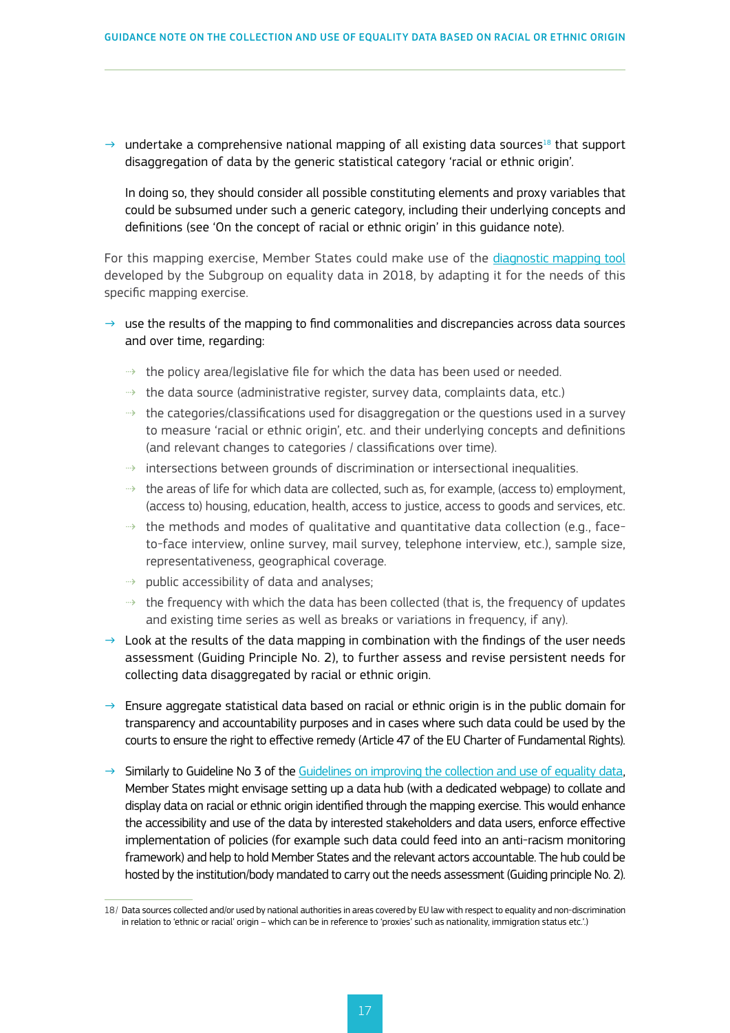- undertake a comprehensive national mapping of all existing data sources[18] that support disaggregation of data by the generic statistical category 'racial or ethnic origin'.

  In doing so, they should consider all possible constituting elements and proxy variables that could be subsumed under such a generic category, including their underlying concepts and definitions (see 'On the concept of racial or ethnic origin' in this guidance note).

For this mapping exercise, Member States could make use of the diagnostic mapping tool developed by the Subgroup on equality data in 2018, by adapting it for the needs of this specific mapping exercise.

- use the results of the mapping to find commonalities and discrepancies across data sources and over time, regarding:
  - the policy area/legislative file for which the data has been used or needed.
  - the data source (administrative register, survey data, complaints data, etc.)
  - the categories/classifications used for disaggregation or the questions used in a survey to measure 'racial or ethnic origin', etc. and their underlying concepts and definitions (and relevant changes to categories / classifications over time).
  - intersections between grounds of discrimination or intersectional inequalities.
  - the areas of life for which data are collected, such as, for example, (access to) employment, (access to) housing, education, health, access to justice, access to goods and services, etc.
  - the methods and modes of qualitative and quantitative data collection (e.g., face-to-face interview, online survey, mail survey, telephone interview, etc.), sample size, representativeness, geographical coverage.
  - public accessibility of data and analyses;
  - the frequency with which the data has been collected (that is, the frequency of updates and existing time series as well as breaks or variations in frequency, if any).
- Look at the results of the data mapping in combination with the findings of the user needs assessment (Guiding Principle No. 2), to further assess and revise persistent needs for collecting data disaggregated by racial or ethnic origin.
- Ensure aggregate statistical data based on racial or ethnic origin is in the public domain for transparency and accountability purposes and in cases where such data could be used by the courts to ensure the right to effective remedy (Article 47 of the EU Charter of Fundamental Rights).
- Similarly to Guideline No 3 of the Guidelines on improving the collection and use of equality data, Member States might envisage setting up a data hub (with a dedicated webpage) to collate and display data on racial or ethnic origin identified through the mapping exercise. This would enhance the accessibility and use of the data by interested stakeholders and data users, enforce effective implementation of policies (for example such data could feed into an anti-racism monitoring framework) and help to hold Member States and the relevant actors accountable. The hub could be hosted by the institution/body mandated to carry out the needs assessment (Guiding principle No. 2).

---

18/ Data sources collected and/or used by national authorities in areas covered by EU law with respect to equality and non-discrimination in relation to 'ethnic or racial' origin – which can be in reference to 'proxies' such as nationality, immigration status etc.'.)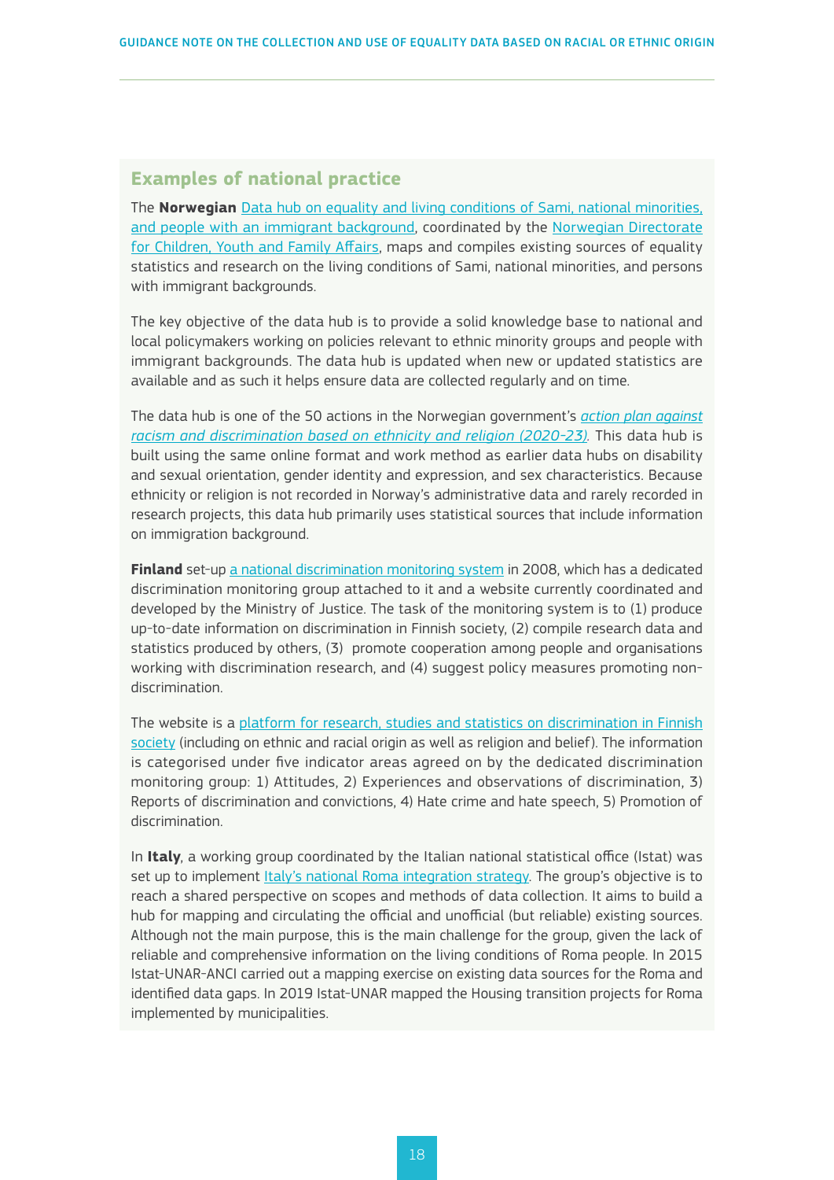## Examples of national practice

The **Norwegian** Data hub on equality and living conditions of Sami, national minorities, and people with an immigrant background, coordinated by the Norwegian Directorate for Children, Youth and Family Affairs, maps and compiles existing sources of equality statistics and research on the living conditions of Sami, national minorities, and persons with immigrant backgrounds.

The key objective of the data hub is to provide a solid knowledge base to national and local policymakers working on policies relevant to ethnic minority groups and people with immigrant backgrounds. The data hub is updated when new or updated statistics are available and as such it helps ensure data are collected regularly and on time.

The data hub is one of the 50 actions in the Norwegian government's *action plan against racism and discrimination based on ethnicity and religion (2020-23)*. This data hub is built using the same online format and work method as earlier data hubs on disability and sexual orientation, gender identity and expression, and sex characteristics. Because ethnicity or religion is not recorded in Norway's administrative data and rarely recorded in research projects, this data hub primarily uses statistical sources that include information on immigration background.

**Finland** set-up a national discrimination monitoring system in 2008, which has a dedicated discrimination monitoring group attached to it and a website currently coordinated and developed by the Ministry of Justice. The task of the monitoring system is to (1) produce up-to-date information on discrimination in Finnish society, (2) compile research data and statistics produced by others, (3) promote cooperation among people and organisations working with discrimination research, and (4) suggest policy measures promoting non-discrimination.

The website is a platform for research, studies and statistics on discrimination in Finnish society (including on ethnic and racial origin as well as religion and belief). The information is categorised under five indicator areas agreed on by the dedicated discrimination monitoring group: 1) Attitudes, 2) Experiences and observations of discrimination, 3) Reports of discrimination and convictions, 4) Hate crime and hate speech, 5) Promotion of discrimination.

In **Italy**, a working group coordinated by the Italian national statistical office (Istat) was set up to implement Italy's national Roma integration strategy. The group's objective is to reach a shared perspective on scopes and methods of data collection. It aims to build a hub for mapping and circulating the official and unofficial (but reliable) existing sources. Although not the main purpose, this is the main challenge for the group, given the lack of reliable and comprehensive information on the living conditions of Roma people. In 2015 Istat-UNAR-ANCI carried out a mapping exercise on existing data sources for the Roma and identified data gaps. In 2019 Istat-UNAR mapped the Housing transition projects for Roma implemented by municipalities.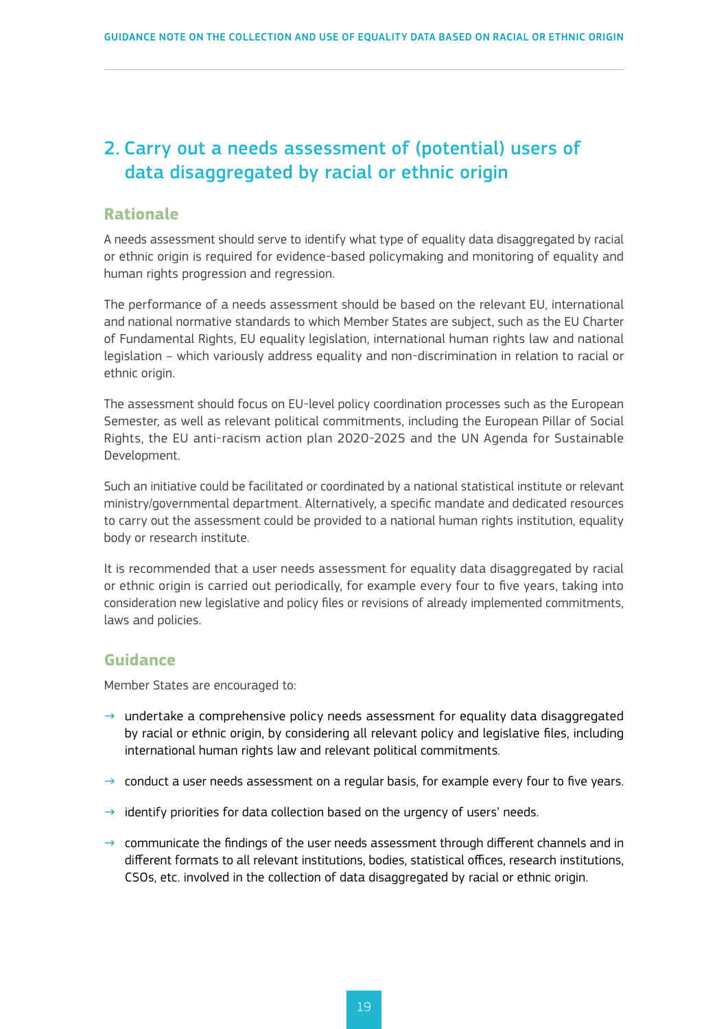## 2. Carry out a needs assessment of (potential) users of data disaggregated by racial or ethnic origin

### Rationale

A needs assessment should serve to identify what type of equality data disaggregated by racial or ethnic origin is required for evidence-based policymaking and monitoring of equality and human rights progression and regression.

The performance of a needs assessment should be based on the relevant EU, international and national normative standards to which Member States are subject, such as the EU Charter of Fundamental Rights, EU equality legislation, international human rights law and national legislation – which variously address equality and non-discrimination in relation to racial or ethnic origin.

The assessment should focus on EU-level policy coordination processes such as the European Semester, as well as relevant political commitments, including the European Pillar of Social Rights, the EU anti-racism action plan 2020-2025 and the UN Agenda for Sustainable Development.

Such an initiative could be facilitated or coordinated by a national statistical institute or relevant ministry/governmental department. Alternatively, a specific mandate and dedicated resources to carry out the assessment could be provided to a national human rights institution, equality body or research institute.

It is recommended that a user needs assessment for equality data disaggregated by racial or ethnic origin is carried out periodically, for example every four to five years, taking into consideration new legislative and policy files or revisions of already implemented commitments, laws and policies.

### Guidance

Member States are encouraged to:

- undertake a comprehensive policy needs assessment for equality data disaggregated by racial or ethnic origin, by considering all relevant policy and legislative files, including international human rights law and relevant political commitments.
- conduct a user needs assessment on a regular basis, for example every four to five years.
- identify priorities for data collection based on the urgency of users' needs.
- communicate the findings of the user needs assessment through different channels and in different formats to all relevant institutions, bodies, statistical offices, research institutions, CSOs, etc. involved in the collection of data disaggregated by racial or ethnic origin.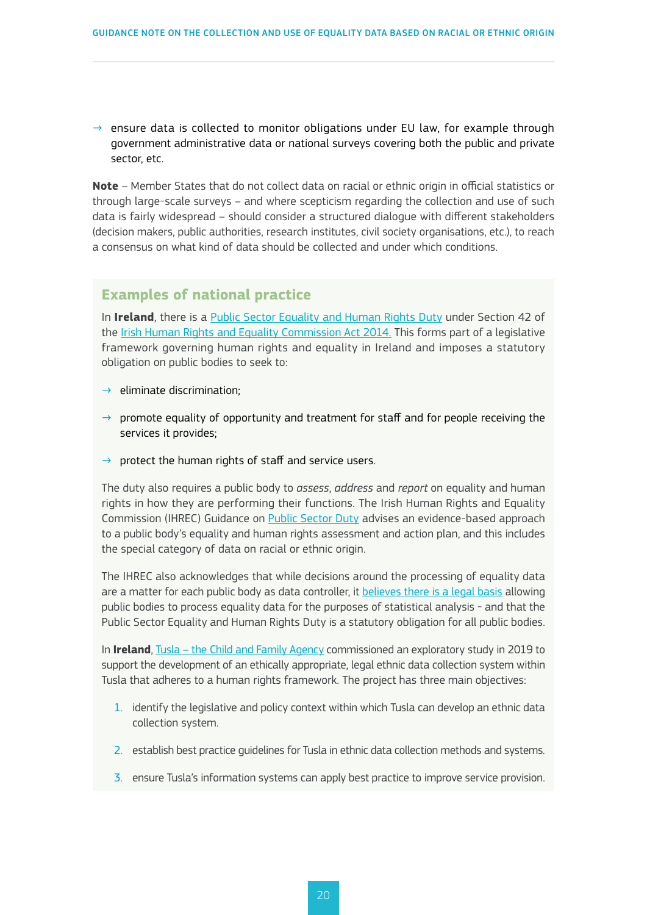- ensure data is collected to monitor obligations under EU law, for example through government administrative data or national surveys covering both the public and private sector, etc.

**Note** – Member States that do not collect data on racial or ethnic origin in official statistics or through large-scale surveys – and where scepticism regarding the collection and use of such data is fairly widespread – should consider a structured dialogue with different stakeholders (decision makers, public authorities, research institutes, civil society organisations, etc.), to reach a consensus on what kind of data should be collected and under which conditions.

### Examples of national practice

In **Ireland**, there is a Public Sector Equality and Human Rights Duty under Section 42 of the Irish Human Rights and Equality Commission Act 2014. This forms part of a legislative framework governing human rights and equality in Ireland and imposes a statutory obligation on public bodies to seek to:

- eliminate discrimination;
- promote equality of opportunity and treatment for staff and for people receiving the services it provides;
- protect the human rights of staff and service users.

The duty also requires a public body to *assess*, *address* and *report* on equality and human rights in how they are performing their functions. The Irish Human Rights and Equality Commission (IHREC) Guidance on Public Sector Duty advises an evidence-based approach to a public body's equality and human rights assessment and action plan, and this includes the special category of data on racial or ethnic origin.

The IHREC also acknowledges that while decisions around the processing of equality data are a matter for each public body as data controller, it believes there is a legal basis allowing public bodies to process equality data for the purposes of statistical analysis - and that the Public Sector Equality and Human Rights Duty is a statutory obligation for all public bodies.

In **Ireland**, Tusla – the Child and Family Agency commissioned an exploratory study in 2019 to support the development of an ethically appropriate, legal ethnic data collection system within Tusla that adheres to a human rights framework. The project has three main objectives:

1. identify the legislative and policy context within which Tusla can develop an ethnic data collection system.
2. establish best practice guidelines for Tusla in ethnic data collection methods and systems.
3. ensure Tusla's information systems can apply best practice to improve service provision.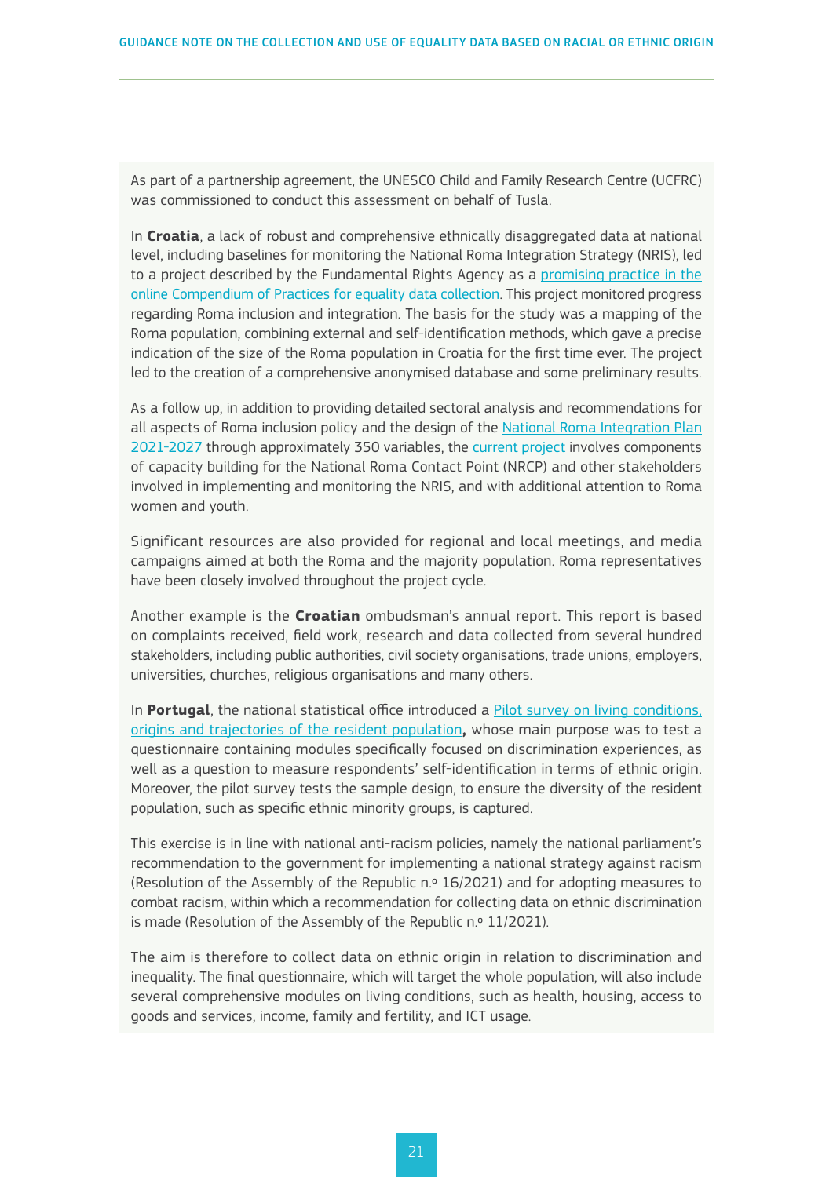As part of a partnership agreement, the UNESCO Child and Family Research Centre (UCFRC) was commissioned to conduct this assessment on behalf of Tusla.

In **Croatia**, a lack of robust and comprehensive ethnically disaggregated data at national level, including baselines for monitoring the National Roma Integration Strategy (NRIS), led to a project described by the Fundamental Rights Agency as a promising practice in the online Compendium of Practices for equality data collection. This project monitored progress regarding Roma inclusion and integration. The basis for the study was a mapping of the Roma population, combining external and self-identification methods, which gave a precise indication of the size of the Roma population in Croatia for the first time ever. The project led to the creation of a comprehensive anonymised database and some preliminary results.

As a follow up, in addition to providing detailed sectoral analysis and recommendations for all aspects of Roma inclusion policy and the design of the National Roma Integration Plan 2021-2027 through approximately 350 variables, the current project involves components of capacity building for the National Roma Contact Point (NRCP) and other stakeholders involved in implementing and monitoring the NRIS, and with additional attention to Roma women and youth.

Significant resources are also provided for regional and local meetings, and media campaigns aimed at both the Roma and the majority population. Roma representatives have been closely involved throughout the project cycle.

Another example is the **Croatian** ombudsman's annual report. This report is based on complaints received, field work, research and data collected from several hundred stakeholders, including public authorities, civil society organisations, trade unions, employers, universities, churches, religious organisations and many others.

In **Portugal**, the national statistical office introduced a Pilot survey on living conditions, origins and trajectories of the resident population**,** whose main purpose was to test a questionnaire containing modules specifically focused on discrimination experiences, as well as a question to measure respondents' self-identification in terms of ethnic origin. Moreover, the pilot survey tests the sample design, to ensure the diversity of the resident population, such as specific ethnic minority groups, is captured.

This exercise is in line with national anti-racism policies, namely the national parliament's recommendation to the government for implementing a national strategy against racism (Resolution of the Assembly of the Republic n.º 16/2021) and for adopting measures to combat racism, within which a recommendation for collecting data on ethnic discrimination is made (Resolution of the Assembly of the Republic n.º 11/2021).

The aim is therefore to collect data on ethnic origin in relation to discrimination and inequality. The final questionnaire, which will target the whole population, will also include several comprehensive modules on living conditions, such as health, housing, access to goods and services, income, family and fertility, and ICT usage.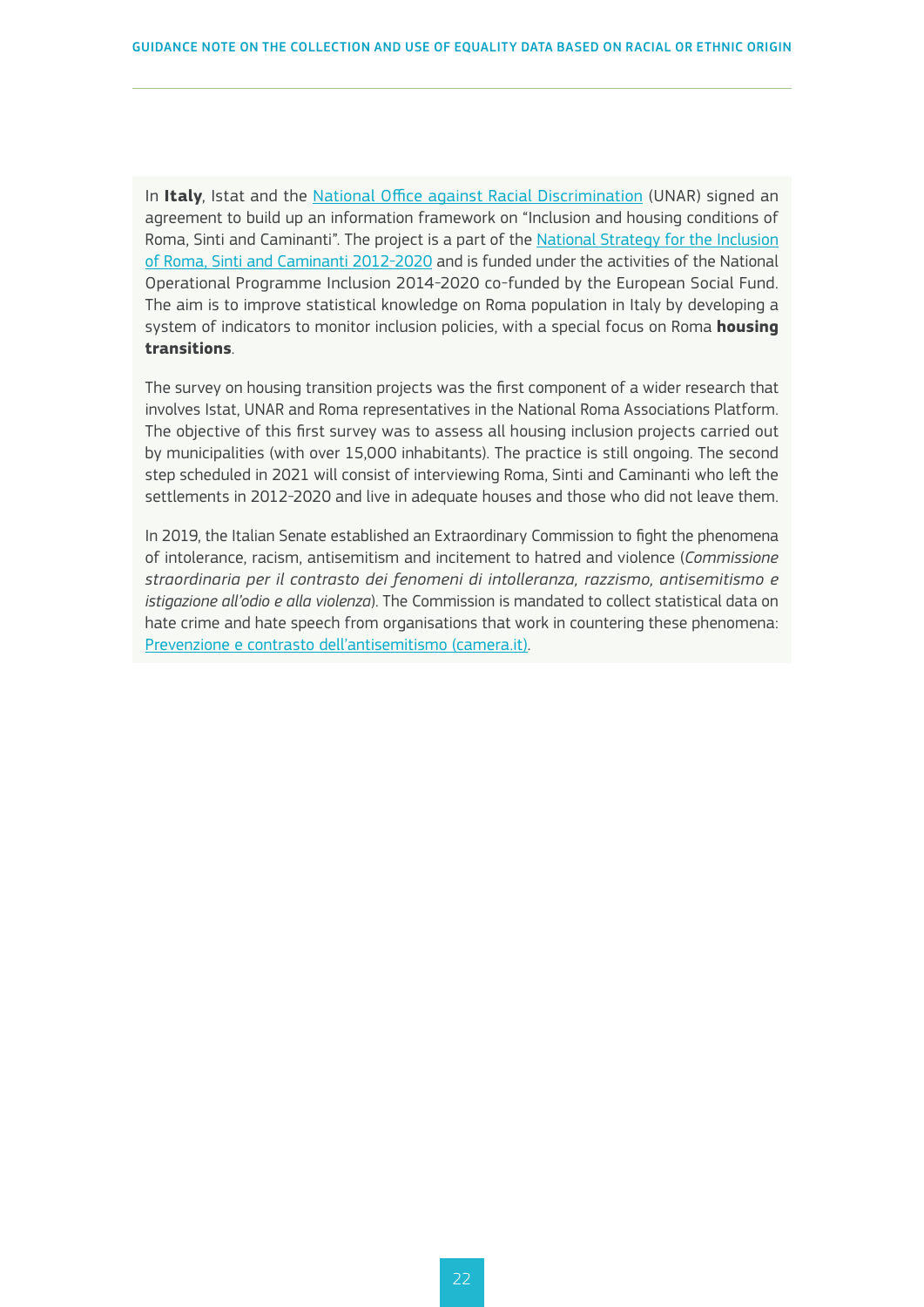In **Italy**, Istat and the National Office against Racial Discrimination (UNAR) signed an agreement to build up an information framework on "Inclusion and housing conditions of Roma, Sinti and Caminanti". The project is a part of the National Strategy for the Inclusion of Roma, Sinti and Caminanti 2012-2020 and is funded under the activities of the National Operational Programme Inclusion 2014-2020 co-funded by the European Social Fund. The aim is to improve statistical knowledge on Roma population in Italy by developing a system of indicators to monitor inclusion policies, with a special focus on Roma **housing transitions**.

The survey on housing transition projects was the first component of a wider research that involves Istat, UNAR and Roma representatives in the National Roma Associations Platform. The objective of this first survey was to assess all housing inclusion projects carried out by municipalities (with over 15,000 inhabitants). The practice is still ongoing. The second step scheduled in 2021 will consist of interviewing Roma, Sinti and Caminanti who left the settlements in 2012-2020 and live in adequate houses and those who did not leave them.

In 2019, the Italian Senate established an Extraordinary Commission to fight the phenomena of intolerance, racism, antisemitism and incitement to hatred and violence (*Commissione straordinaria per il contrasto dei fenomeni di intolleranza, razzismo, antisemitismo e istigazione all'odio e alla violenza*). The Commission is mandated to collect statistical data on hate crime and hate speech from organisations that work in countering these phenomena: Prevenzione e contrasto dell'antisemitismo (camera.it).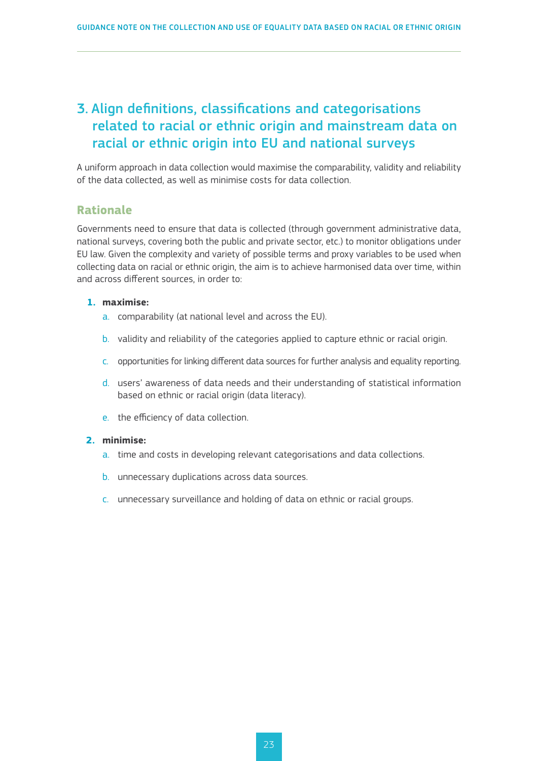## 3. Align definitions, classifications and categorisations related to racial or ethnic origin and mainstream data on racial or ethnic origin into EU and national surveys

A uniform approach in data collection would maximise the comparability, validity and reliability of the data collected, as well as minimise costs for data collection.

### Rationale

Governments need to ensure that data is collected (through government administrative data, national surveys, covering both the public and private sector, etc.) to monitor obligations under EU law. Given the complexity and variety of possible terms and proxy variables to be used when collecting data on racial or ethnic origin, the aim is to achieve harmonised data over time, within and across different sources, in order to:

1. **maximise:**
   a. comparability (at national level and across the EU).
   b. validity and reliability of the categories applied to capture ethnic or racial origin.
   c. opportunities for linking different data sources for further analysis and equality reporting.
   d. users' awareness of data needs and their understanding of statistical information based on ethnic or racial origin (data literacy).
   e. the efficiency of data collection.
2. **minimise:**
   a. time and costs in developing relevant categorisations and data collections.
   b. unnecessary duplications across data sources.
   c. unnecessary surveillance and holding of data on ethnic or racial groups.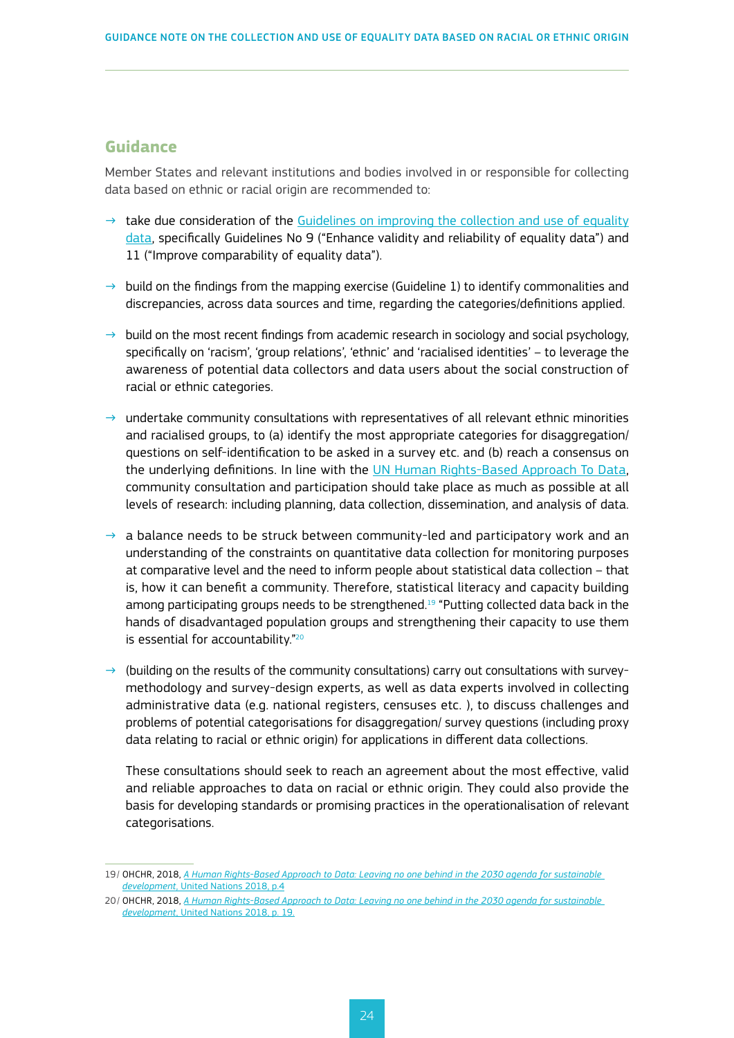## Guidance

Member States and relevant institutions and bodies involved in or responsible for collecting data based on ethnic or racial origin are recommended to:

- take due consideration of the [Guidelines on improving the collection and use of equality data](), specifically Guidelines No 9 ("Enhance validity and reliability of equality data") and 11 ("Improve comparability of equality data").
- build on the findings from the mapping exercise (Guideline 1) to identify commonalities and discrepancies, across data sources and time, regarding the categories/definitions applied.
- build on the most recent findings from academic research in sociology and social psychology, specifically on 'racism', 'group relations', 'ethnic' and 'racialised identities' – to leverage the awareness of potential data collectors and data users about the social construction of racial or ethnic categories.
- undertake community consultations with representatives of all relevant ethnic minorities and racialised groups, to (a) identify the most appropriate categories for disaggregation/ questions on self-identification to be asked in a survey etc. and (b) reach a consensus on the underlying definitions. In line with the [UN Human Rights-Based Approach To Data](), community consultation and participation should take place as much as possible at all levels of research: including planning, data collection, dissemination, and analysis of data.
- a balance needs to be struck between community-led and participatory work and an understanding of the constraints on quantitative data collection for monitoring purposes at comparative level and the need to inform people about statistical data collection – that is, how it can benefit a community. Therefore, statistical literacy and capacity building among participating groups needs to be strengthened.[19] "Putting collected data back in the hands of disadvantaged population groups and strengthening their capacity to use them is essential for accountability."[20]
- (building on the results of the community consultations) carry out consultations with survey-methodology and survey-design experts, as well as data experts involved in collecting administrative data (e.g. national registers, censuses etc. ), to discuss challenges and problems of potential categorisations for disaggregation/ survey questions (including proxy data relating to racial or ethnic origin) for applications in different data collections.

  These consultations should seek to reach an agreement about the most effective, valid and reliable approaches to data on racial or ethnic origin. They could also provide the basis for developing standards or promising practices in the operationalisation of relevant categorisations.

---

19/ OHCHR, 2018, *A Human Rights-Based Approach to Data: Leaving no one behind in the 2030 agenda for sustainable development*, United Nations 2018, p.4

20/ OHCHR, 2018, *A Human Rights-Based Approach to Data: Leaving no one behind in the 2030 agenda for sustainable development*, United Nations 2018, p. 19.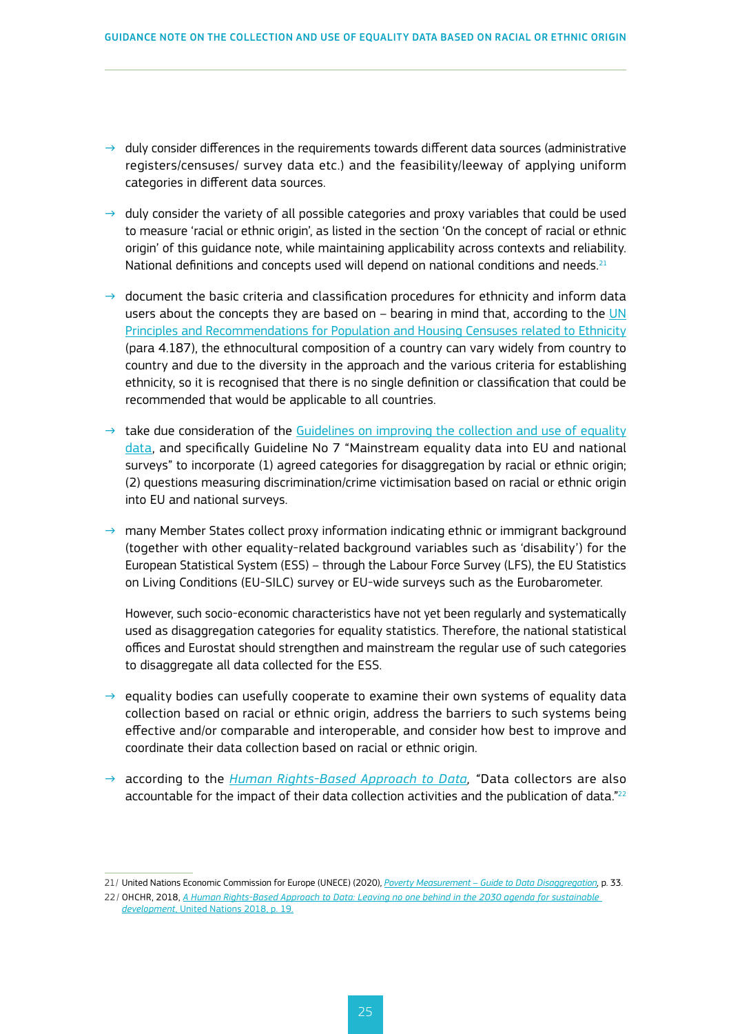- → duly consider differences in the requirements towards different data sources (administrative registers/censuses/ survey data etc.) and the feasibility/leeway of applying uniform categories in different data sources.

- → duly consider the variety of all possible categories and proxy variables that could be used to measure 'racial or ethnic origin', as listed in the section 'On the concept of racial or ethnic origin' of this guidance note, while maintaining applicability across contexts and reliability. National definitions and concepts used will depend on national conditions and needs.[21]

- → document the basic criteria and classification procedures for ethnicity and inform data users about the concepts they are based on – bearing in mind that, according to the UN Principles and Recommendations for Population and Housing Censuses related to Ethnicity (para 4.187), the ethnocultural composition of a country can vary widely from country to country and due to the diversity in the approach and the various criteria for establishing ethnicity, so it is recognised that there is no single definition or classification that could be recommended that would be applicable to all countries.

- → take due consideration of the Guidelines on improving the collection and use of equality data, and specifically Guideline No 7 "Mainstream equality data into EU and national surveys" to incorporate (1) agreed categories for disaggregation by racial or ethnic origin; (2) questions measuring discrimination/crime victimisation based on racial or ethnic origin into EU and national surveys.

- → many Member States collect proxy information indicating ethnic or immigrant background (together with other equality-related background variables such as 'disability') for the European Statistical System (ESS) – through the Labour Force Survey (LFS), the EU Statistics on Living Conditions (EU-SILC) survey or EU-wide surveys such as the Eurobarometer.

  However, such socio-economic characteristics have not yet been regularly and systematically used as disaggregation categories for equality statistics. Therefore, the national statistical offices and Eurostat should strengthen and mainstream the regular use of such categories to disaggregate all data collected for the ESS.

- → equality bodies can usefully cooperate to examine their own systems of equality data collection based on racial or ethnic origin, address the barriers to such systems being effective and/or comparable and interoperable, and consider how best to improve and coordinate their data collection based on racial or ethnic origin.

- → according to the *Human Rights-Based Approach to Data*, "Data collectors are also accountable for the impact of their data collection activities and the publication of data."[22]

---

21/ United Nations Economic Commission for Europe (UNECE) (2020), *Poverty Measurement – Guide to Data Disaggregation*, p. 33.

22/ OHCHR, 2018, *A Human Rights-Based Approach to Data: Leaving no one behind in the 2030 agenda for sustainable development*, United Nations 2018, p. 19.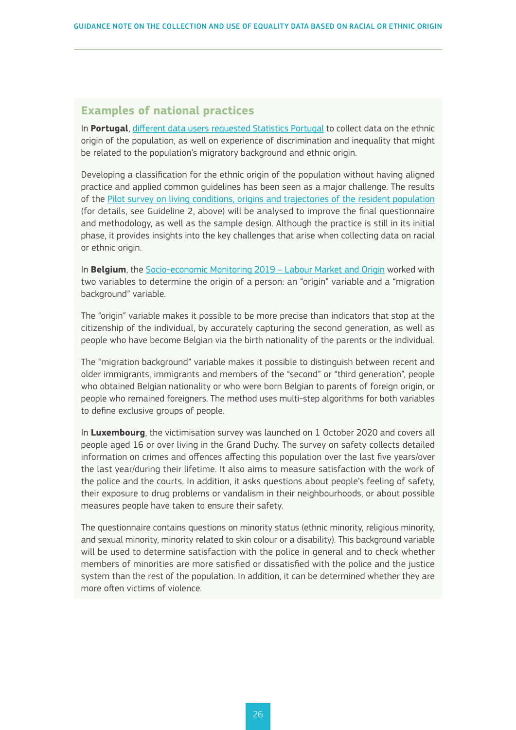## Examples of national practices

In **Portugal**, different data users requested Statistics Portugal to collect data on the ethnic origin of the population, as well on experience of discrimination and inequality that might be related to the population's migratory background and ethnic origin.

Developing a classification for the ethnic origin of the population without having aligned practice and applied common guidelines has been seen as a major challenge. The results of the Pilot survey on living conditions, origins and trajectories of the resident population (for details, see Guideline 2, above) will be analysed to improve the final questionnaire and methodology, as well as the sample design. Although the practice is still in its initial phase, it provides insights into the key challenges that arise when collecting data on racial or ethnic origin.

In **Belgium**, the Socio-economic Monitoring 2019 – Labour Market and Origin worked with two variables to determine the origin of a person: an "origin" variable and a "migration background" variable.

The "origin" variable makes it possible to be more precise than indicators that stop at the citizenship of the individual, by accurately capturing the second generation, as well as people who have become Belgian via the birth nationality of the parents or the individual.

The "migration background" variable makes it possible to distinguish between recent and older immigrants, immigrants and members of the "second" or "third generation", people who obtained Belgian nationality or who were born Belgian to parents of foreign origin, or people who remained foreigners. The method uses multi-step algorithms for both variables to define exclusive groups of people.

In **Luxembourg**, the victimisation survey was launched on 1 October 2020 and covers all people aged 16 or over living in the Grand Duchy. The survey on safety collects detailed information on crimes and offences affecting this population over the last five years/over the last year/during their lifetime. It also aims to measure satisfaction with the work of the police and the courts. In addition, it asks questions about people's feeling of safety, their exposure to drug problems or vandalism in their neighbourhoods, or about possible measures people have taken to ensure their safety.

The questionnaire contains questions on minority status (ethnic minority, religious minority, and sexual minority, minority related to skin colour or a disability). This background variable will be used to determine satisfaction with the police in general and to check whether members of minorities are more satisfied or dissatisfied with the police and the justice system than the rest of the population. In addition, it can be determined whether they are more often victims of violence.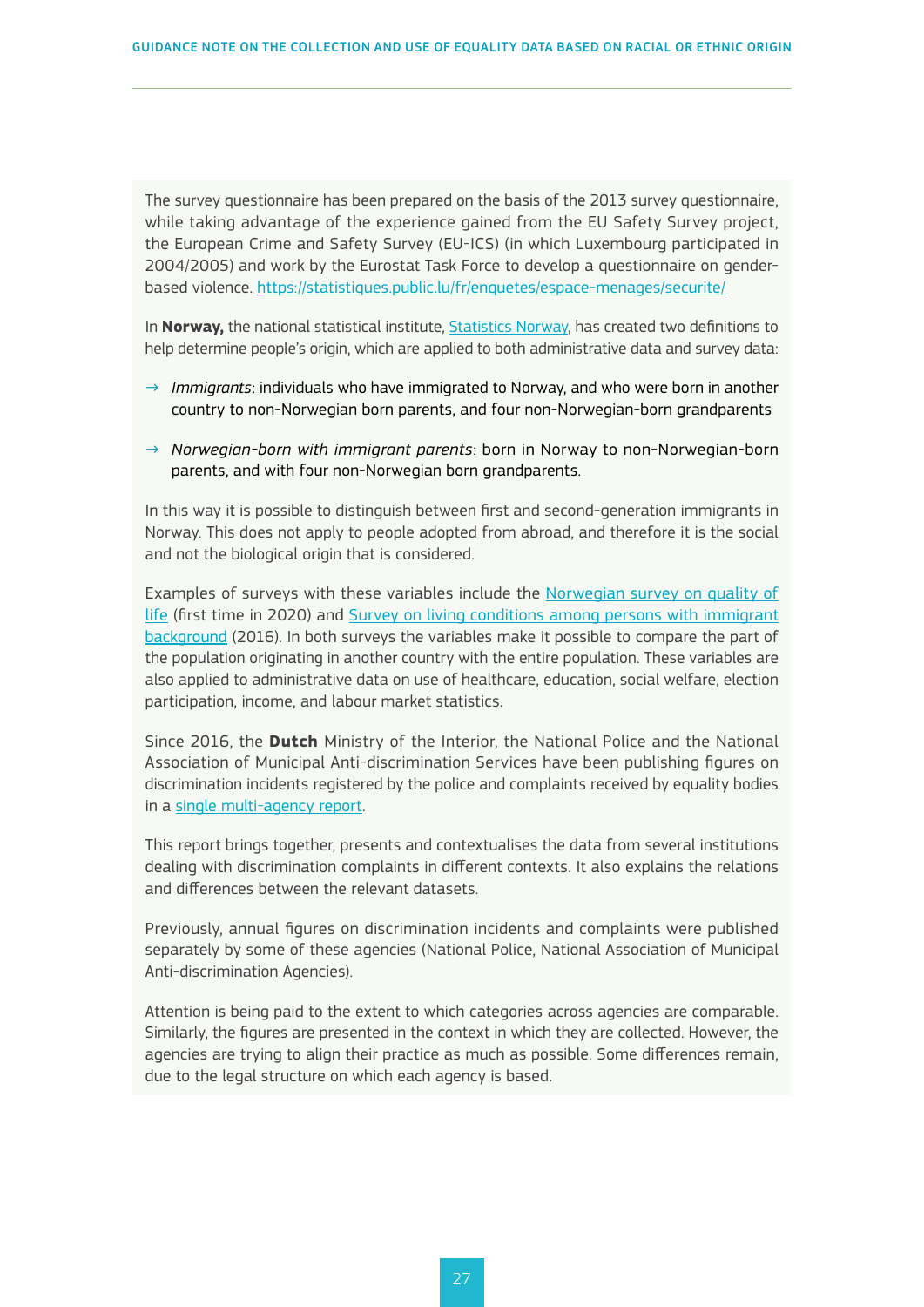The survey questionnaire has been prepared on the basis of the 2013 survey questionnaire, while taking advantage of the experience gained from the EU Safety Survey project, the European Crime and Safety Survey (EU-ICS) (in which Luxembourg participated in 2004/2005) and work by the Eurostat Task Force to develop a questionnaire on gender-based violence. [https://statistiques.public.lu/fr/enquetes/espace-menages/securite/](https://statistiques.public.lu/fr/enquetes/espace-menages/securite/)

In **Norway,** the national statistical institute, Statistics Norway, has created two definitions to help determine people's origin, which are applied to both administrative data and survey data:

- *Immigrants*: individuals who have immigrated to Norway, and who were born in another country to non-Norwegian born parents, and four non-Norwegian-born grandparents
- *Norwegian-born with immigrant parents*: born in Norway to non-Norwegian-born parents, and with four non-Norwegian born grandparents.

In this way it is possible to distinguish between first and second-generation immigrants in Norway. This does not apply to people adopted from abroad, and therefore it is the social and not the biological origin that is considered.

Examples of surveys with these variables include the Norwegian survey on quality of life (first time in 2020) and Survey on living conditions among persons with immigrant background (2016). In both surveys the variables make it possible to compare the part of the population originating in another country with the entire population. These variables are also applied to administrative data on use of healthcare, education, social welfare, election participation, income, and labour market statistics.

Since 2016, the **Dutch** Ministry of the Interior, the National Police and the National Association of Municipal Anti-discrimination Services have been publishing figures on discrimination incidents registered by the police and complaints received by equality bodies in a single multi-agency report.

This report brings together, presents and contextualises the data from several institutions dealing with discrimination complaints in different contexts. It also explains the relations and differences between the relevant datasets.

Previously, annual figures on discrimination incidents and complaints were published separately by some of these agencies (National Police, National Association of Municipal Anti-discrimination Agencies).

Attention is being paid to the extent to which categories across agencies are comparable. Similarly, the figures are presented in the context in which they are collected. However, the agencies are trying to align their practice as much as possible. Some differences remain, due to the legal structure on which each agency is based.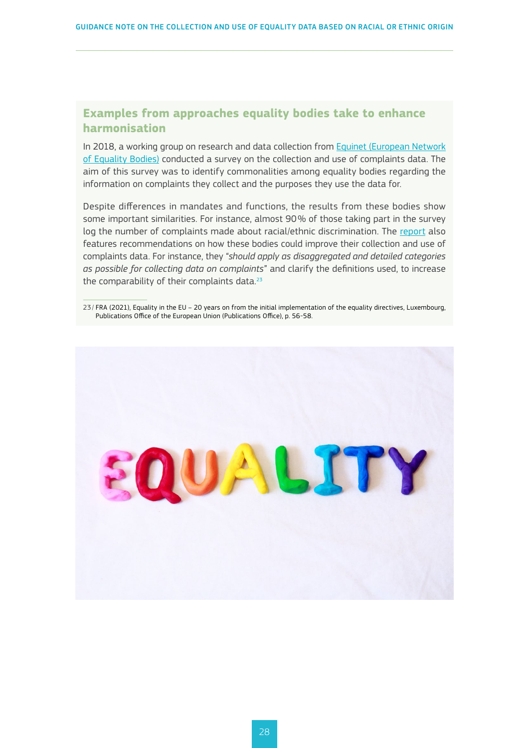### Examples from approaches equality bodies take to enhance harmonisation

In 2018, a working group on research and data collection from Equinet (European Network of Equality Bodies) conducted a survey on the collection and use of complaints data. The aim of this survey was to identify commonalities among equality bodies regarding the information on complaints they collect and the purposes they use the data for.

Despite differences in mandates and functions, the results from these bodies show some important similarities. For instance, almost 90 % of those taking part in the survey log the number of complaints made about racial/ethnic discrimination. The report also features recommendations on how these bodies could improve their collection and use of complaints data. For instance, they "*should apply as disaggregated and detailed categories as possible for collecting data on complaints*" and clarify the definitions used, to increase the comparability of their complaints data.[23]

23/ FRA (2021), Equality in the EU – 20 years on from the initial implementation of the equality directives, Luxembourg, Publications Office of the European Union (Publications Office), p. 56-58.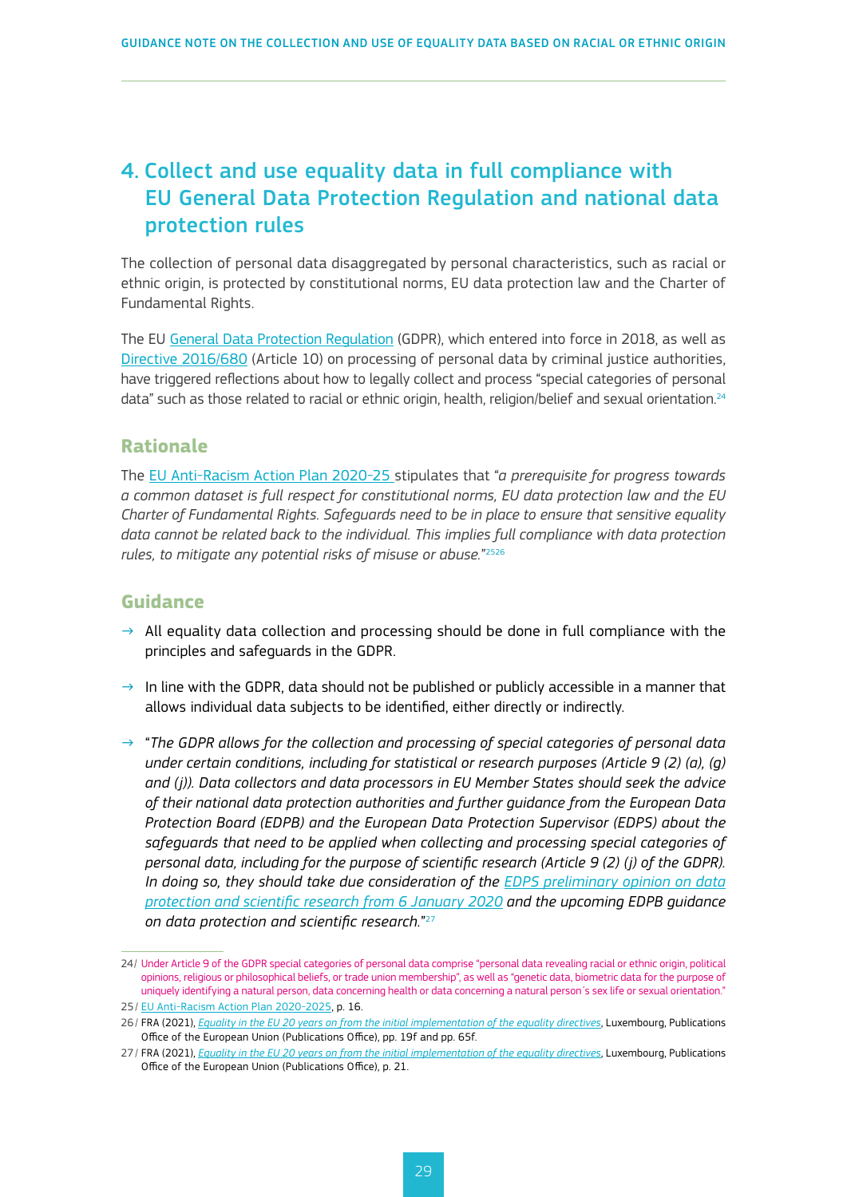# 4. Collect and use equality data in full compliance with EU General Data Protection Regulation and national data protection rules

The collection of personal data disaggregated by personal characteristics, such as racial or ethnic origin, is protected by constitutional norms, EU data protection law and the Charter of Fundamental Rights.

The EU General Data Protection Regulation (GDPR), which entered into force in 2018, as well as Directive 2016/680 (Article 10) on processing of personal data by criminal justice authorities, have triggered reflections about how to legally collect and process "special categories of personal data" such as those related to racial or ethnic origin, health, religion/belief and sexual orientation.[24]

## Rationale

The EU Anti-Racism Action Plan 2020-25 stipulates that "*a prerequisite for progress towards a common dataset is full respect for constitutional norms, EU data protection law and the EU Charter of Fundamental Rights. Safeguards need to be in place to ensure that sensitive equality data cannot be related back to the individual. This implies full compliance with data protection rules, to mitigate any potential risks of misuse or abuse.*"[25][26]

## Guidance

→ All equality data collection and processing should be done in full compliance with the principles and safeguards in the GDPR.

→ In line with the GDPR, data should not be published or publicly accessible in a manner that allows individual data subjects to be identified, either directly or indirectly.

→ "*The GDPR allows for the collection and processing of special categories of personal data under certain conditions, including for statistical or research purposes (Article 9 (2) (a), (g) and (j)). Data collectors and data processors in EU Member States should seek the advice of their national data protection authorities and further guidance from the European Data Protection Board (EDPB) and the European Data Protection Supervisor (EDPS) about the safeguards that need to be applied when collecting and processing special categories of personal data, including for the purpose of scientific research (Article 9 (2) (j) of the GDPR). In doing so, they should take due consideration of the EDPS preliminary opinion on data protection and scientific research from 6 January 2020 and the upcoming EDPB guidance on data protection and scientific research.*"[27]

---

24/ Under Article 9 of the GDPR special categories of personal data comprise "personal data revealing racial or ethnic origin, political opinions, religious or philosophical beliefs, or trade union membership", as well as "genetic data, biometric data for the purpose of uniquely identifying a natural person, data concerning health or data concerning a natural person´s sex life or sexual orientation."

25/ EU Anti-Racism Action Plan 2020-2025, p. 16.

26/ FRA (2021), *Equality in the EU 20 years on from the initial implementation of the equality directives*, Luxembourg, Publications Office of the European Union (Publications Office), pp. 19f and pp. 65f.

27/ FRA (2021), *Equality in the EU 20 years on from the initial implementation of the equality directives*, Luxembourg, Publications Office of the European Union (Publications Office), p. 21.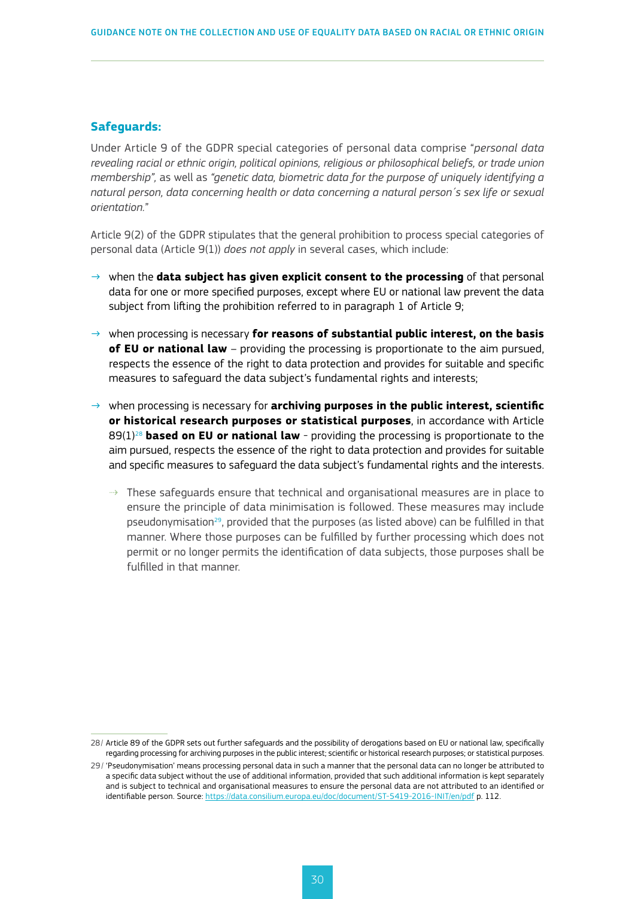### Safeguards:

Under Article 9 of the GDPR special categories of personal data comprise "*personal data revealing racial or ethnic origin, political opinions, religious or philosophical beliefs, or trade union membership"*, as well as *"genetic data, biometric data for the purpose of uniquely identifying a natural person, data concerning health or data concerning a natural person´s sex life or sexual orientation.*"

Article 9(2) of the GDPR stipulates that the general prohibition to process special categories of personal data (Article 9(1)) *does not apply* in several cases, which include:

- when the **data subject has given explicit consent to the processing** of that personal data for one or more specified purposes, except where EU or national law prevent the data subject from lifting the prohibition referred to in paragraph 1 of Article 9;
- when processing is necessary **for reasons of substantial public interest, on the basis of EU or national law** – providing the processing is proportionate to the aim pursued, respects the essence of the right to data protection and provides for suitable and specific measures to safeguard the data subject's fundamental rights and interests;
- when processing is necessary for **archiving purposes in the public interest, scientific or historical research purposes or statistical purposes**, in accordance with Article 89(1)[28] **based on EU or national law** - providing the processing is proportionate to the aim pursued, respects the essence of the right to data protection and provides for suitable and specific measures to safeguard the data subject's fundamental rights and the interests.
  - These safeguards ensure that technical and organisational measures are in place to ensure the principle of data minimisation is followed. These measures may include pseudonymisation[29], provided that the purposes (as listed above) can be fulfilled in that manner. Where those purposes can be fulfilled by further processing which does not permit or no longer permits the identification of data subjects, those purposes shall be fulfilled in that manner.

---

28/ Article 89 of the GDPR sets out further safeguards and the possibility of derogations based on EU or national law, specifically regarding processing for archiving purposes in the public interest; scientific or historical research purposes; or statistical purposes.

29/ 'Pseudonymisation' means processing personal data in such a manner that the personal data can no longer be attributed to a specific data subject without the use of additional information, provided that such additional information is kept separately and is subject to technical and organisational measures to ensure the personal data are not attributed to an identified or identifiable person. Source: https://data.consilium.europa.eu/doc/document/ST-5419-2016-INIT/en/pdf p. 112.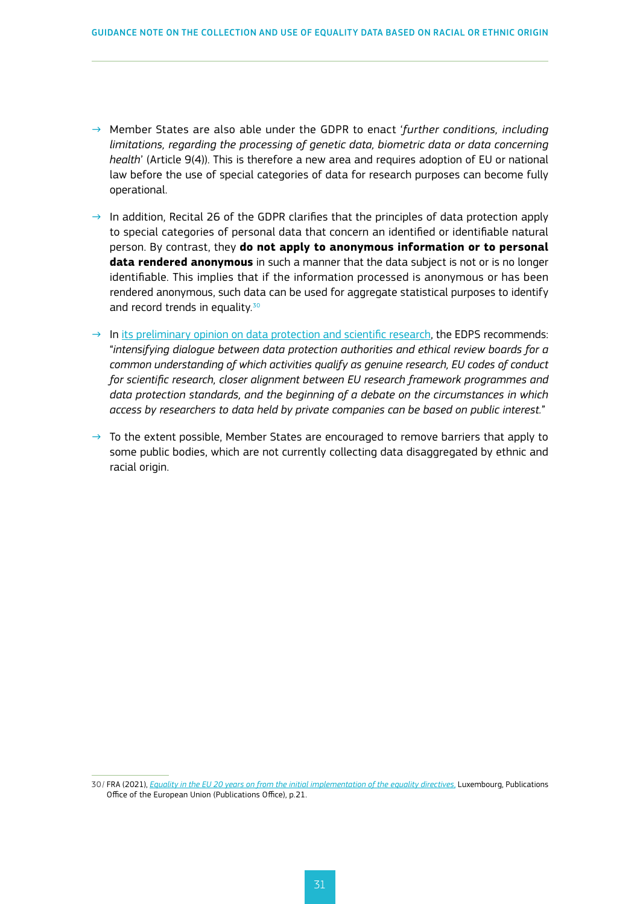- Member States are also able under the GDPR to enact '*further conditions, including limitations, regarding the processing of genetic data, biometric data or data concerning health*' (Article 9(4)). This is therefore a new area and requires adoption of EU or national law before the use of special categories of data for research purposes can become fully operational.

- In addition, Recital 26 of the GDPR clarifies that the principles of data protection apply to special categories of personal data that concern an identified or identifiable natural person. By contrast, they **do not apply to anonymous information or to personal data rendered anonymous** in such a manner that the data subject is not or is no longer identifiable. This implies that if the information processed is anonymous or has been rendered anonymous, such data can be used for aggregate statistical purposes to identify and record trends in equality.[30]

- In its preliminary opinion on data protection and scientific research, the EDPS recommends: "*intensifying dialogue between data protection authorities and ethical review boards for a common understanding of which activities qualify as genuine research, EU codes of conduct for scientific research, closer alignment between EU research framework programmes and data protection standards, and the beginning of a debate on the circumstances in which access by researchers to data held by private companies can be based on public interest.*"

- To the extent possible, Member States are encouraged to remove barriers that apply to some public bodies, which are not currently collecting data disaggregated by ethnic and racial origin.

---

30/ FRA (2021), *Equality in the EU 20 years on from the initial implementation of the equality directives*, Luxembourg, Publications Office of the European Union (Publications Office), p.21.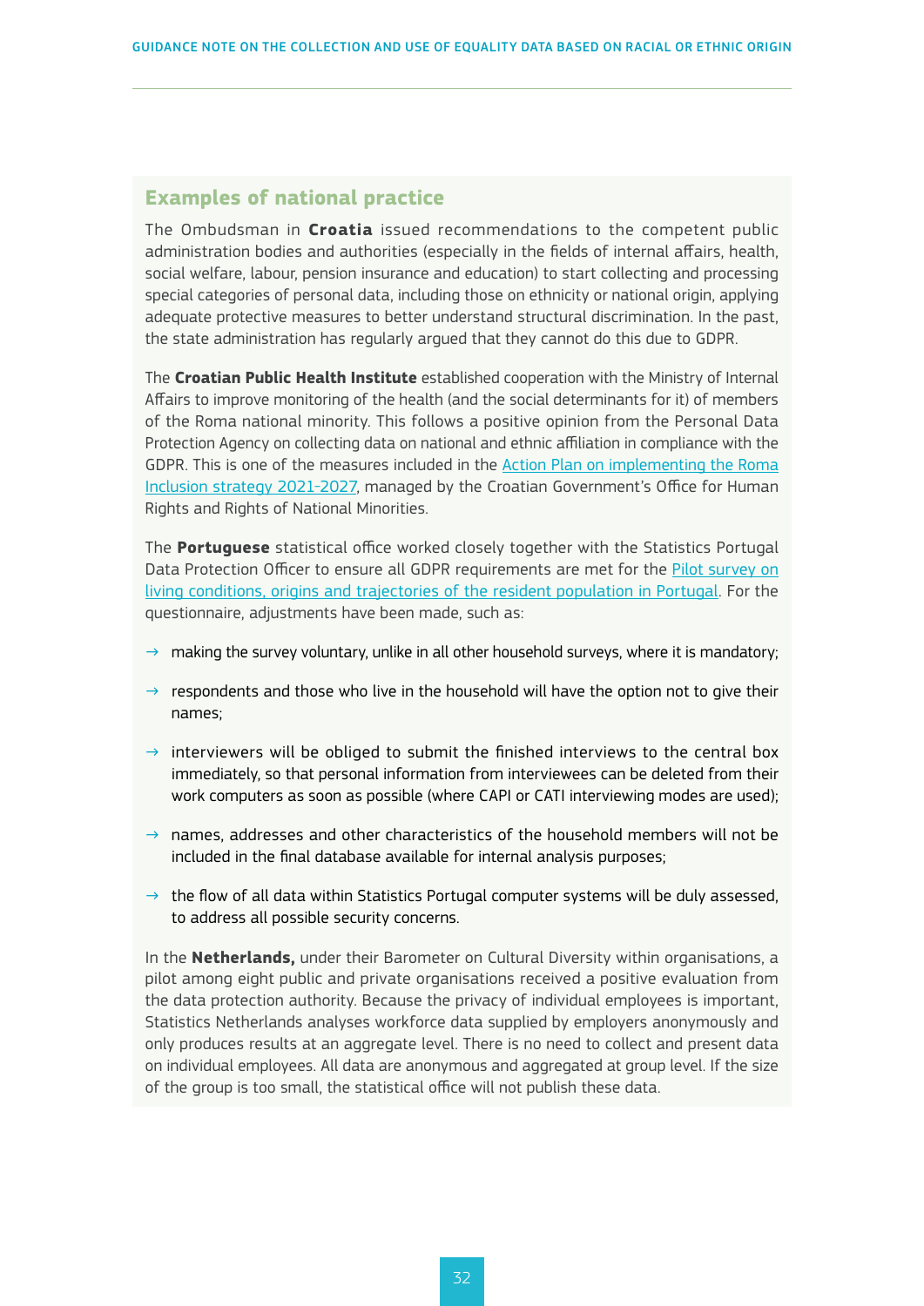## Examples of national practice

The Ombudsman in **Croatia** issued recommendations to the competent public administration bodies and authorities (especially in the fields of internal affairs, health, social welfare, labour, pension insurance and education) to start collecting and processing special categories of personal data, including those on ethnicity or national origin, applying adequate protective measures to better understand structural discrimination. In the past, the state administration has regularly argued that they cannot do this due to GDPR.

The **Croatian Public Health Institute** established cooperation with the Ministry of Internal Affairs to improve monitoring of the health (and the social determinants for it) of members of the Roma national minority. This follows a positive opinion from the Personal Data Protection Agency on collecting data on national and ethnic affiliation in compliance with the GDPR. This is one of the measures included in the Action Plan on implementing the Roma Inclusion strategy 2021-2027, managed by the Croatian Government's Office for Human Rights and Rights of National Minorities.

The **Portuguese** statistical office worked closely together with the Statistics Portugal Data Protection Officer to ensure all GDPR requirements are met for the Pilot survey on living conditions, origins and trajectories of the resident population in Portugal. For the questionnaire, adjustments have been made, such as:

- making the survey voluntary, unlike in all other household surveys, where it is mandatory;
- respondents and those who live in the household will have the option not to give their names;
- interviewers will be obliged to submit the finished interviews to the central box immediately, so that personal information from interviewees can be deleted from their work computers as soon as possible (where CAPI or CATI interviewing modes are used);
- names, addresses and other characteristics of the household members will not be included in the final database available for internal analysis purposes;
- the flow of all data within Statistics Portugal computer systems will be duly assessed, to address all possible security concerns.

In the **Netherlands,** under their Barometer on Cultural Diversity within organisations, a pilot among eight public and private organisations received a positive evaluation from the data protection authority. Because the privacy of individual employees is important, Statistics Netherlands analyses workforce data supplied by employers anonymously and only produces results at an aggregate level. There is no need to collect and present data on individual employees. All data are anonymous and aggregated at group level. If the size of the group is too small, the statistical office will not publish these data.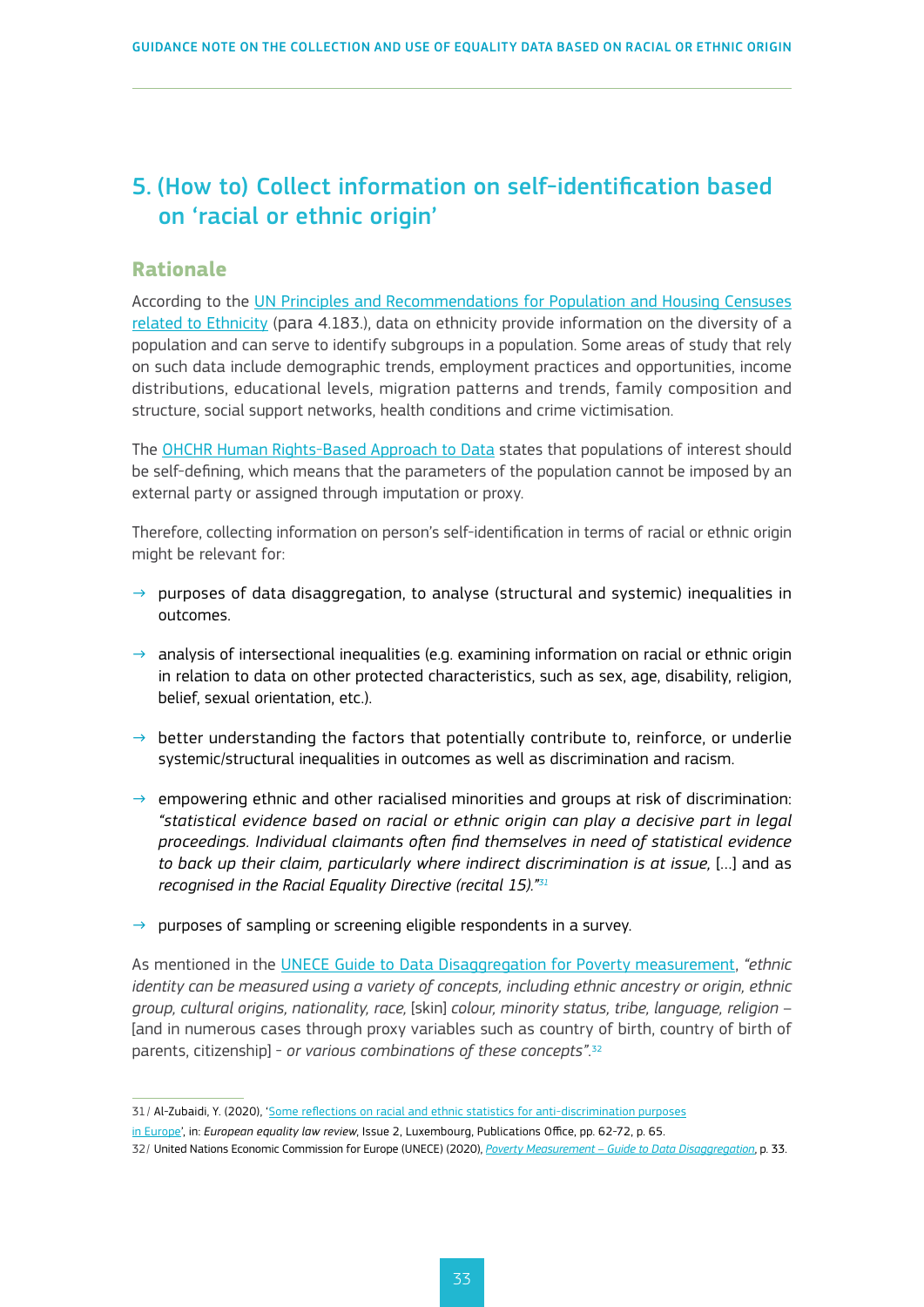## 5. (How to) Collect information on self-identification based on 'racial or ethnic origin'

### Rationale

According to the UN Principles and Recommendations for Population and Housing Censuses related to Ethnicity (para 4.183.), data on ethnicity provide information on the diversity of a population and can serve to identify subgroups in a population. Some areas of study that rely on such data include demographic trends, employment practices and opportunities, income distributions, educational levels, migration patterns and trends, family composition and structure, social support networks, health conditions and crime victimisation.

The OHCHR Human Rights-Based Approach to Data states that populations of interest should be self-defining, which means that the parameters of the population cannot be imposed by an external party or assigned through imputation or proxy.

Therefore, collecting information on person's self-identification in terms of racial or ethnic origin might be relevant for:

- purposes of data disaggregation, to analyse (structural and systemic) inequalities in outcomes.
- analysis of intersectional inequalities (e.g. examining information on racial or ethnic origin in relation to data on other protected characteristics, such as sex, age, disability, religion, belief, sexual orientation, etc.).
- better understanding the factors that potentially contribute to, reinforce, or underlie systemic/structural inequalities in outcomes as well as discrimination and racism.
- empowering ethnic and other racialised minorities and groups at risk of discrimination: *"statistical evidence based on racial or ethnic origin can play a decisive part in legal proceedings. Individual claimants often find themselves in need of statistical evidence to back up their claim, particularly where indirect discrimination is at issue,* [...] and as *recognised in the Racial Equality Directive (recital 15)."*[31]
- purposes of sampling or screening eligible respondents in a survey.

As mentioned in the UNECE Guide to Data Disaggregation for Poverty measurement, *"ethnic identity can be measured using a variety of concepts, including ethnic ancestry or origin, ethnic group, cultural origins, nationality, race,* [skin] *colour, minority status, tribe, language, religion* – [and in numerous cases through proxy variables such as country of birth, country of birth of parents, citizenship] - *or various combinations of these concepts"*.[32]

---

31/ Al-Zubaidi, Y. (2020), 'Some reflections on racial and ethnic statistics for anti-discrimination purposes in Europe', in: *European equality law review*, Issue 2, Luxembourg, Publications Office, pp. 62-72, p. 65.

32/ United Nations Economic Commission for Europe (UNECE) (2020), *Poverty Measurement – Guide to Data Disaggregation*, p. 33.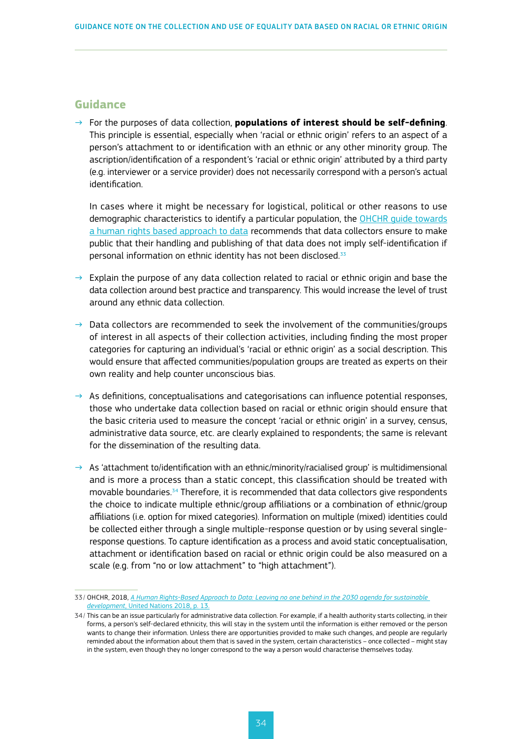## Guidance

→ For the purposes of data collection, **populations of interest should be self-defining**. This principle is essential, especially when 'racial or ethnic origin' refers to an aspect of a person's attachment to or identification with an ethnic or any other minority group. The ascription/identification of a respondent's 'racial or ethnic origin' attributed by a third party (e.g. interviewer or a service provider) does not necessarily correspond with a person's actual identification.

  In cases where it might be necessary for logistical, political or other reasons to use demographic characteristics to identify a particular population, the OHCHR guide towards a human rights based approach to data recommends that data collectors ensure to make public that their handling and publishing of that data does not imply self-identification if personal information on ethnic identity has not been disclosed.[33]

→ Explain the purpose of any data collection related to racial or ethnic origin and base the data collection around best practice and transparency. This would increase the level of trust around any ethnic data collection.

→ Data collectors are recommended to seek the involvement of the communities/groups of interest in all aspects of their collection activities, including finding the most proper categories for capturing an individual's 'racial or ethnic origin' as a social description. This would ensure that affected communities/population groups are treated as experts on their own reality and help counter unconscious bias.

→ As definitions, conceptualisations and categorisations can influence potential responses, those who undertake data collection based on racial or ethnic origin should ensure that the basic criteria used to measure the concept 'racial or ethnic origin' in a survey, census, administrative data source, etc. are clearly explained to respondents; the same is relevant for the dissemination of the resulting data.

→ As 'attachment to/identification with an ethnic/minority/racialised group' is multidimensional and is more a process than a static concept, this classification should be treated with movable boundaries.[34] Therefore, it is recommended that data collectors give respondents the choice to indicate multiple ethnic/group affiliations or a combination of ethnic/group affiliations (i.e. option for mixed categories). Information on multiple (mixed) identities could be collected either through a single multiple-response question or by using several single-response questions. To capture identification as a process and avoid static conceptualisation, attachment or identification based on racial or ethnic origin could be also measured on a scale (e.g. from "no or low attachment" to "high attachment").

---

33/ OHCHR, 2018, *A Human Rights-Based Approach to Data: Leaving no one behind in the 2030 agenda for sustainable development*, United Nations 2018, p. 13.

34/ This can be an issue particularly for administrative data collection. For example, if a health authority starts collecting, in their forms, a person's self-declared ethnicity, this will stay in the system until the information is either removed or the person wants to change their information. Unless there are opportunities provided to make such changes, and people are regularly reminded about the information about them that is saved in the system, certain characteristics – once collected – might stay in the system, even though they no longer correspond to the way a person would characterise themselves today.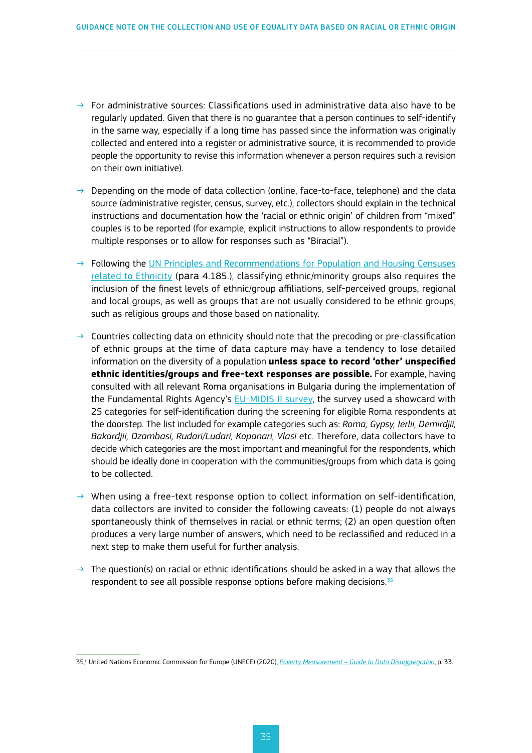- For administrative sources: Classifications used in administrative data also have to be regularly updated. Given that there is no guarantee that a person continues to self-identify in the same way, especially if a long time has passed since the information was originally collected and entered into a register or administrative source, it is recommended to provide people the opportunity to revise this information whenever a person requires such a revision on their own initiative).

- Depending on the mode of data collection (online, face-to-face, telephone) and the data source (administrative register, census, survey, etc.), collectors should explain in the technical instructions and documentation how the 'racial or ethnic origin' of children from "mixed" couples is to be reported (for example, explicit instructions to allow respondents to provide multiple responses or to allow for responses such as "Biracial").

- Following the [UN Principles and Recommendations for Population and Housing Censuses related to Ethnicity](#) (para 4.185.), classifying ethnic/minority groups also requires the inclusion of the finest levels of ethnic/group affiliations, self-perceived groups, regional and local groups, as well as groups that are not usually considered to be ethnic groups, such as religious groups and those based on nationality.

- Countries collecting data on ethnicity should note that the precoding or pre-classification of ethnic groups at the time of data capture may have a tendency to lose detailed information on the diversity of a population **unless space to record 'other' unspecified ethnic identities/groups and free-text responses are possible.** For example, having consulted with all relevant Roma organisations in Bulgaria during the implementation of the Fundamental Rights Agency's [EU-MIDIS II survey](#), the survey used a showcard with 25 categories for self-identification during the screening for eligible Roma respondents at the doorstep. The list included for example categories such as: *Roma, Gypsy, Ierlii, Demirdjii, Bakardjii, Dzambasi, Rudari/Ludari, Kopanari, Vlasi* etc. Therefore, data collectors have to decide which categories are the most important and meaningful for the respondents, which should be ideally done in cooperation with the communities/groups from which data is going to be collected.

- When using a free-text response option to collect information on self-identification, data collectors are invited to consider the following caveats: (1) people do not always spontaneously think of themselves in racial or ethnic terms; (2) an open question often produces a very large number of answers, which need to be reclassified and reduced in a next step to make them useful for further analysis.

- The question(s) on racial or ethnic identifications should be asked in a way that allows the respondent to see all possible response options before making decisions.[35]

35/ United Nations Economic Commission for Europe (UNECE) (2020), *[Poverty Measurement – Guide to Data Disaggregation](#)*, p. 33.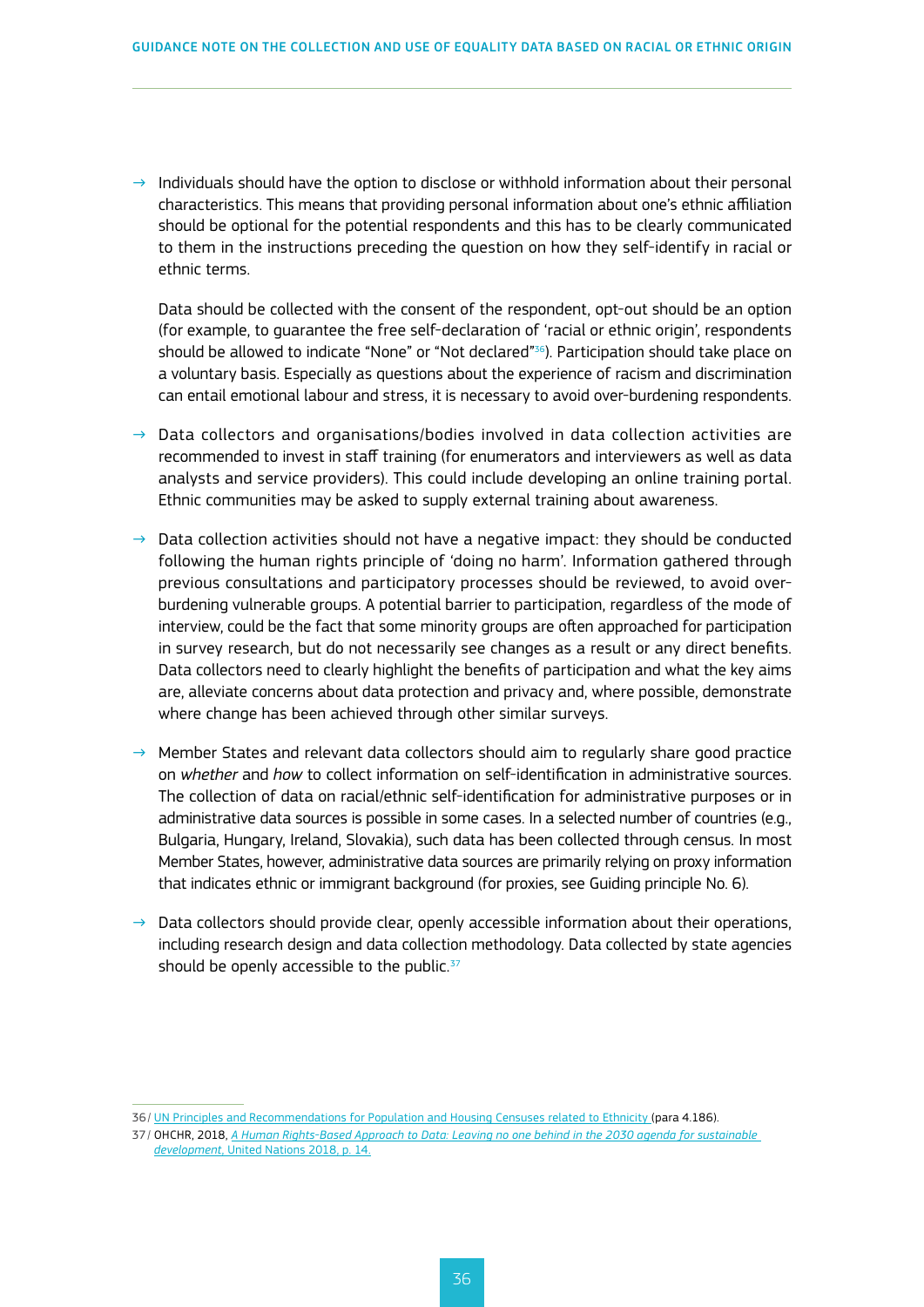- Individuals should have the option to disclose or withhold information about their personal characteristics. This means that providing personal information about one's ethnic affiliation should be optional for the potential respondents and this has to be clearly communicated to them in the instructions preceding the question on how they self-identify in racial or ethnic terms.

  Data should be collected with the consent of the respondent, opt-out should be an option (for example, to guarantee the free self-declaration of 'racial or ethnic origin', respondents should be allowed to indicate "None" or "Not declared"[36]). Participation should take place on a voluntary basis. Especially as questions about the experience of racism and discrimination can entail emotional labour and stress, it is necessary to avoid over-burdening respondents.

- Data collectors and organisations/bodies involved in data collection activities are recommended to invest in staff training (for enumerators and interviewers as well as data analysts and service providers). This could include developing an online training portal. Ethnic communities may be asked to supply external training about awareness.

- Data collection activities should not have a negative impact: they should be conducted following the human rights principle of 'doing no harm'. Information gathered through previous consultations and participatory processes should be reviewed, to avoid over-burdening vulnerable groups. A potential barrier to participation, regardless of the mode of interview, could be the fact that some minority groups are often approached for participation in survey research, but do not necessarily see changes as a result or any direct benefits. Data collectors need to clearly highlight the benefits of participation and what the key aims are, alleviate concerns about data protection and privacy and, where possible, demonstrate where change has been achieved through other similar surveys.

- Member States and relevant data collectors should aim to regularly share good practice on *whether* and *how* to collect information on self-identification in administrative sources. The collection of data on racial/ethnic self-identification for administrative purposes or in administrative data sources is possible in some cases. In a selected number of countries (e.g., Bulgaria, Hungary, Ireland, Slovakia), such data has been collected through census. In most Member States, however, administrative data sources are primarily relying on proxy information that indicates ethnic or immigrant background (for proxies, see Guiding principle No. 6).

- Data collectors should provide clear, openly accessible information about their operations, including research design and data collection methodology. Data collected by state agencies should be openly accessible to the public.[37]

---

36/ UN Principles and Recommendations for Population and Housing Censuses related to Ethnicity (para 4.186).

37/ OHCHR, 2018, *A Human Rights-Based Approach to Data: Leaving no one behind in the 2030 agenda for sustainable development*, United Nations 2018, p. 14.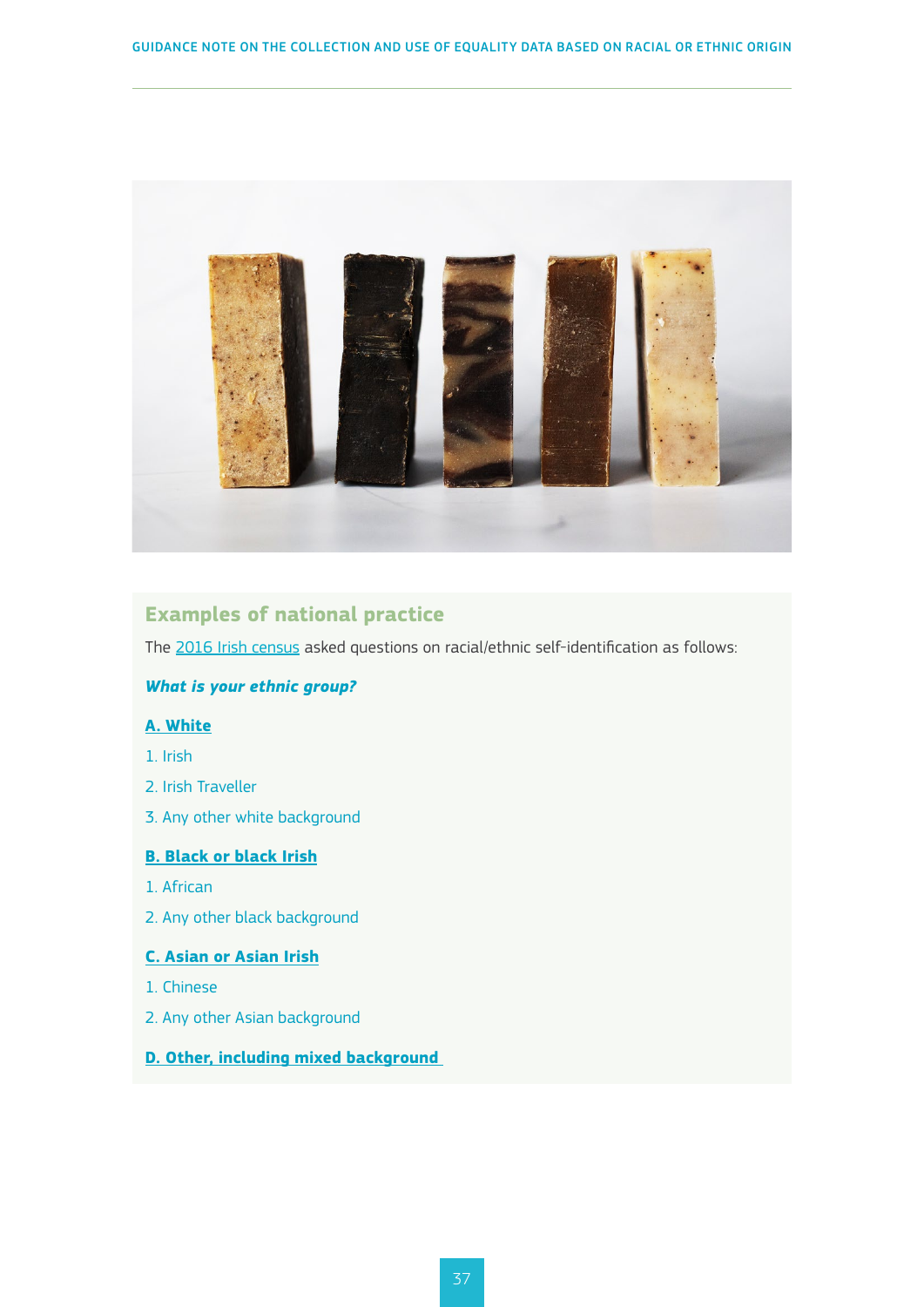## Examples of national practice

The 2016 Irish census asked questions on racial/ethnic self-identification as follows:

***What is your ethnic group?***

**A. White**

1. Irish
2. Irish Traveller
3. Any other white background

**B. Black or black Irish**

1. African
2. Any other black background

**C. Asian or Asian Irish**

1. Chinese
2. Any other Asian background

**D. Other, including mixed background**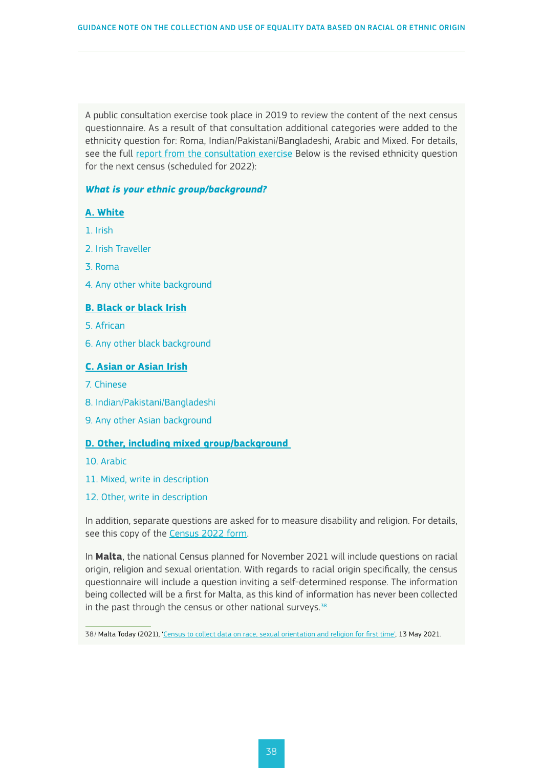A public consultation exercise took place in 2019 to review the content of the next census questionnaire. As a result of that consultation additional categories were added to the ethnicity question for: Roma, Indian/Pakistani/Bangladeshi, Arabic and Mixed. For details, see the full [report from the consultation exercise]() Below is the revised ethnicity question for the next census (scheduled for 2022):

***What is your ethnic group/background?***

**A. White**

1. Irish
2. Irish Traveller
3. Roma
4. Any other white background

**B. Black or black Irish**

5. African
6. Any other black background

**C. Asian or Asian Irish**

7. Chinese
8. Indian/Pakistani/Bangladeshi
9. Any other Asian background

**D. Other, including mixed group/background**

10. Arabic
11. Mixed, write in description
12. Other, write in description

In addition, separate questions are asked for to measure disability and religion. For details, see this copy of the [Census 2022 form]().

In **Malta**, the national Census planned for November 2021 will include questions on racial origin, religion and sexual orientation. With regards to racial origin specifically, the census questionnaire will include a question inviting a self-determined response. The information being collected will be a first for Malta, as this kind of information has never been collected in the past through the census or other national surveys.[38]

38/ Malta Today (2021), '[Census to collect data on race, sexual orientation and religion for first time]()', 13 May 2021.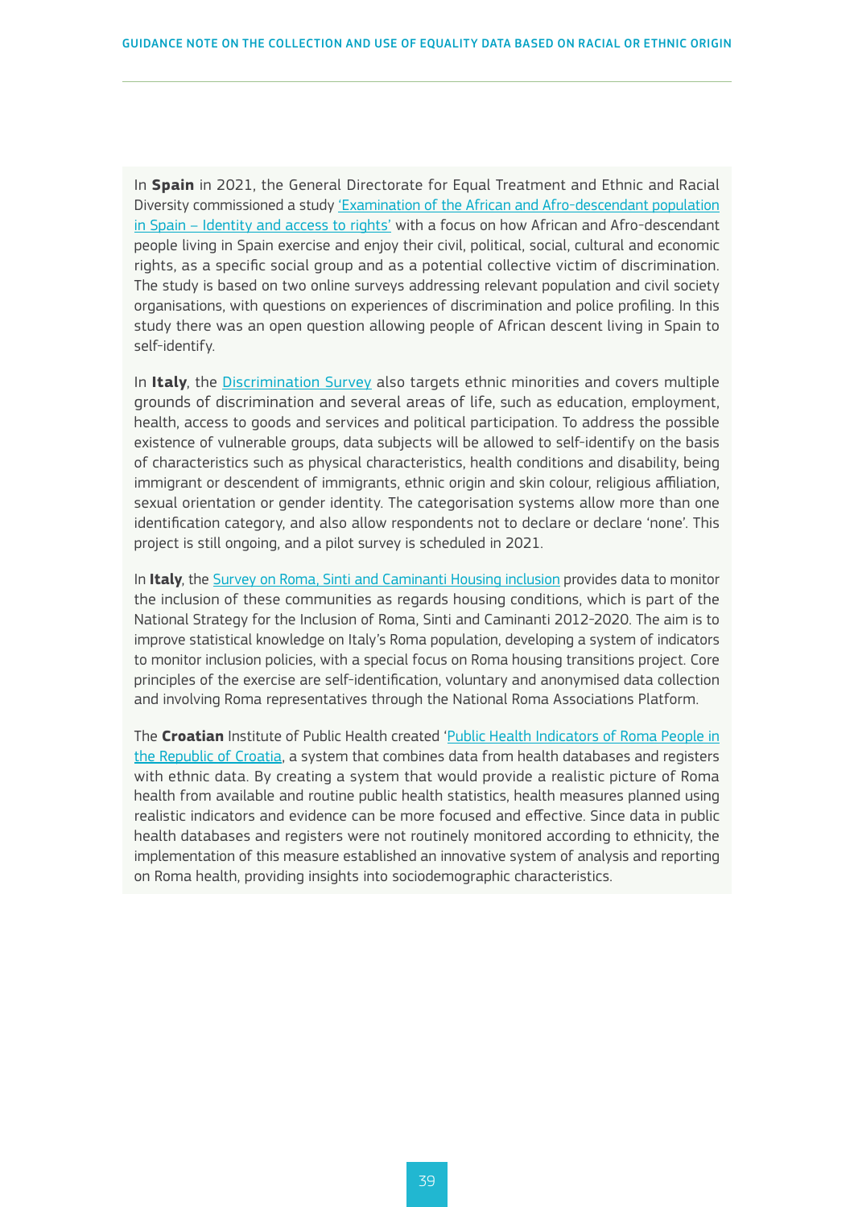In **Spain** in 2021, the General Directorate for Equal Treatment and Ethnic and Racial Diversity commissioned a study 'Examination of the African and Afro-descendant population in Spain – Identity and access to rights' with a focus on how African and Afro-descendant people living in Spain exercise and enjoy their civil, political, social, cultural and economic rights, as a specific social group and as a potential collective victim of discrimination. The study is based on two online surveys addressing relevant population and civil society organisations, with questions on experiences of discrimination and police profiling. In this study there was an open question allowing people of African descent living in Spain to self-identify.

In **Italy**, the Discrimination Survey also targets ethnic minorities and covers multiple grounds of discrimination and several areas of life, such as education, employment, health, access to goods and services and political participation. To address the possible existence of vulnerable groups, data subjects will be allowed to self-identify on the basis of characteristics such as physical characteristics, health conditions and disability, being immigrant or descendent of immigrants, ethnic origin and skin colour, religious affiliation, sexual orientation or gender identity. The categorisation systems allow more than one identification category, and also allow respondents not to declare or declare 'none'. This project is still ongoing, and a pilot survey is scheduled in 2021.

In **Italy**, the Survey on Roma, Sinti and Caminanti Housing inclusion provides data to monitor the inclusion of these communities as regards housing conditions, which is part of the National Strategy for the Inclusion of Roma, Sinti and Caminanti 2012-2020. The aim is to improve statistical knowledge on Italy's Roma population, developing a system of indicators to monitor inclusion policies, with a special focus on Roma housing transitions project. Core principles of the exercise are self-identification, voluntary and anonymised data collection and involving Roma representatives through the National Roma Associations Platform.

The **Croatian** Institute of Public Health created 'Public Health Indicators of Roma People in the Republic of Croatia, a system that combines data from health databases and registers with ethnic data. By creating a system that would provide a realistic picture of Roma health from available and routine public health statistics, health measures planned using realistic indicators and evidence can be more focused and effective. Since data in public health databases and registers were not routinely monitored according to ethnicity, the implementation of this measure established an innovative system of analysis and reporting on Roma health, providing insights into sociodemographic characteristics.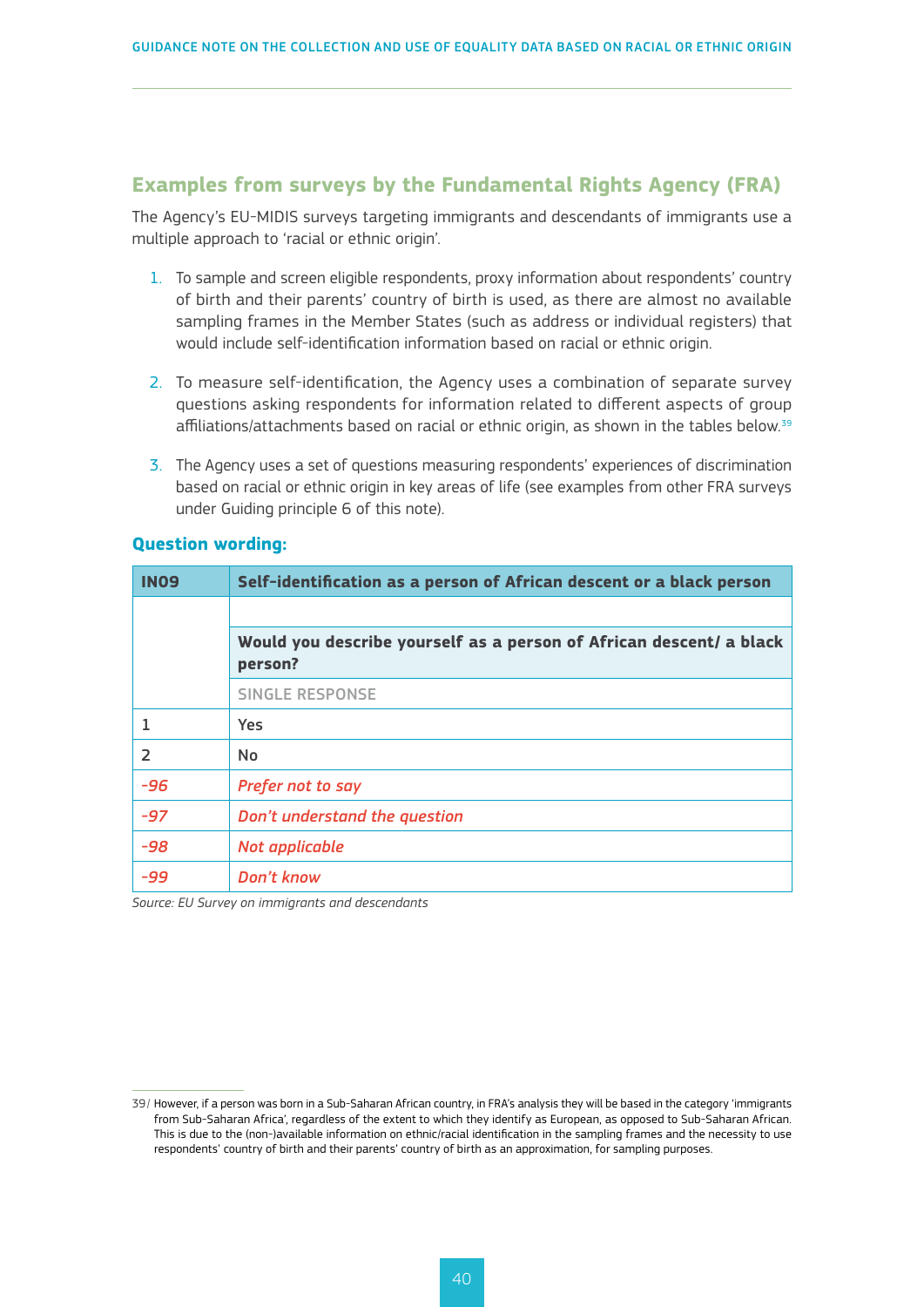## Examples from surveys by the Fundamental Rights Agency (FRA)

The Agency's EU-MIDIS surveys targeting immigrants and descendants of immigrants use a multiple approach to 'racial or ethnic origin'.

1. To sample and screen eligible respondents, proxy information about respondents' country of birth and their parents' country of birth is used, as there are almost no available sampling frames in the Member States (such as address or individual registers) that would include self-identification information based on racial or ethnic origin.

2. To measure self-identification, the Agency uses a combination of separate survey questions asking respondents for information related to different aspects of group affiliations/attachments based on racial or ethnic origin, as shown in the tables below.[39]

3. The Agency uses a set of questions measuring respondents' experiences of discrimination based on racial or ethnic origin in key areas of life (see examples from other FRA surveys under Guiding principle 6 of this note).

### Question wording:

| IN09 | Self-identification as a person of African descent or a black person |
|---|---|
| | |
| | **Would you describe yourself as a person of African descent/ a black person?** |
| | SINGLE RESPONSE |
| 1 | Yes |
| 2 | No |
| *-96* | *Prefer not to say* |
| *-97* | *Don't understand the question* |
| *-98* | *Not applicable* |
| *-99* | *Don't know* |

*Source: EU Survey on immigrants and descendants*

39/ However, if a person was born in a Sub-Saharan African country, in FRA's analysis they will be based in the category 'immigrants from Sub-Saharan Africa', regardless of the extent to which they identify as European, as opposed to Sub-Saharan African. This is due to the (non-)available information on ethnic/racial identification in the sampling frames and the necessity to use respondents' country of birth and their parents' country of birth as an approximation, for sampling purposes.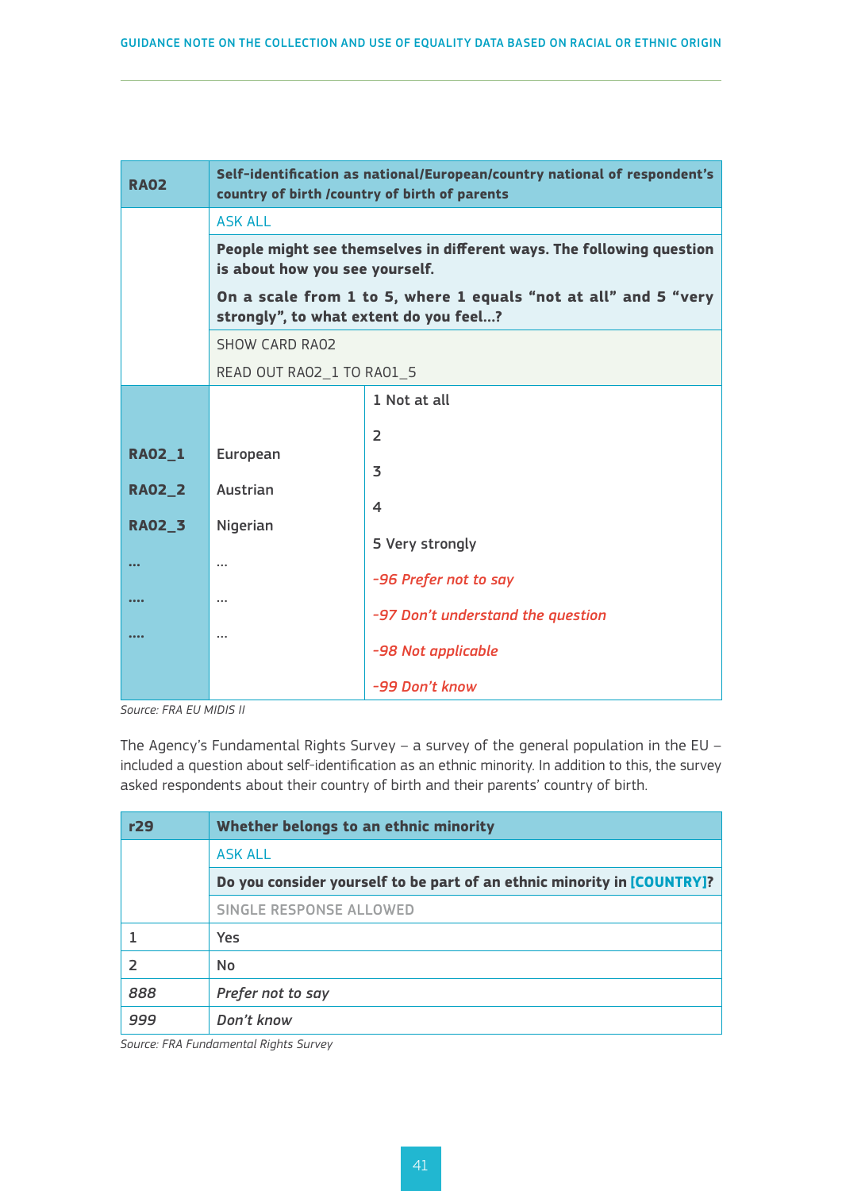| RA02 | Self-identification as national/European/country national of respondent's country of birth /country of birth of parents | |
|---|---|---|
| | ASK ALL | |
| | **People might see themselves in different ways. The following question is about how you see yourself.**<br><br>**On a scale from 1 to 5, where 1 equals "not at all" and 5 "very strongly", to what extent do you feel...?** | |
| | SHOW CARD RA02<br><br>READ OUT RA02_1 TO RA01_5 | |
| **RA02_1**<br>**RA02_2**<br>**RA02_3**<br>...<br>....<br>.... | European<br>Austrian<br>Nigerian<br>...<br>...<br>... | 1 Not at all<br>2<br>3<br>4<br>5 Very strongly<br>*-96 Prefer not to say*<br>*-97 Don't understand the question*<br>*-98 Not applicable*<br>*-99 Don't know* |

*Source: FRA EU MIDIS II*

The Agency's Fundamental Rights Survey – a survey of the general population in the EU – included a question about self-identification as an ethnic minority. In addition to this, the survey asked respondents about their country of birth and their parents' country of birth.

| r29 | Whether belongs to an ethnic minority |
|---|---|
| | ASK ALL |
| | **Do you consider yourself to be part of an ethnic minority in [COUNTRY]?** |
| | SINGLE RESPONSE ALLOWED |
| 1 | Yes |
| 2 | No |
| *888* | *Prefer not to say* |
| *999* | *Don't know* |

*Source: FRA Fundamental Rights Survey*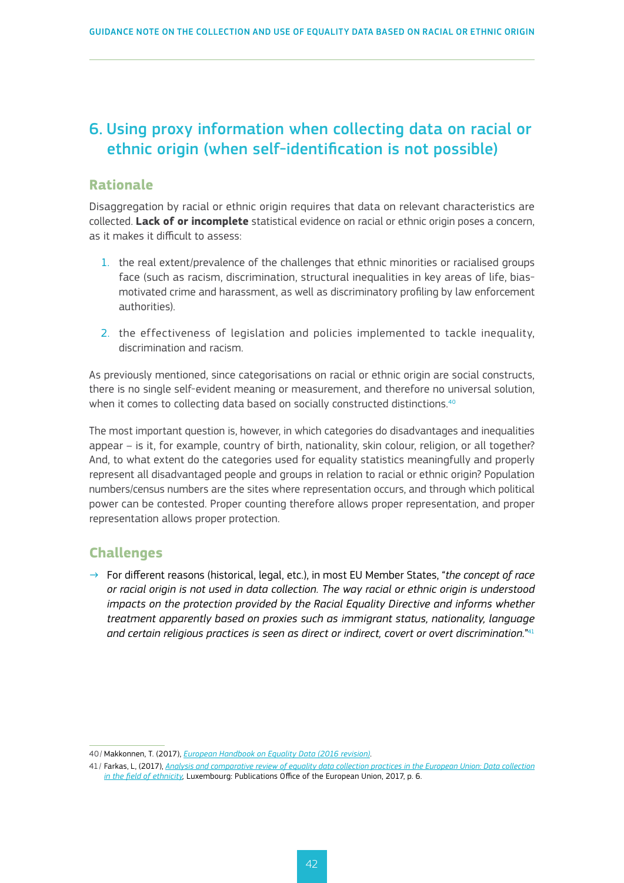## 6. Using proxy information when collecting data on racial or ethnic origin (when self-identification is not possible)

### Rationale

Disaggregation by racial or ethnic origin requires that data on relevant characteristics are collected. **Lack of or incomplete** statistical evidence on racial or ethnic origin poses a concern, as it makes it difficult to assess:

1. the real extent/prevalence of the challenges that ethnic minorities or racialised groups face (such as racism, discrimination, structural inequalities in key areas of life, bias-motivated crime and harassment, as well as discriminatory profiling by law enforcement authorities).
2. the effectiveness of legislation and policies implemented to tackle inequality, discrimination and racism.

As previously mentioned, since categorisations on racial or ethnic origin are social constructs, there is no single self-evident meaning or measurement, and therefore no universal solution, when it comes to collecting data based on socially constructed distinctions.[40]

The most important question is, however, in which categories do disadvantages and inequalities appear – is it, for example, country of birth, nationality, skin colour, religion, or all together? And, to what extent do the categories used for equality statistics meaningfully and properly represent all disadvantaged people and groups in relation to racial or ethnic origin? Population numbers/census numbers are the sites where representation occurs, and through which political power can be contested. Proper counting therefore allows proper representation, and proper representation allows proper protection.

### Challenges

→ For different reasons (historical, legal, etc.), in most EU Member States, "*the concept of race or racial origin is not used in data collection. The way racial or ethnic origin is understood impacts on the protection provided by the Racial Equality Directive and informs whether treatment apparently based on proxies such as immigrant status, nationality, language and certain religious practices is seen as direct or indirect, covert or overt discrimination.*"[41]

---

40/ Makkonen, T. (2017), *European Handbook on Equality Data (2016 revision)*.

41/ Farkas, L, (2017), *Analysis and comparative review of equality data collection practices in the European Union: Data collection in the field of ethnicity*, Luxembourg: Publications Office of the European Union, 2017, p. 6.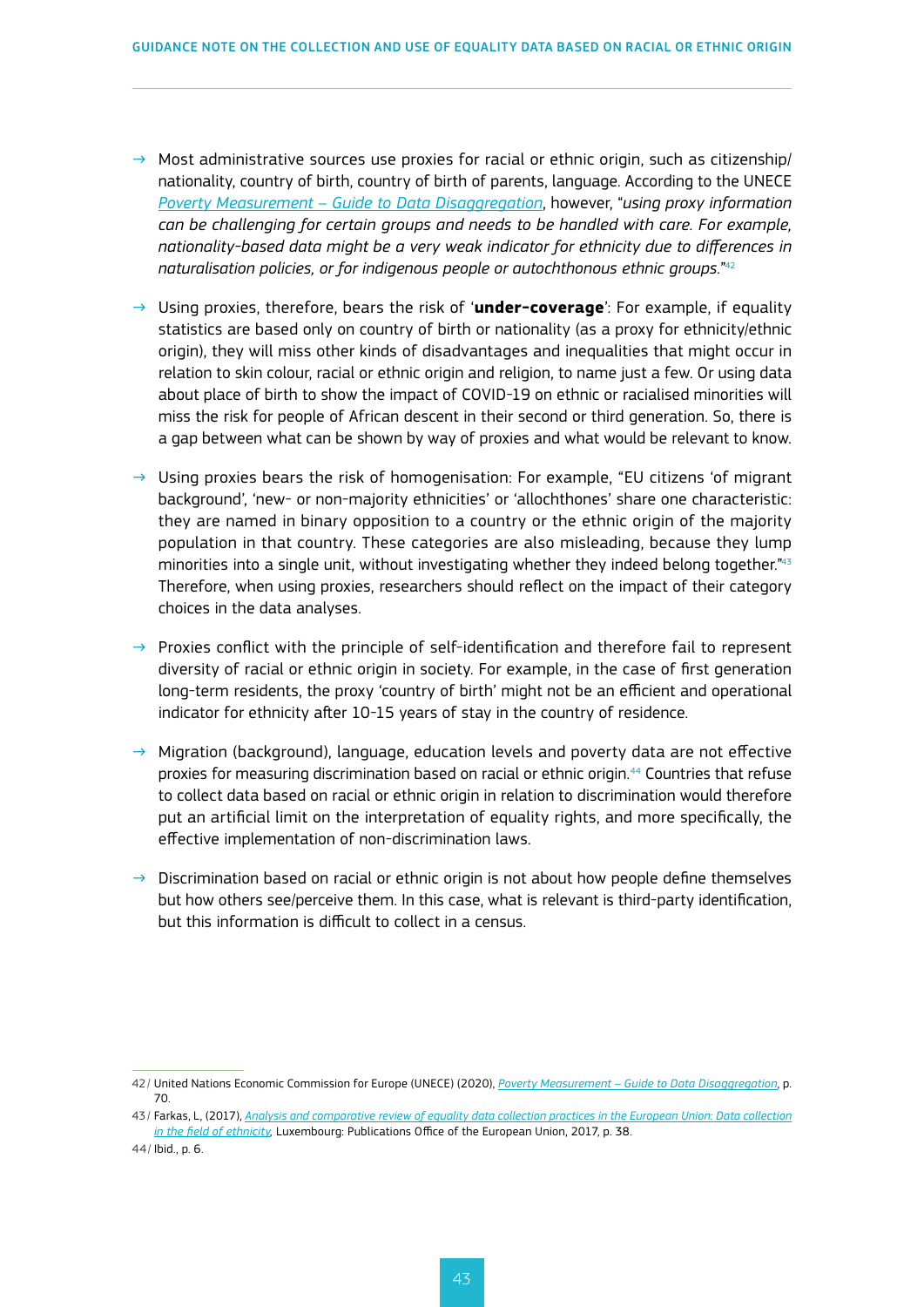- Most administrative sources use proxies for racial or ethnic origin, such as citizenship/nationality, country of birth, country of birth of parents, language. According to the UNECE *Poverty Measurement – Guide to Data Disaggregation*, however, "*using proxy information can be challenging for certain groups and needs to be handled with care. For example, nationality-based data might be a very weak indicator for ethnicity due to differences in naturalisation policies, or for indigenous people or autochthonous ethnic groups.*"[42]

- Using proxies, therefore, bears the risk of '**under-coverage**': For example, if equality statistics are based only on country of birth or nationality (as a proxy for ethnicity/ethnic origin), they will miss other kinds of disadvantages and inequalities that might occur in relation to skin colour, racial or ethnic origin and religion, to name just a few. Or using data about place of birth to show the impact of COVID-19 on ethnic or racialised minorities will miss the risk for people of African descent in their second or third generation. So, there is a gap between what can be shown by way of proxies and what would be relevant to know.

- Using proxies bears the risk of homogenisation: For example, "EU citizens 'of migrant background', 'new- or non-majority ethnicities' or 'allochthones' share one characteristic: they are named in binary opposition to a country or the ethnic origin of the majority population in that country. These categories are also misleading, because they lump minorities into a single unit, without investigating whether they indeed belong together."[43] Therefore, when using proxies, researchers should reflect on the impact of their category choices in the data analyses.

- Proxies conflict with the principle of self-identification and therefore fail to represent diversity of racial or ethnic origin in society. For example, in the case of first generation long-term residents, the proxy 'country of birth' might not be an efficient and operational indicator for ethnicity after 10-15 years of stay in the country of residence.

- Migration (background), language, education levels and poverty data are not effective proxies for measuring discrimination based on racial or ethnic origin.[44] Countries that refuse to collect data based on racial or ethnic origin in relation to discrimination would therefore put an artificial limit on the interpretation of equality rights, and more specifically, the effective implementation of non-discrimination laws.

- Discrimination based on racial or ethnic origin is not about how people define themselves but how others see/perceive them. In this case, what is relevant is third-party identification, but this information is difficult to collect in a census.

---

42/ United Nations Economic Commission for Europe (UNECE) (2020), *Poverty Measurement – Guide to Data Disaggregation*, p. 70.

43/ Farkas, L, (2017), *Analysis and comparative review of equality data collection practices in the European Union: Data collection in the field of ethnicity*, Luxembourg: Publications Office of the European Union, 2017, p. 38.

44/ Ibid., p. 6.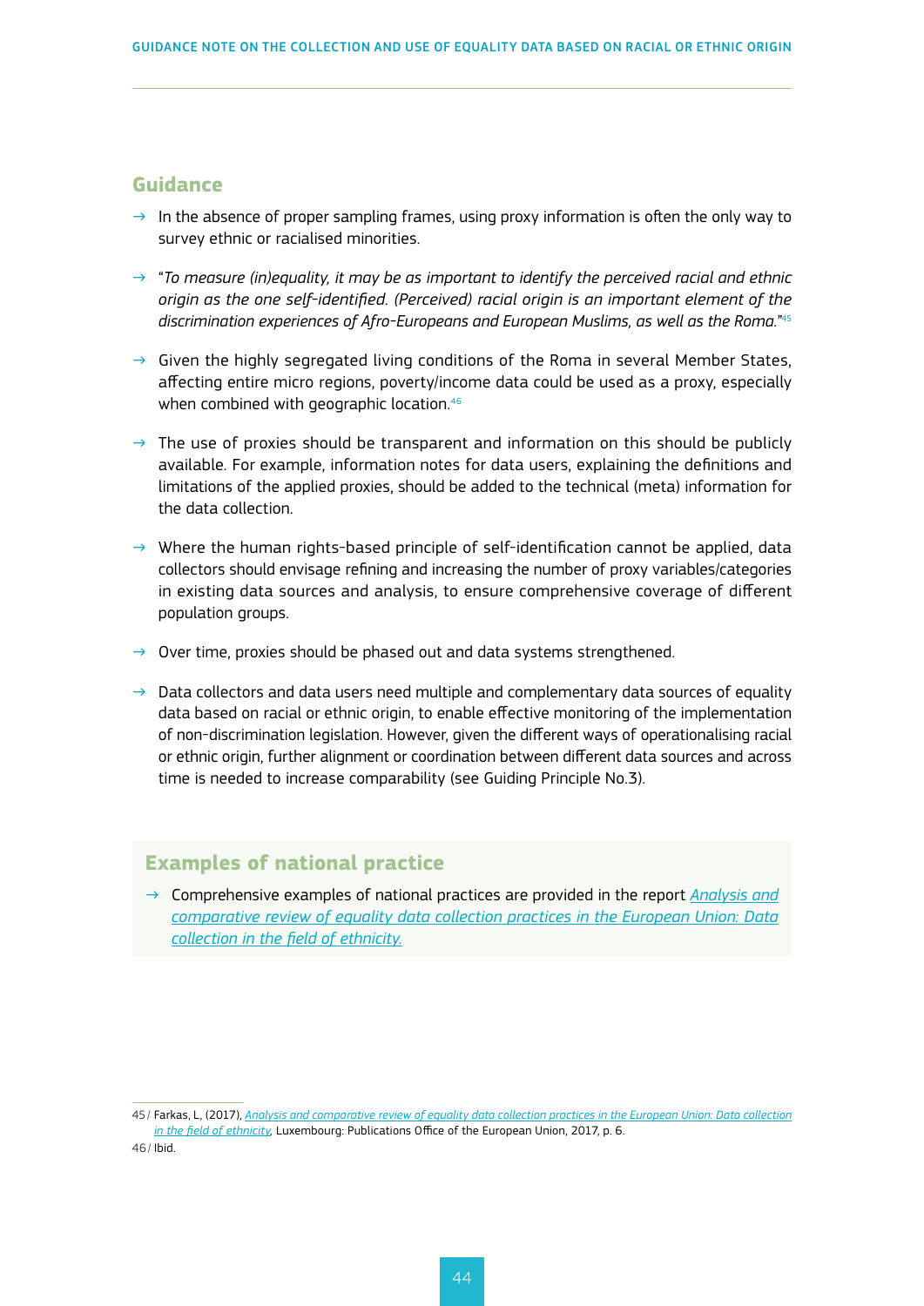## Guidance

- In the absence of proper sampling frames, using proxy information is often the only way to survey ethnic or racialised minorities.
- "*To measure (in)equality, it may be as important to identify the perceived racial and ethnic origin as the one self-identified. (Perceived) racial origin is an important element of the discrimination experiences of Afro-Europeans and European Muslims, as well as the Roma.*"[45]
- Given the highly segregated living conditions of the Roma in several Member States, affecting entire micro regions, poverty/income data could be used as a proxy, especially when combined with geographic location.[46]
- The use of proxies should be transparent and information on this should be publicly available. For example, information notes for data users, explaining the definitions and limitations of the applied proxies, should be added to the technical (meta) information for the data collection.
- Where the human rights-based principle of self-identification cannot be applied, data collectors should envisage refining and increasing the number of proxy variables/categories in existing data sources and analysis, to ensure comprehensive coverage of different population groups.
- Over time, proxies should be phased out and data systems strengthened.
- Data collectors and data users need multiple and complementary data sources of equality data based on racial or ethnic origin, to enable effective monitoring of the implementation of non-discrimination legislation. However, given the different ways of operationalising racial or ethnic origin, further alignment or coordination between different data sources and across time is needed to increase comparability (see Guiding Principle No.3).

## Examples of national practice

- Comprehensive examples of national practices are provided in the report *Analysis and comparative review of equality data collection practices in the European Union: Data collection in the field of ethnicity.*

---

45/ Farkas, L, (2017), *Analysis and comparative review of equality data collection practices in the European Union: Data collection in the field of ethnicity*, Luxembourg: Publications Office of the European Union, 2017, p. 6.

46/ Ibid.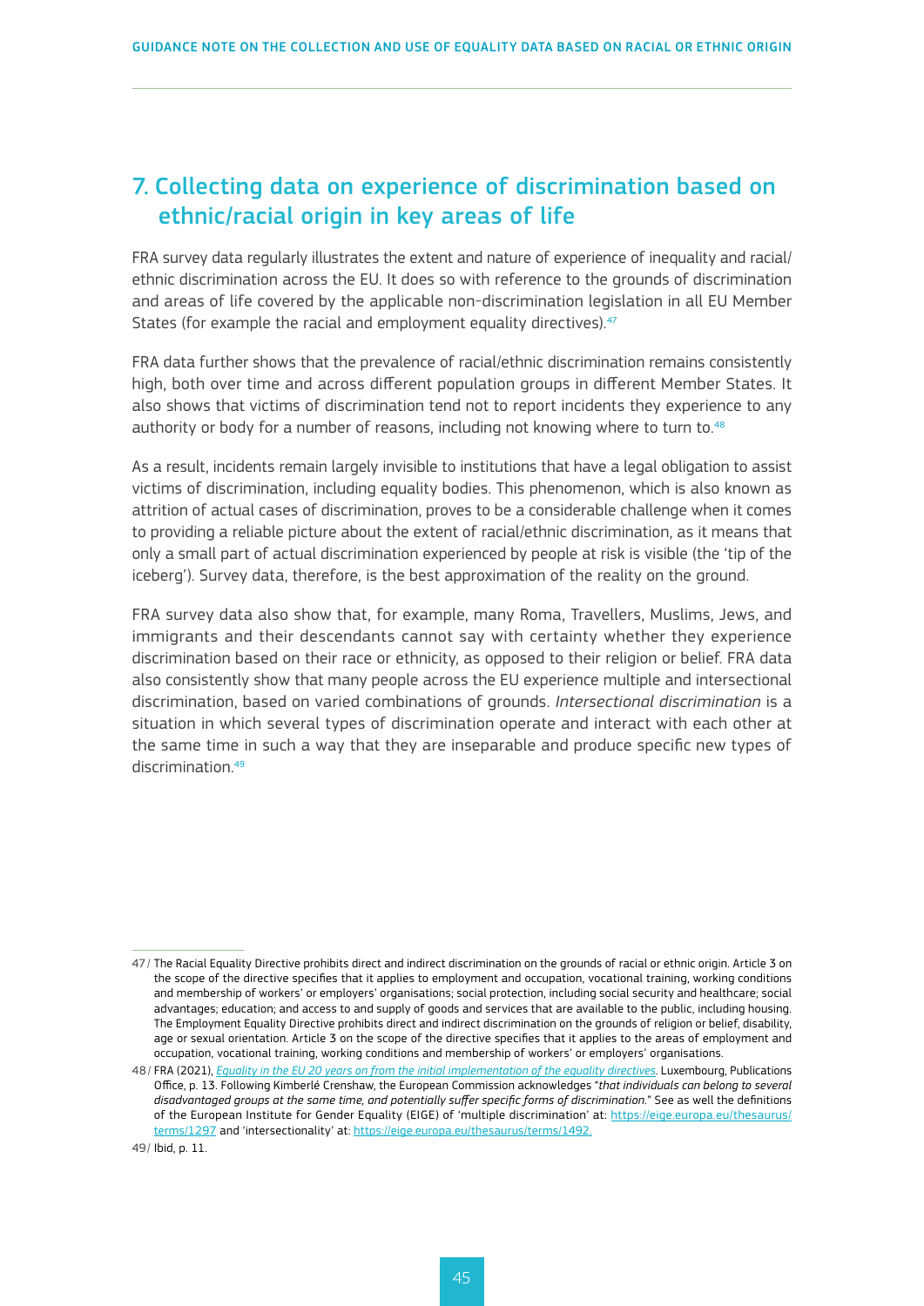## 7. Collecting data on experience of discrimination based on ethnic/racial origin in key areas of life

FRA survey data regularly illustrates the extent and nature of experience of inequality and racial/ethnic discrimination across the EU. It does so with reference to the grounds of discrimination and areas of life covered by the applicable non-discrimination legislation in all EU Member States (for example the racial and employment equality directives).[47]

FRA data further shows that the prevalence of racial/ethnic discrimination remains consistently high, both over time and across different population groups in different Member States. It also shows that victims of discrimination tend not to report incidents they experience to any authority or body for a number of reasons, including not knowing where to turn to.[48]

As a result, incidents remain largely invisible to institutions that have a legal obligation to assist victims of discrimination, including equality bodies. This phenomenon, which is also known as attrition of actual cases of discrimination, proves to be a considerable challenge when it comes to providing a reliable picture about the extent of racial/ethnic discrimination, as it means that only a small part of actual discrimination experienced by people at risk is visible (the 'tip of the iceberg'). Survey data, therefore, is the best approximation of the reality on the ground.

FRA survey data also show that, for example, many Roma, Travellers, Muslims, Jews, and immigrants and their descendants cannot say with certainty whether they experience discrimination based on their race or ethnicity, as opposed to their religion or belief. FRA data also consistently show that many people across the EU experience multiple and intersectional discrimination, based on varied combinations of grounds. *Intersectional discrimination* is a situation in which several types of discrimination operate and interact with each other at the same time in such a way that they are inseparable and produce specific new types of discrimination.[49]

---

47/ The Racial Equality Directive prohibits direct and indirect discrimination on the grounds of racial or ethnic origin. Article 3 on the scope of the directive specifies that it applies to employment and occupation, vocational training, working conditions and membership of workers' or employers' organisations; social protection, including social security and healthcare; social advantages; education; and access to and supply of goods and services that are available to the public, including housing. The Employment Equality Directive prohibits direct and indirect discrimination on the grounds of religion or belief, disability, age or sexual orientation. Article 3 on the scope of the directive specifies that it applies to the areas of employment and occupation, vocational training, working conditions and membership of workers' or employers' organisations.

48/ FRA (2021), *Equality in the EU 20 years on from the initial implementation of the equality directives*. Luxembourg, Publications Office, p. 13. Following Kimberlé Crenshaw, the European Commission acknowledges "*that individuals can belong to several disadvantaged groups at the same time, and potentially suffer specific forms of discrimination.*" See as well the definitions of the European Institute for Gender Equality (EIGE) of 'multiple discrimination' at: https://eige.europa.eu/thesaurus/terms/1297 and 'intersectionality' at: https://eige.europa.eu/thesaurus/terms/1492.

49/ Ibid, p. 11.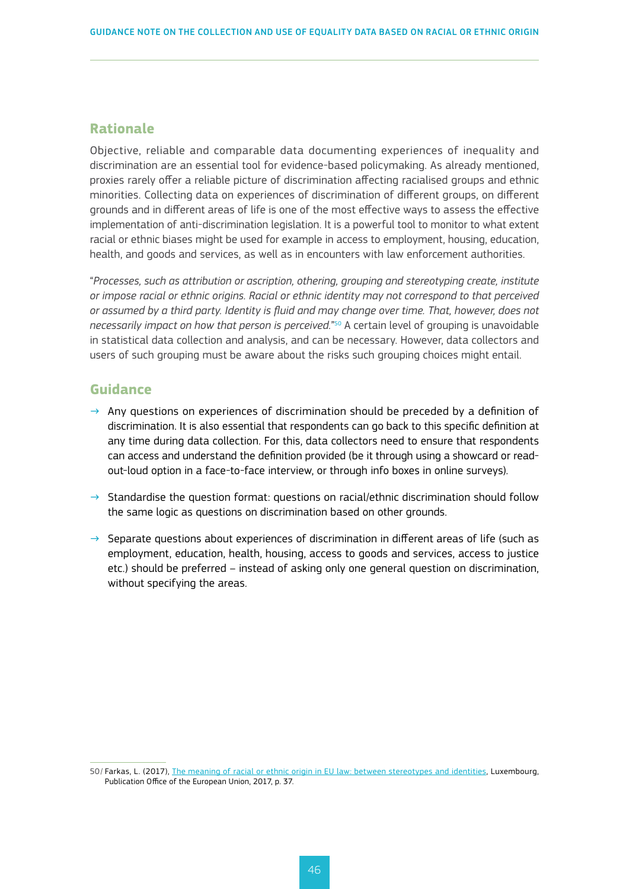## Rationale

Objective, reliable and comparable data documenting experiences of inequality and discrimination are an essential tool for evidence-based policymaking. As already mentioned, proxies rarely offer a reliable picture of discrimination affecting racialised groups and ethnic minorities. Collecting data on experiences of discrimination of different groups, on different grounds and in different areas of life is one of the most effective ways to assess the effective implementation of anti-discrimination legislation. It is a powerful tool to monitor to what extent racial or ethnic biases might be used for example in access to employment, housing, education, health, and goods and services, as well as in encounters with law enforcement authorities.

"*Processes, such as attribution or ascription, othering, grouping and stereotyping create, institute or impose racial or ethnic origins. Racial or ethnic identity may not correspond to that perceived or assumed by a third party. Identity is fluid and may change over time. That, however, does not necessarily impact on how that person is perceived.*"[50] A certain level of grouping is unavoidable in statistical data collection and analysis, and can be necessary. However, data collectors and users of such grouping must be aware about the risks such grouping choices might entail.

## Guidance

- Any questions on experiences of discrimination should be preceded by a definition of discrimination. It is also essential that respondents can go back to this specific definition at any time during data collection. For this, data collectors need to ensure that respondents can access and understand the definition provided (be it through using a showcard or read-out-loud option in a face-to-face interview, or through info boxes in online surveys).
- Standardise the question format: questions on racial/ethnic discrimination should follow the same logic as questions on discrimination based on other grounds.
- Separate questions about experiences of discrimination in different areas of life (such as employment, education, health, housing, access to goods and services, access to justice etc.) should be preferred – instead of asking only one general question on discrimination, without specifying the areas.

---

50/ Farkas, L. (2017), The meaning of racial or ethnic origin in EU law: between stereotypes and identities, Luxembourg, Publication Office of the European Union, 2017, p. 37.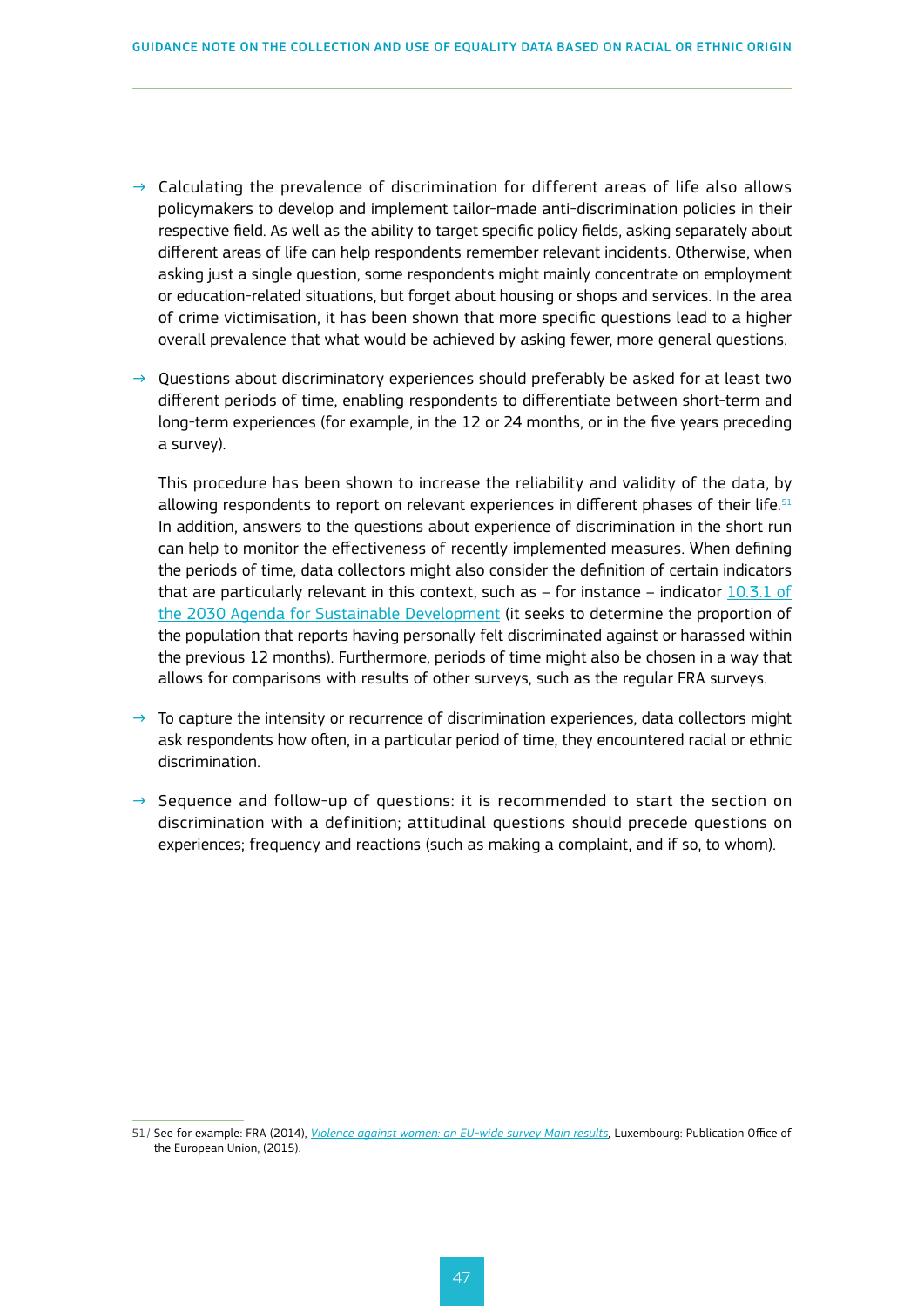- Calculating the prevalence of discrimination for different areas of life also allows policymakers to develop and implement tailor-made anti-discrimination policies in their respective field. As well as the ability to target specific policy fields, asking separately about different areas of life can help respondents remember relevant incidents. Otherwise, when asking just a single question, some respondents might mainly concentrate on employment or education-related situations, but forget about housing or shops and services. In the area of crime victimisation, it has been shown that more specific questions lead to a higher overall prevalence that what would be achieved by asking fewer, more general questions.

- Questions about discriminatory experiences should preferably be asked for at least two different periods of time, enabling respondents to differentiate between short-term and long-term experiences (for example, in the 12 or 24 months, or in the five years preceding a survey).

  This procedure has been shown to increase the reliability and validity of the data, by allowing respondents to report on relevant experiences in different phases of their life.[51] In addition, answers to the questions about experience of discrimination in the short run can help to monitor the effectiveness of recently implemented measures. When defining the periods of time, data collectors might also consider the definition of certain indicators that are particularly relevant in this context, such as – for instance – indicator 10.3.1 of the 2030 Agenda for Sustainable Development (it seeks to determine the proportion of the population that reports having personally felt discriminated against or harassed within the previous 12 months). Furthermore, periods of time might also be chosen in a way that allows for comparisons with results of other surveys, such as the regular FRA surveys.

- To capture the intensity or recurrence of discrimination experiences, data collectors might ask respondents how often, in a particular period of time, they encountered racial or ethnic discrimination.

- Sequence and follow-up of questions: it is recommended to start the section on discrimination with a definition; attitudinal questions should precede questions on experiences; frequency and reactions (such as making a complaint, and if so, to whom).

---

51/ See for example: FRA (2014), *Violence against women: an EU-wide survey Main results*, Luxembourg: Publication Office of the European Union, (2015).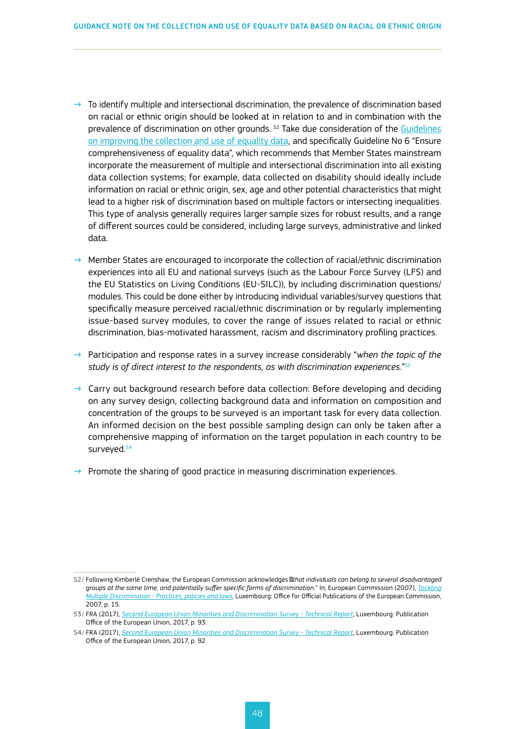- → To identify multiple and intersectional discrimination, the prevalence of discrimination based on racial or ethnic origin should be looked at in relation to and in combination with the prevalence of discrimination on other grounds. [52] Take due consideration of the Guidelines on improving the collection and use of equality data, and specifically Guideline No 6 "Ensure comprehensiveness of equality data", which recommends that Member States mainstream incorporate the measurement of multiple and intersectional discrimination into all existing data collection systems; for example, data collected on disability should ideally include information on racial or ethnic origin, sex, age and other potential characteristics that might lead to a higher risk of discrimination based on multiple factors or intersecting inequalities. This type of analysis generally requires larger sample sizes for robust results, and a range of different sources could be considered, including large surveys, administrative and linked data.

- → Member States are encouraged to incorporate the collection of racial/ethnic discrimination experiences into all EU and national surveys (such as the Labour Force Survey (LFS) and the EU Statistics on Living Conditions (EU-SILC)), by including discrimination questions/modules. This could be done either by introducing individual variables/survey questions that specifically measure perceived racial/ethnic discrimination or by regularly implementing issue-based survey modules, to cover the range of issues related to racial or ethnic discrimination, bias-motivated harassment, racism and discriminatory profiling practices.

- → Participation and response rates in a survey increase considerably "*when the topic of the study is of direct interest to the respondents, as with discrimination experiences.*"[53]

- → Carry out background research before data collection: Before developing and deciding on any survey design, collecting background data and information on composition and concentration of the groups to be surveyed is an important task for every data collection. An informed decision on the best possible sampling design can only be taken after a comprehensive mapping of information on the target population in each country to be surveyed.[54]

- → Promote the sharing of good practice in measuring discrimination experiences.

---

52/ Following Kimberlé Crenshaw, the European Commission acknowledges "*that individuals can belong to several disadvantaged groups at the same time, and potentially suffer specific forms of discrimination.*" In; European Commission (2007), *Tackling Multiple Discrimination - Practices, policies and laws*, Luxembourg: Office for Official Publications of the European Commission, 2007, p. 15.

53/ FRA (2017), *Second European Union Minorities and Discrimination Survey - Technical Report*, Luxembourg: Publication Office of the European Union, 2017, p. 93.

54/ FRA (2017), *Second European Union Minorities and Discrimination Survey - Technical Report*, Luxembourg: Publication Office of the European Union, 2017, p. 92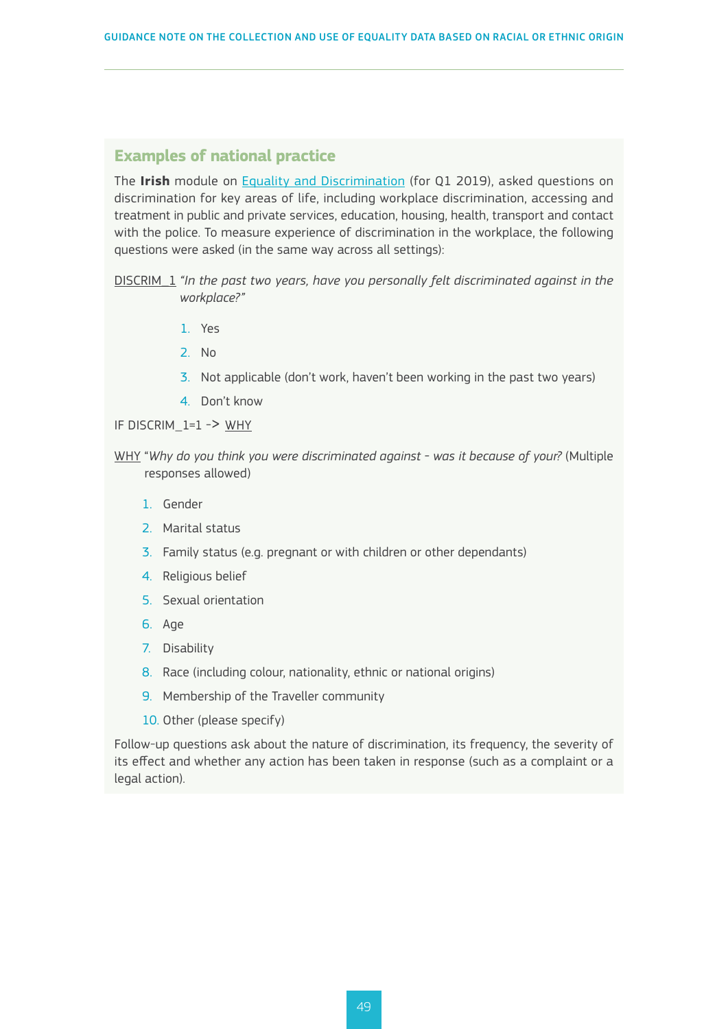### Examples of national practice

The **Irish** module on Equality and Discrimination (for Q1 2019), asked questions on discrimination for key areas of life, including workplace discrimination, accessing and treatment in public and private services, education, housing, health, transport and contact with the police. To measure experience of discrimination in the workplace, the following questions were asked (in the same way across all settings):

DISCRIM_1 *"In the past two years, have you personally felt discriminated against in the workplace?"*

1. Yes
2. No
3. Not applicable (don't work, haven't been working in the past two years)
4. Don't know

IF DISCRIM_1=1 -> WHY

WHY "*Why do you think you were discriminated against - was it because of your?* (Multiple responses allowed)

1. Gender
2. Marital status
3. Family status (e.g. pregnant or with children or other dependants)
4. Religious belief
5. Sexual orientation
6. Age
7. Disability
8. Race (including colour, nationality, ethnic or national origins)
9. Membership of the Traveller community
10. Other (please specify)

Follow-up questions ask about the nature of discrimination, its frequency, the severity of its effect and whether any action has been taken in response (such as a complaint or a legal action).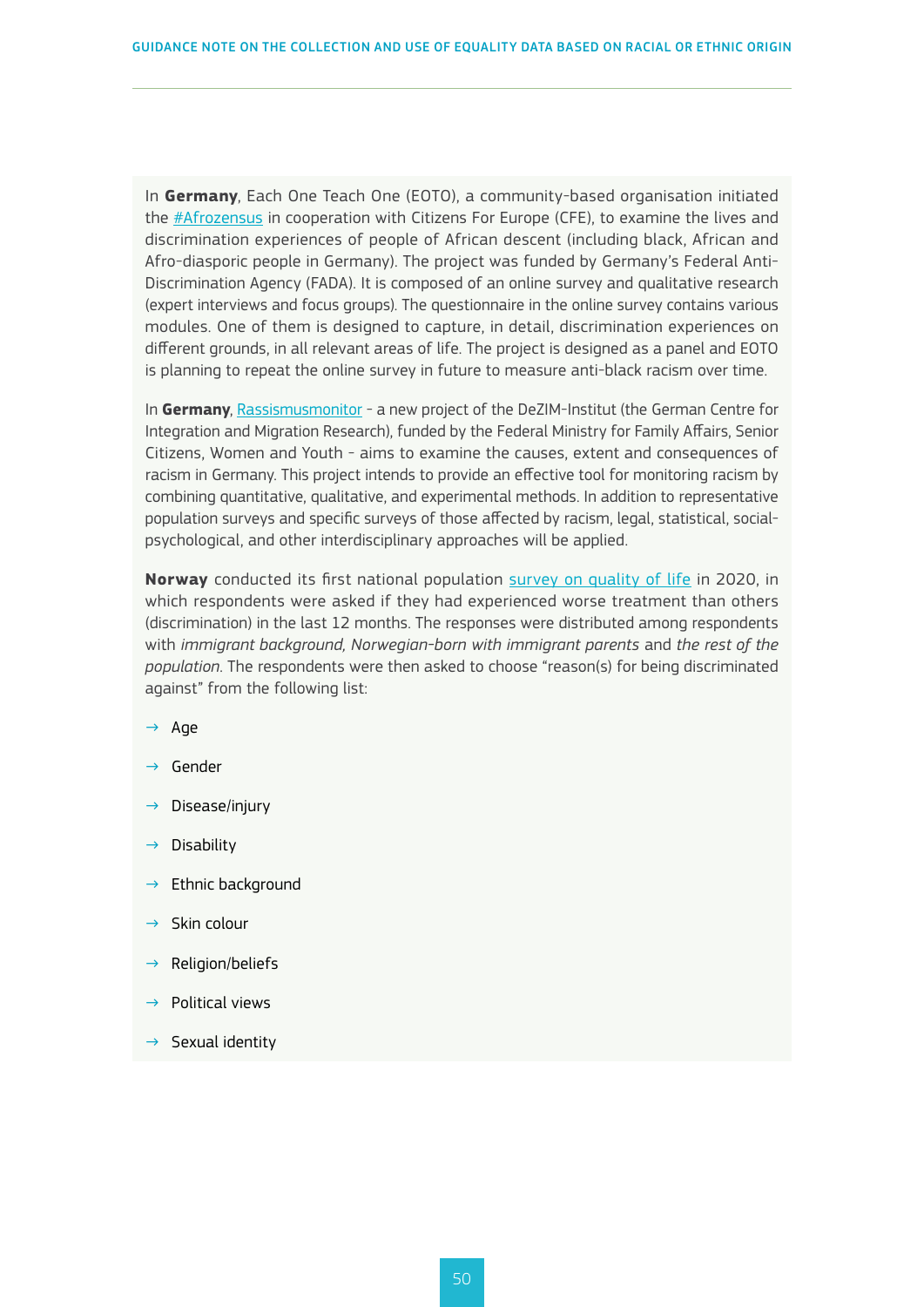In **Germany**, Each One Teach One (EOTO), a community-based organisation initiated the #Afrozensus in cooperation with Citizens For Europe (CFE), to examine the lives and discrimination experiences of people of African descent (including black, African and Afro-diasporic people in Germany). The project was funded by Germany's Federal Anti-Discrimination Agency (FADA). It is composed of an online survey and qualitative research (expert interviews and focus groups). The questionnaire in the online survey contains various modules. One of them is designed to capture, in detail, discrimination experiences on different grounds, in all relevant areas of life. The project is designed as a panel and EOTO is planning to repeat the online survey in future to measure anti-black racism over time.

In **Germany**, Rassismusmonitor - a new project of the DeZIM-Institut (the German Centre for Integration and Migration Research), funded by the Federal Ministry for Family Affairs, Senior Citizens, Women and Youth - aims to examine the causes, extent and consequences of racism in Germany. This project intends to provide an effective tool for monitoring racism by combining quantitative, qualitative, and experimental methods. In addition to representative population surveys and specific surveys of those affected by racism, legal, statistical, social-psychological, and other interdisciplinary approaches will be applied.

**Norway** conducted its first national population survey on quality of life in 2020, in which respondents were asked if they had experienced worse treatment than others (discrimination) in the last 12 months. The responses were distributed among respondents with *immigrant background, Norwegian-born with immigrant parents* and *the rest of the population*. The respondents were then asked to choose "reason(s) for being discriminated against" from the following list:

- Age
- Gender
- Disease/injury
- Disability
- Ethnic background
- Skin colour
- Religion/beliefs
- Political views
- Sexual identity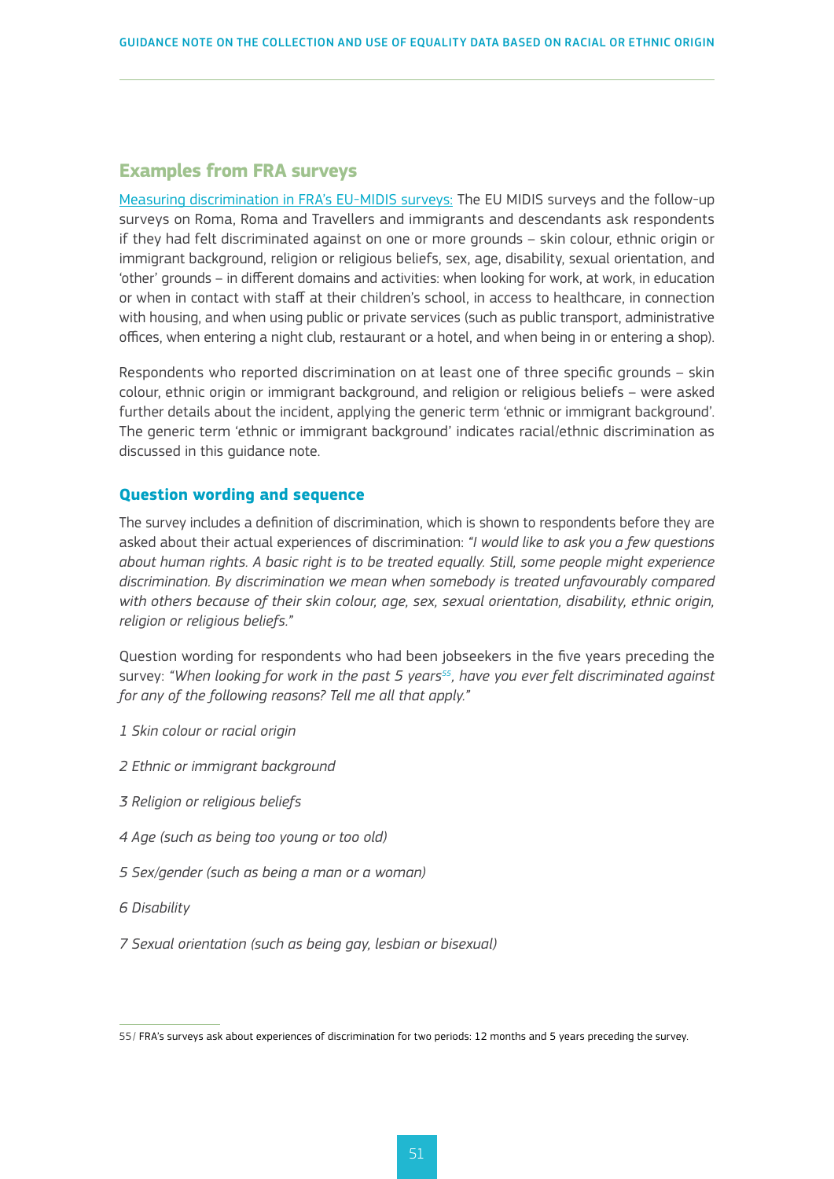## Examples from FRA surveys

Measuring discrimination in FRA's EU-MIDIS surveys: The EU MIDIS surveys and the follow-up surveys on Roma, Roma and Travellers and immigrants and descendants ask respondents if they had felt discriminated against on one or more grounds – skin colour, ethnic origin or immigrant background, religion or religious beliefs, sex, age, disability, sexual orientation, and 'other' grounds – in different domains and activities: when looking for work, at work, in education or when in contact with staff at their children's school, in access to healthcare, in connection with housing, and when using public or private services (such as public transport, administrative offices, when entering a night club, restaurant or a hotel, and when being in or entering a shop).

Respondents who reported discrimination on at least one of three specific grounds – skin colour, ethnic origin or immigrant background, and religion or religious beliefs – were asked further details about the incident, applying the generic term 'ethnic or immigrant background'. The generic term 'ethnic or immigrant background' indicates racial/ethnic discrimination as discussed in this guidance note.

### Question wording and sequence

The survey includes a definition of discrimination, which is shown to respondents before they are asked about their actual experiences of discrimination: *"I would like to ask you a few questions about human rights. A basic right is to be treated equally. Still, some people might experience discrimination. By discrimination we mean when somebody is treated unfavourably compared with others because of their skin colour, age, sex, sexual orientation, disability, ethnic origin, religion or religious beliefs."*

Question wording for respondents who had been jobseekers in the five years preceding the survey: *"When looking for work in the past 5 years*[55]*, have you ever felt discriminated against for any of the following reasons? Tell me all that apply."*

*1 Skin colour or racial origin*

*2 Ethnic or immigrant background*

*3 Religion or religious beliefs*

*4 Age (such as being too young or too old)*

*5 Sex/gender (such as being a man or a woman)*

*6 Disability*

*7 Sexual orientation (such as being gay, lesbian or bisexual)*

---

55/ FRA's surveys ask about experiences of discrimination for two periods: 12 months and 5 years preceding the survey.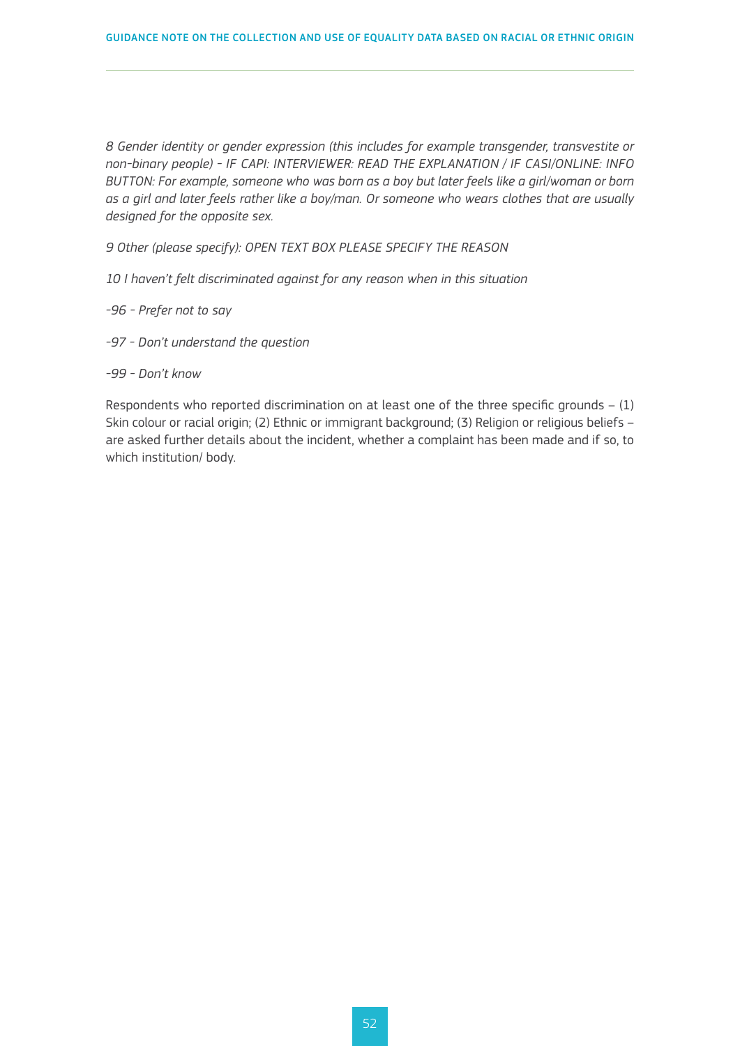*8 Gender identity or gender expression (this includes for example transgender, transvestite or non-binary people) - IF CAPI: INTERVIEWER: READ THE EXPLANATION / IF CASI/ONLINE: INFO BUTTON: For example, someone who was born as a boy but later feels like a girl/woman or born as a girl and later feels rather like a boy/man. Or someone who wears clothes that are usually designed for the opposite sex.*

*9 Other (please specify): OPEN TEXT BOX PLEASE SPECIFY THE REASON*

*10 I haven't felt discriminated against for any reason when in this situation*

*-96 - Prefer not to say*

*-97 - Don't understand the question*

*-99 - Don't know*

Respondents who reported discrimination on at least one of the three specific grounds – (1) Skin colour or racial origin; (2) Ethnic or immigrant background; (3) Religion or religious beliefs – are asked further details about the incident, whether a complaint has been made and if so, to which institution/ body.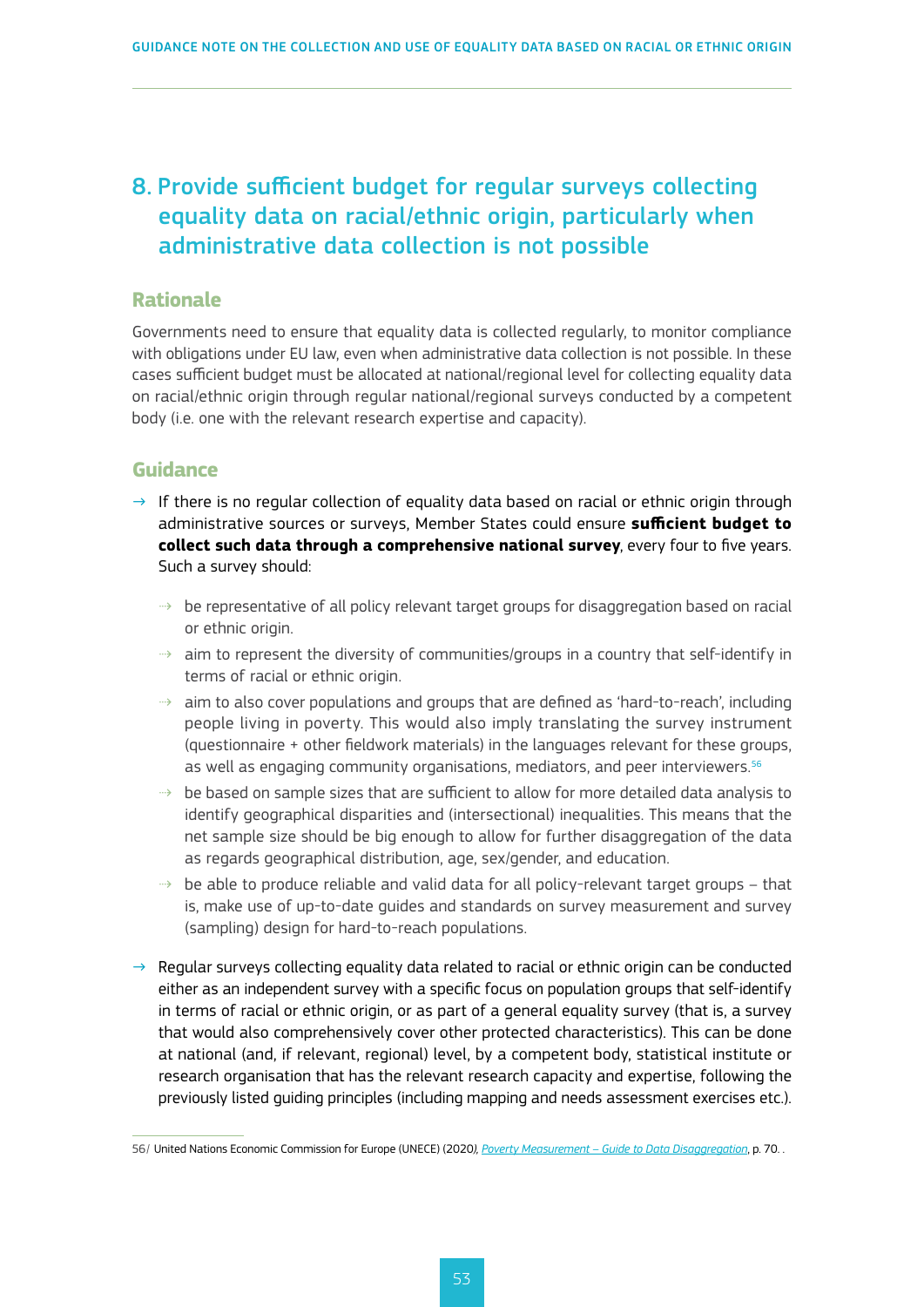## 8. Provide sufficient budget for regular surveys collecting equality data on racial/ethnic origin, particularly when administrative data collection is not possible

### Rationale

Governments need to ensure that equality data is collected regularly, to monitor compliance with obligations under EU law, even when administrative data collection is not possible. In these cases sufficient budget must be allocated at national/regional level for collecting equality data on racial/ethnic origin through regular national/regional surveys conducted by a competent body (i.e. one with the relevant research expertise and capacity).

### Guidance

- If there is no regular collection of equality data based on racial or ethnic origin through administrative sources or surveys, Member States could ensure **sufficient budget to collect such data through a comprehensive national survey**, every four to five years. Such a survey should:
  - be representative of all policy relevant target groups for disaggregation based on racial or ethnic origin.
  - aim to represent the diversity of communities/groups in a country that self-identify in terms of racial or ethnic origin.
  - aim to also cover populations and groups that are defined as 'hard-to-reach', including people living in poverty. This would also imply translating the survey instrument (questionnaire + other fieldwork materials) in the languages relevant for these groups, as well as engaging community organisations, mediators, and peer interviewers.[56]
  - be based on sample sizes that are sufficient to allow for more detailed data analysis to identify geographical disparities and (intersectional) inequalities. This means that the net sample size should be big enough to allow for further disaggregation of the data as regards geographical distribution, age, sex/gender, and education.
  - be able to produce reliable and valid data for all policy-relevant target groups – that is, make use of up-to-date guides and standards on survey measurement and survey (sampling) design for hard-to-reach populations.
- Regular surveys collecting equality data related to racial or ethnic origin can be conducted either as an independent survey with a specific focus on population groups that self-identify in terms of racial or ethnic origin, or as part of a general equality survey (that is, a survey that would also comprehensively cover other protected characteristics). This can be done at national (and, if relevant, regional) level, by a competent body, statistical institute or research organisation that has the relevant research capacity and expertise, following the previously listed guiding principles (including mapping and needs assessment exercises etc.).

56/ United Nations Economic Commission for Europe (UNECE) (2020), *Poverty Measurement – Guide to Data Disaggregation*, p. 70. .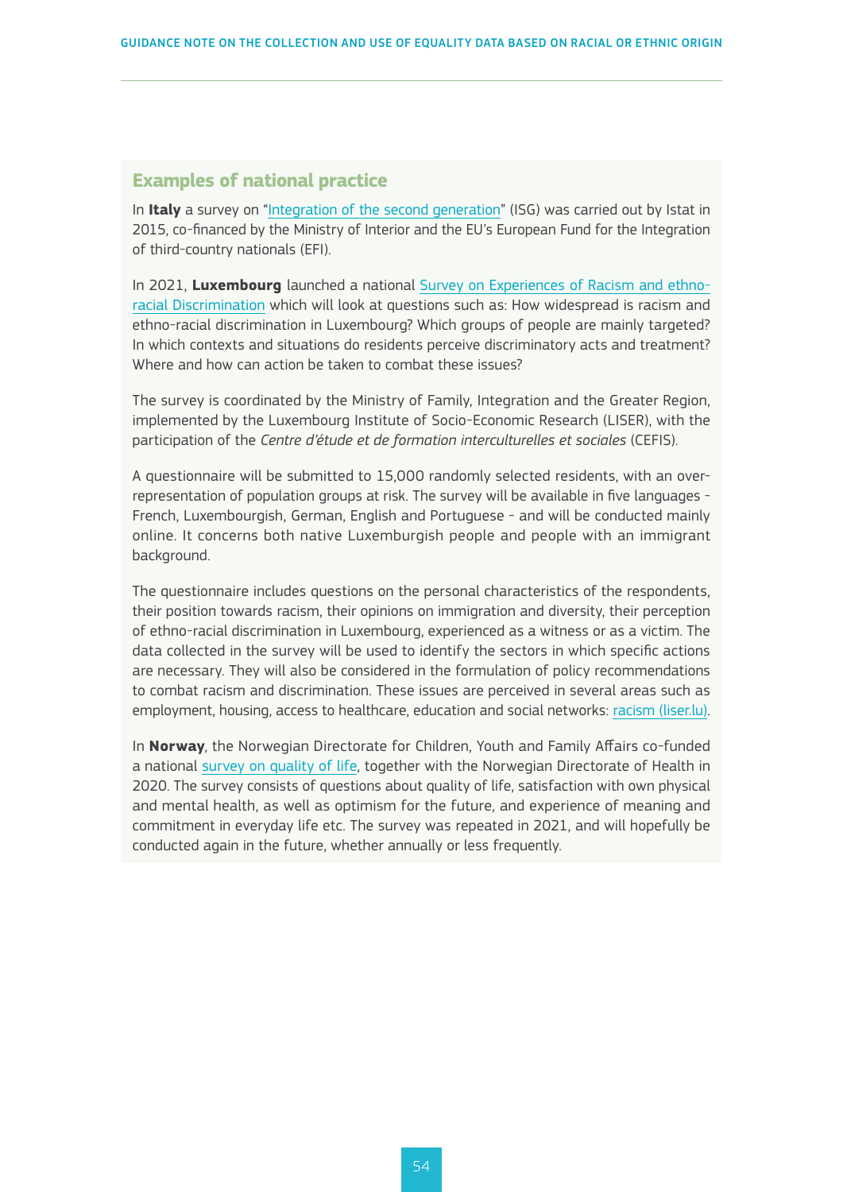### Examples of national practice

In **Italy** a survey on "Integration of the second generation" (ISG) was carried out by Istat in 2015, co-financed by the Ministry of Interior and the EU's European Fund for the Integration of third-country nationals (EFI).

In 2021, **Luxembourg** launched a national Survey on Experiences of Racism and ethno-racial Discrimination which will look at questions such as: How widespread is racism and ethno-racial discrimination in Luxembourg? Which groups of people are mainly targeted? In which contexts and situations do residents perceive discriminatory acts and treatment? Where and how can action be taken to combat these issues?

The survey is coordinated by the Ministry of Family, Integration and the Greater Region, implemented by the Luxembourg Institute of Socio-Economic Research (LISER), with the participation of the *Centre d'étude et de formation interculturelles et sociales* (CEFIS).

A questionnaire will be submitted to 15,000 randomly selected residents, with an over-representation of population groups at risk. The survey will be available in five languages - French, Luxembourgish, German, English and Portuguese - and will be conducted mainly online. It concerns both native Luxemburgish people and people with an immigrant background.

The questionnaire includes questions on the personal characteristics of the respondents, their position towards racism, their opinions on immigration and diversity, their perception of ethno-racial discrimination in Luxembourg, experienced as a witness or as a victim. The data collected in the survey will be used to identify the sectors in which specific actions are necessary. They will also be considered in the formulation of policy recommendations to combat racism and discrimination. These issues are perceived in several areas such as employment, housing, access to healthcare, education and social networks: racism (liser.lu).

In **Norway**, the Norwegian Directorate for Children, Youth and Family Affairs co-funded a national survey on quality of life, together with the Norwegian Directorate of Health in 2020. The survey consists of questions about quality of life, satisfaction with own physical and mental health, as well as optimism for the future, and experience of meaning and commitment in everyday life etc. The survey was repeated in 2021, and will hopefully be conducted again in the future, whether annually or less frequently.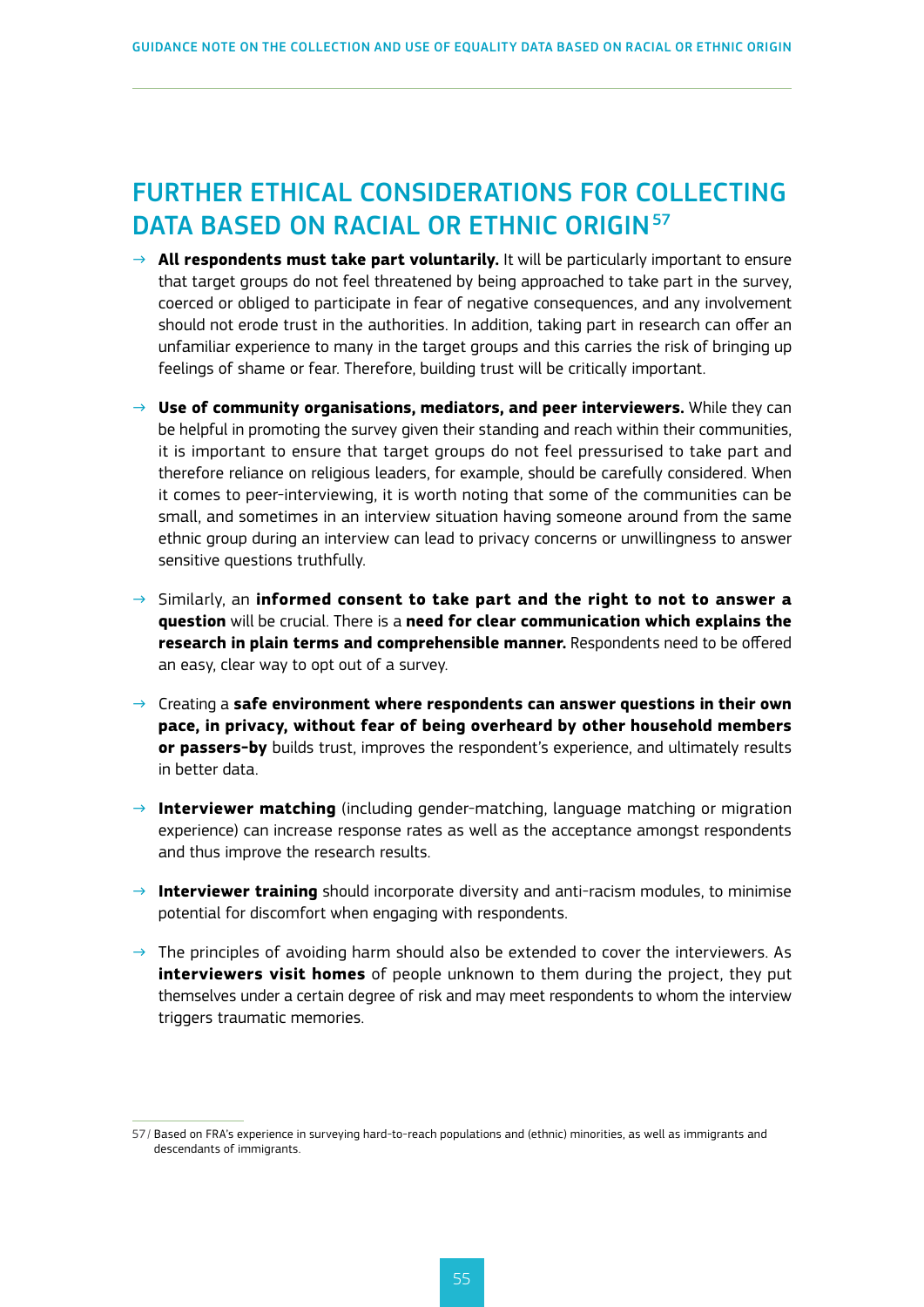## FURTHER ETHICAL CONSIDERATIONS FOR COLLECTING DATA BASED ON RACIAL OR ETHNIC ORIGIN[57]

- **All respondents must take part voluntarily.** It will be particularly important to ensure that target groups do not feel threatened by being approached to take part in the survey, coerced or obliged to participate in fear of negative consequences, and any involvement should not erode trust in the authorities. In addition, taking part in research can offer an unfamiliar experience to many in the target groups and this carries the risk of bringing up feelings of shame or fear. Therefore, building trust will be critically important.
- **Use of community organisations, mediators, and peer interviewers.** While they can be helpful in promoting the survey given their standing and reach within their communities, it is important to ensure that target groups do not feel pressurised to take part and therefore reliance on religious leaders, for example, should be carefully considered. When it comes to peer-interviewing, it is worth noting that some of the communities can be small, and sometimes in an interview situation having someone around from the same ethnic group during an interview can lead to privacy concerns or unwillingness to answer sensitive questions truthfully.
- Similarly, an **informed consent to take part and the right to not to answer a question** will be crucial. There is a **need for clear communication which explains the research in plain terms and comprehensible manner.** Respondents need to be offered an easy, clear way to opt out of a survey.
- Creating a **safe environment where respondents can answer questions in their own pace, in privacy, without fear of being overheard by other household members or passers-by** builds trust, improves the respondent's experience, and ultimately results in better data.
- **Interviewer matching** (including gender-matching, language matching or migration experience) can increase response rates as well as the acceptance amongst respondents and thus improve the research results.
- **Interviewer training** should incorporate diversity and anti-racism modules, to minimise potential for discomfort when engaging with respondents.
- The principles of avoiding harm should also be extended to cover the interviewers. As **interviewers visit homes** of people unknown to them during the project, they put themselves under a certain degree of risk and may meet respondents to whom the interview triggers traumatic memories.

---

57/ Based on FRA's experience in surveying hard-to-reach populations and (ethnic) minorities, as well as immigrants and descendants of immigrants.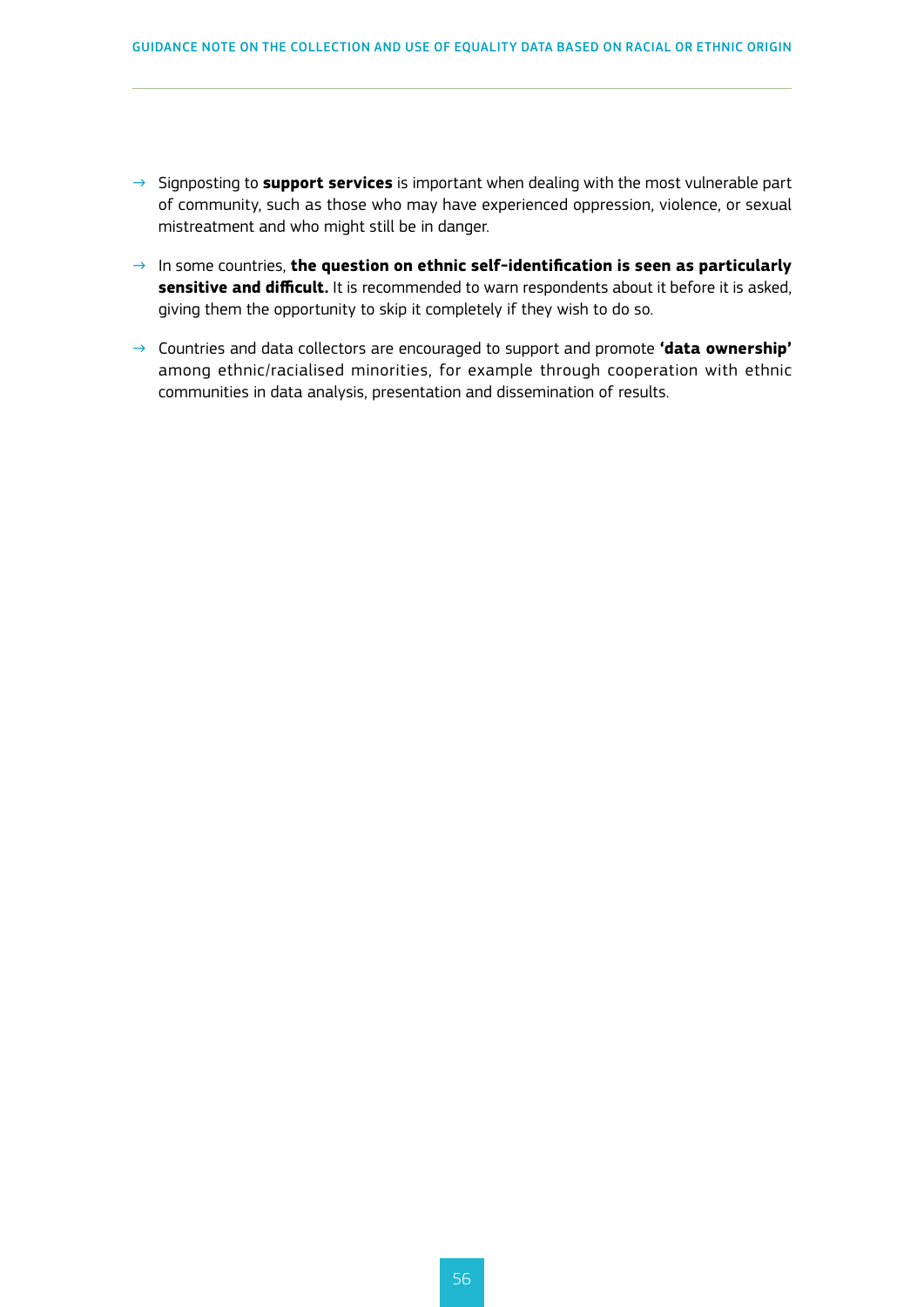- → Signposting to **support services** is important when dealing with the most vulnerable part of community, such as those who may have experienced oppression, violence, or sexual mistreatment and who might still be in danger.
- → In some countries, **the question on ethnic self-identification is seen as particularly sensitive and difficult.** It is recommended to warn respondents about it before it is asked, giving them the opportunity to skip it completely if they wish to do so.
- → Countries and data collectors are encouraged to support and promote **'data ownership'** among ethnic/racialised minorities, for example through cooperation with ethnic communities in data analysis, presentation and dissemination of results.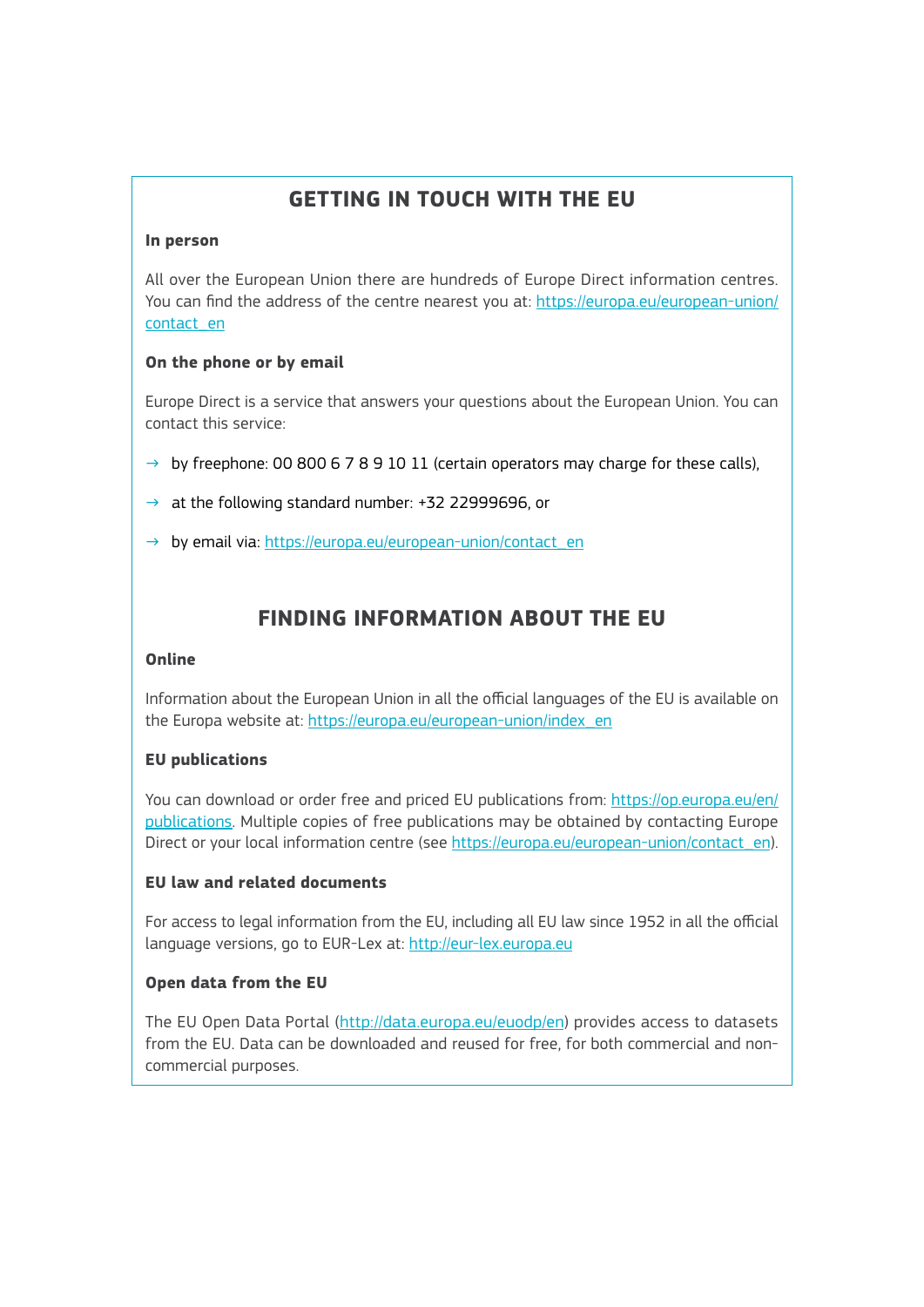## GETTING IN TOUCH WITH THE EU

### In person

All over the European Union there are hundreds of Europe Direct information centres. You can find the address of the centre nearest you at: https://europa.eu/european-union/contact_en

### On the phone or by email

Europe Direct is a service that answers your questions about the European Union. You can contact this service:

- by freephone: 00 800 6 7 8 9 10 11 (certain operators may charge for these calls),
- at the following standard number: +32 22999696, or
- by email via: https://europa.eu/european-union/contact_en

## FINDING INFORMATION ABOUT THE EU

### Online

Information about the European Union in all the official languages of the EU is available on the Europa website at: https://europa.eu/european-union/index_en

### EU publications

You can download or order free and priced EU publications from: https://op.europa.eu/en/publications. Multiple copies of free publications may be obtained by contacting Europe Direct or your local information centre (see https://europa.eu/european-union/contact_en).

### EU law and related documents

For access to legal information from the EU, including all EU law since 1952 in all the official language versions, go to EUR-Lex at: http://eur-lex.europa.eu

### Open data from the EU

The EU Open Data Portal (http://data.europa.eu/euodp/en) provides access to datasets from the EU. Data can be downloaded and reused for free, for both commercial and non-commercial purposes.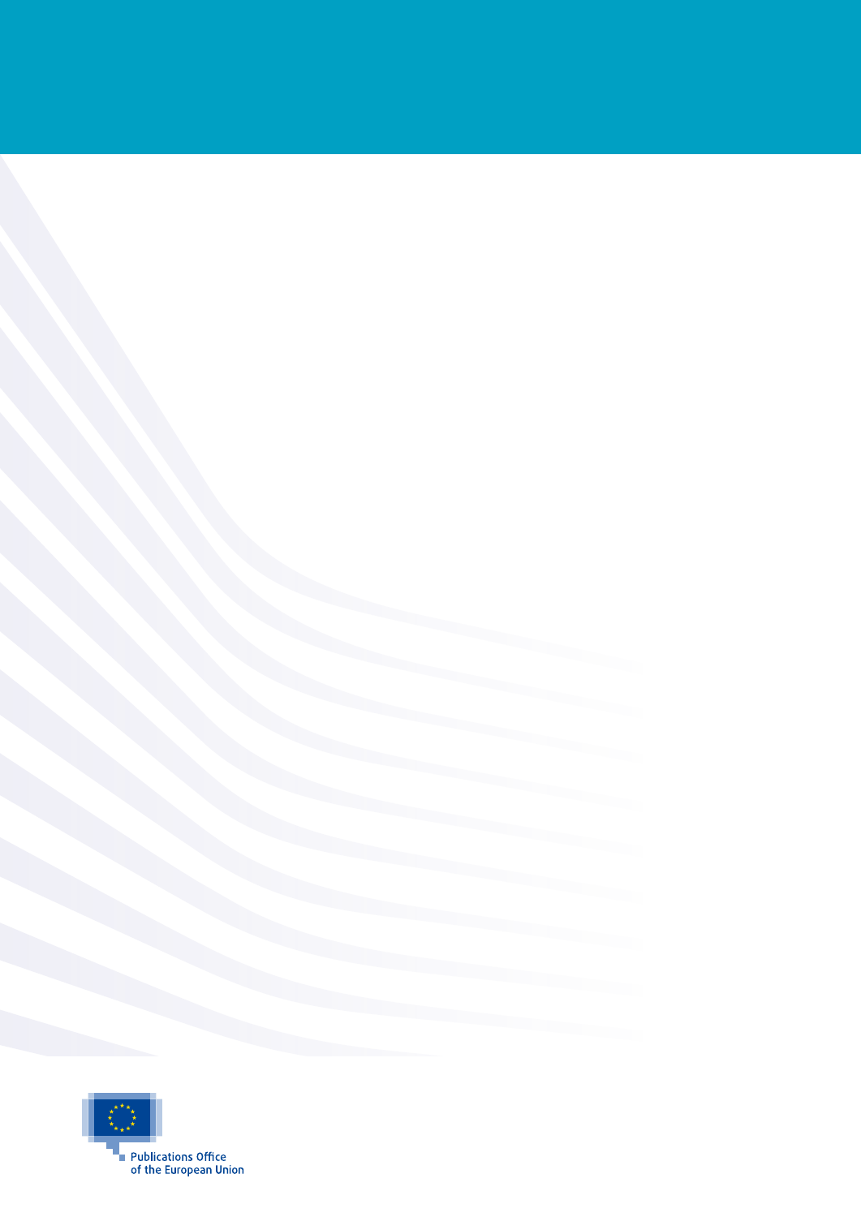Publications Office of the European Union